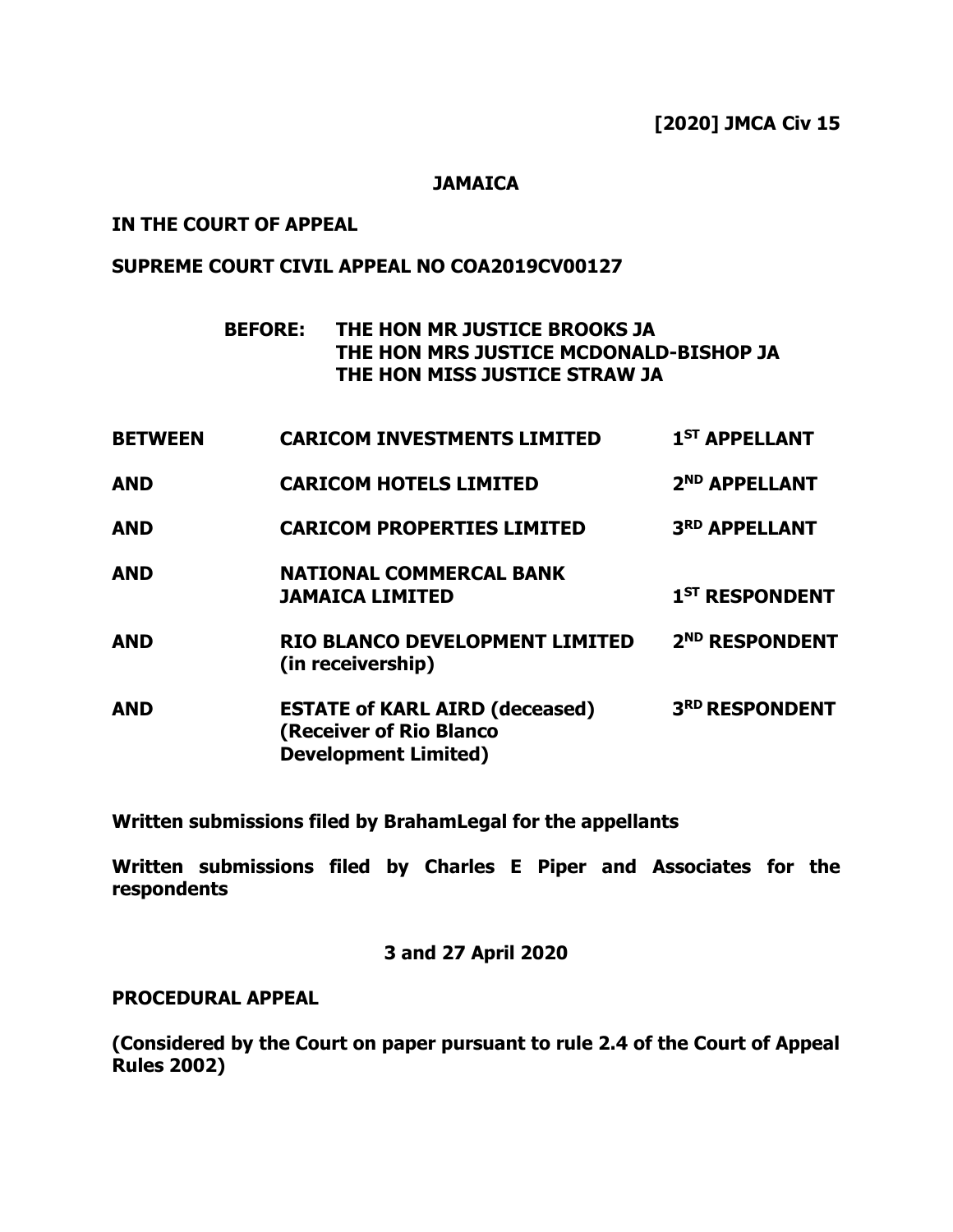**[2020] JMCA Civ 15**

**JAMAICA**

**IN THE COURT OF APPEAL**

**SUPREME COURT CIVIL APPEAL NO COA2019CV00127**

**BEFORE: THE HON MR JUSTICE BROOKS JA**
**THE HON MRS JUSTICE MCDONALD-BISHOP JA**
**THE HON MISS JUSTICE STRAW JA**

| | | |
|---|---|---|
| **BETWEEN** | **CARICOM INVESTMENTS LIMITED** | **1ST APPELLANT** |
| **AND** | **CARICOM HOTELS LIMITED** | **2ND APPELLANT** |
| **AND** | **CARICOM PROPERTIES LIMITED** | **3RD APPELLANT** |
| **AND** | **NATIONAL COMMERCAL BANK JAMAICA LIMITED** | **1ST RESPONDENT** |
| **AND** | **RIO BLANCO DEVELOPMENT LIMITED (in receivership)** | **2ND RESPONDENT** |
| **AND** | **ESTATE of KARL AIRD (deceased) (Receiver of Rio Blanco Development Limited)** | **3RD RESPONDENT** |

**Written submissions filed by BrahamLegal for the appellants**

**Written submissions filed by Charles E Piper and Associates for the respondents**

**3 and 27 April 2020**

**PROCEDURAL APPEAL**

**(Considered by the Court on paper pursuant to rule 2.4 of the Court of Appeal Rules 2002)**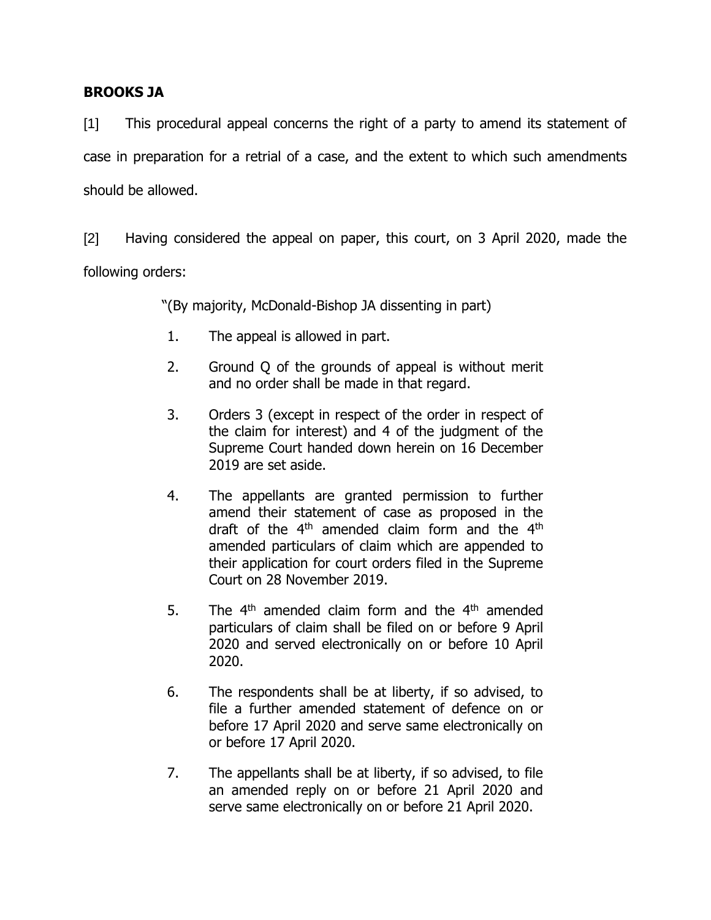**BROOKS JA**

[1] This procedural appeal concerns the right of a party to amend its statement of case in preparation for a retrial of a case, and the extent to which such amendments should be allowed.

[2] Having considered the appeal on paper, this court, on 3 April 2020, made the following orders:

> "(By majority, McDonald-Bishop JA dissenting in part)
>
> 1. The appeal is allowed in part.
> 2. Ground Q of the grounds of appeal is without merit and no order shall be made in that regard.
> 3. Orders 3 (except in respect of the order in respect of the claim for interest) and 4 of the judgment of the Supreme Court handed down herein on 16 December 2019 are set aside.
> 4. The appellants are granted permission to further amend their statement of case as proposed in the draft of the 4th amended claim form and the 4th amended particulars of claim which are appended to their application for court orders filed in the Supreme Court on 28 November 2019.
> 5. The 4th amended claim form and the 4th amended particulars of claim shall be filed on or before 9 April 2020 and served electronically on or before 10 April 2020.
> 6. The respondents shall be at liberty, if so advised, to file a further amended statement of defence on or before 17 April 2020 and serve same electronically on or before 17 April 2020.
> 7. The appellants shall be at liberty, if so advised, to file an amended reply on or before 21 April 2020 and serve same electronically on or before 21 April 2020.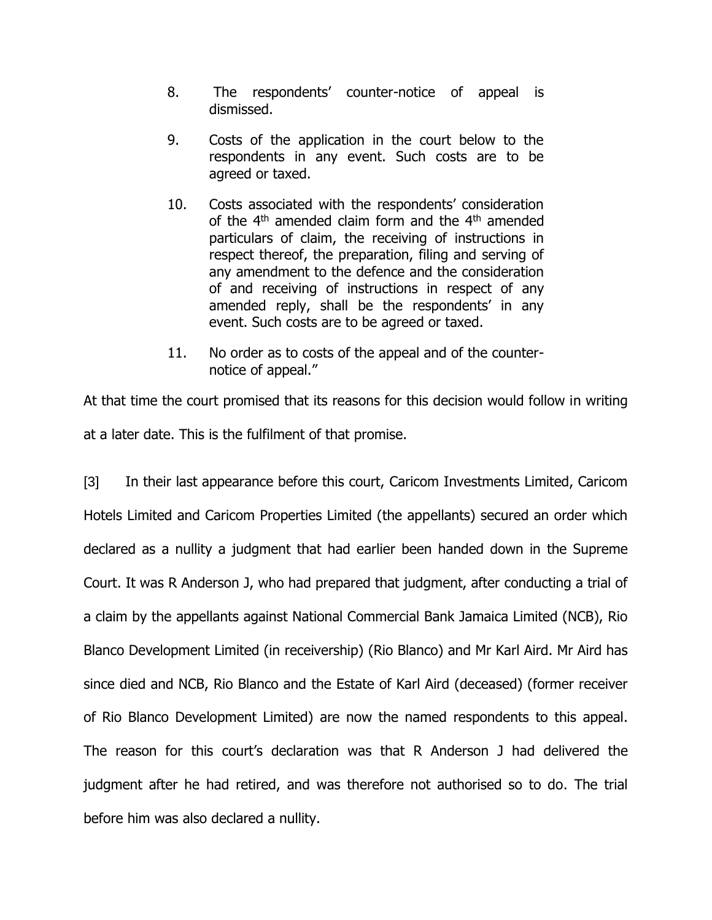8. The respondents' counter-notice of appeal is dismissed.

9. Costs of the application in the court below to the respondents in any event. Such costs are to be agreed or taxed.

10. Costs associated with the respondents' consideration of the 4th amended claim form and the 4th amended particulars of claim, the receiving of instructions in respect thereof, the preparation, filing and serving of any amendment to the defence and the consideration of and receiving of instructions in respect of any amended reply, shall be the respondents' in any event. Such costs are to be agreed or taxed.

11. No order as to costs of the appeal and of the counter-notice of appeal."

At that time the court promised that its reasons for this decision would follow in writing at a later date. This is the fulfilment of that promise.

[3] In their last appearance before this court, Caricom Investments Limited, Caricom Hotels Limited and Caricom Properties Limited (the appellants) secured an order which declared as a nullity a judgment that had earlier been handed down in the Supreme Court. It was R Anderson J, who had prepared that judgment, after conducting a trial of a claim by the appellants against National Commercial Bank Jamaica Limited (NCB), Rio Blanco Development Limited (in receivership) (Rio Blanco) and Mr Karl Aird. Mr Aird has since died and NCB, Rio Blanco and the Estate of Karl Aird (deceased) (former receiver of Rio Blanco Development Limited) are now the named respondents to this appeal. The reason for this court's declaration was that R Anderson J had delivered the judgment after he had retired, and was therefore not authorised so to do. The trial before him was also declared a nullity.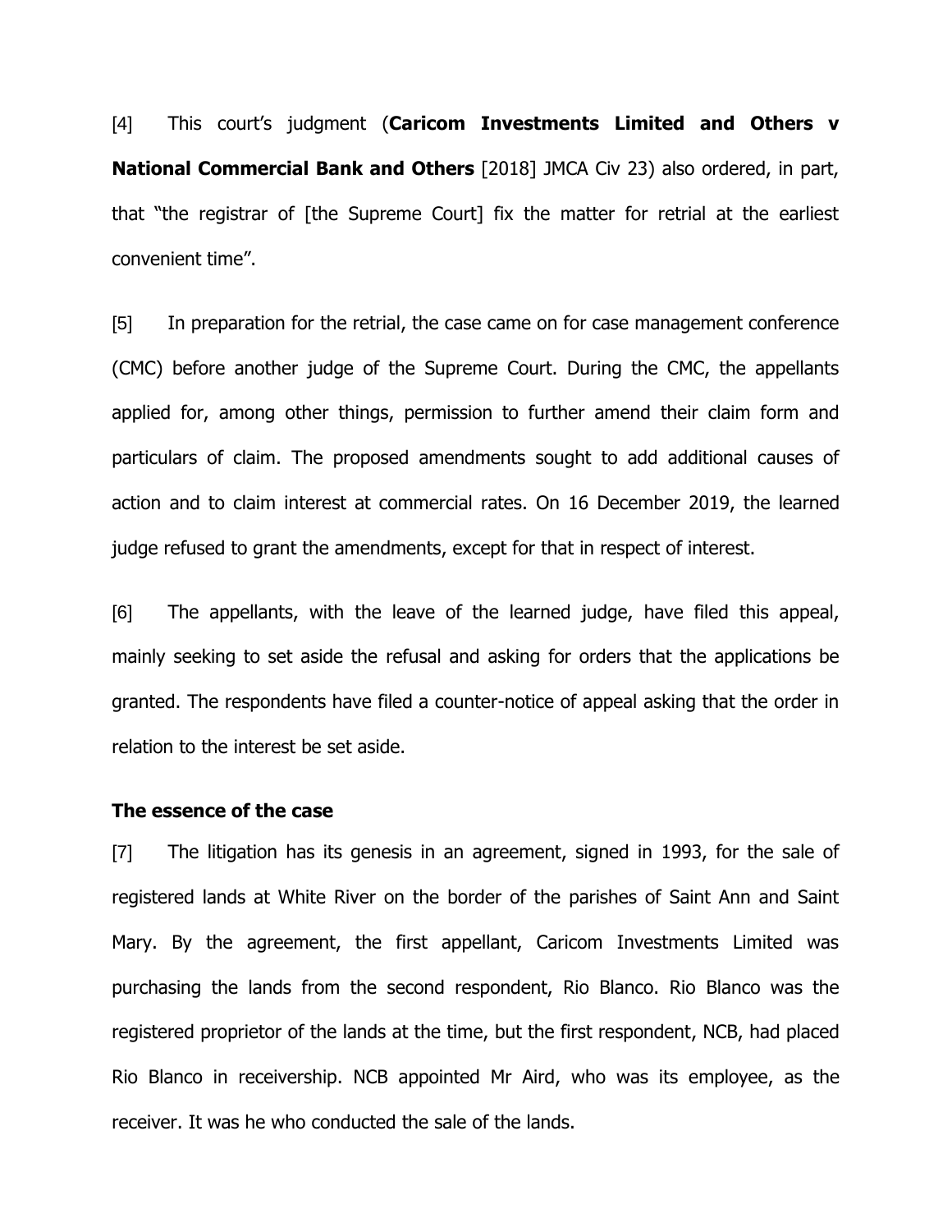[4] This court's judgment (**Caricom Investments Limited and Others v National Commercial Bank and Others** [2018] JMCA Civ 23) also ordered, in part, that "the registrar of [the Supreme Court] fix the matter for retrial at the earliest convenient time".

[5] In preparation for the retrial, the case came on for case management conference (CMC) before another judge of the Supreme Court. During the CMC, the appellants applied for, among other things, permission to further amend their claim form and particulars of claim. The proposed amendments sought to add additional causes of action and to claim interest at commercial rates. On 16 December 2019, the learned judge refused to grant the amendments, except for that in respect of interest.

[6] The appellants, with the leave of the learned judge, have filed this appeal, mainly seeking to set aside the refusal and asking for orders that the applications be granted. The respondents have filed a counter-notice of appeal asking that the order in relation to the interest be set aside.

**The essence of the case**

[7] The litigation has its genesis in an agreement, signed in 1993, for the sale of registered lands at White River on the border of the parishes of Saint Ann and Saint Mary. By the agreement, the first appellant, Caricom Investments Limited was purchasing the lands from the second respondent, Rio Blanco. Rio Blanco was the registered proprietor of the lands at the time, but the first respondent, NCB, had placed Rio Blanco in receivership. NCB appointed Mr Aird, who was its employee, as the receiver. It was he who conducted the sale of the lands.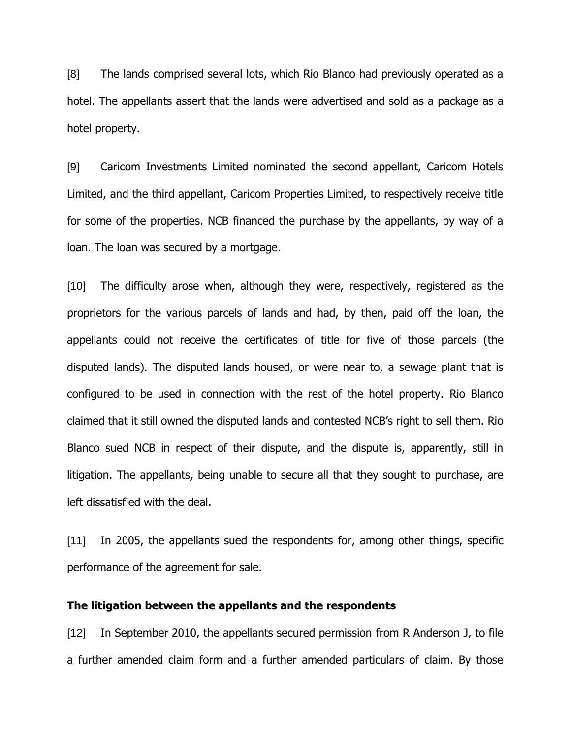[8] The lands comprised several lots, which Rio Blanco had previously operated as a hotel. The appellants assert that the lands were advertised and sold as a package as a hotel property.

[9] Caricom Investments Limited nominated the second appellant, Caricom Hotels Limited, and the third appellant, Caricom Properties Limited, to respectively receive title for some of the properties. NCB financed the purchase by the appellants, by way of a loan. The loan was secured by a mortgage.

[10] The difficulty arose when, although they were, respectively, registered as the proprietors for the various parcels of lands and had, by then, paid off the loan, the appellants could not receive the certificates of title for five of those parcels (the disputed lands). The disputed lands housed, or were near to, a sewage plant that is configured to be used in connection with the rest of the hotel property. Rio Blanco claimed that it still owned the disputed lands and contested NCB's right to sell them. Rio Blanco sued NCB in respect of their dispute, and the dispute is, apparently, still in litigation. The appellants, being unable to secure all that they sought to purchase, are left dissatisfied with the deal.

[11] In 2005, the appellants sued the respondents for, among other things, specific performance of the agreement for sale.

**The litigation between the appellants and the respondents**

[12] In September 2010, the appellants secured permission from R Anderson J, to file a further amended claim form and a further amended particulars of claim. By those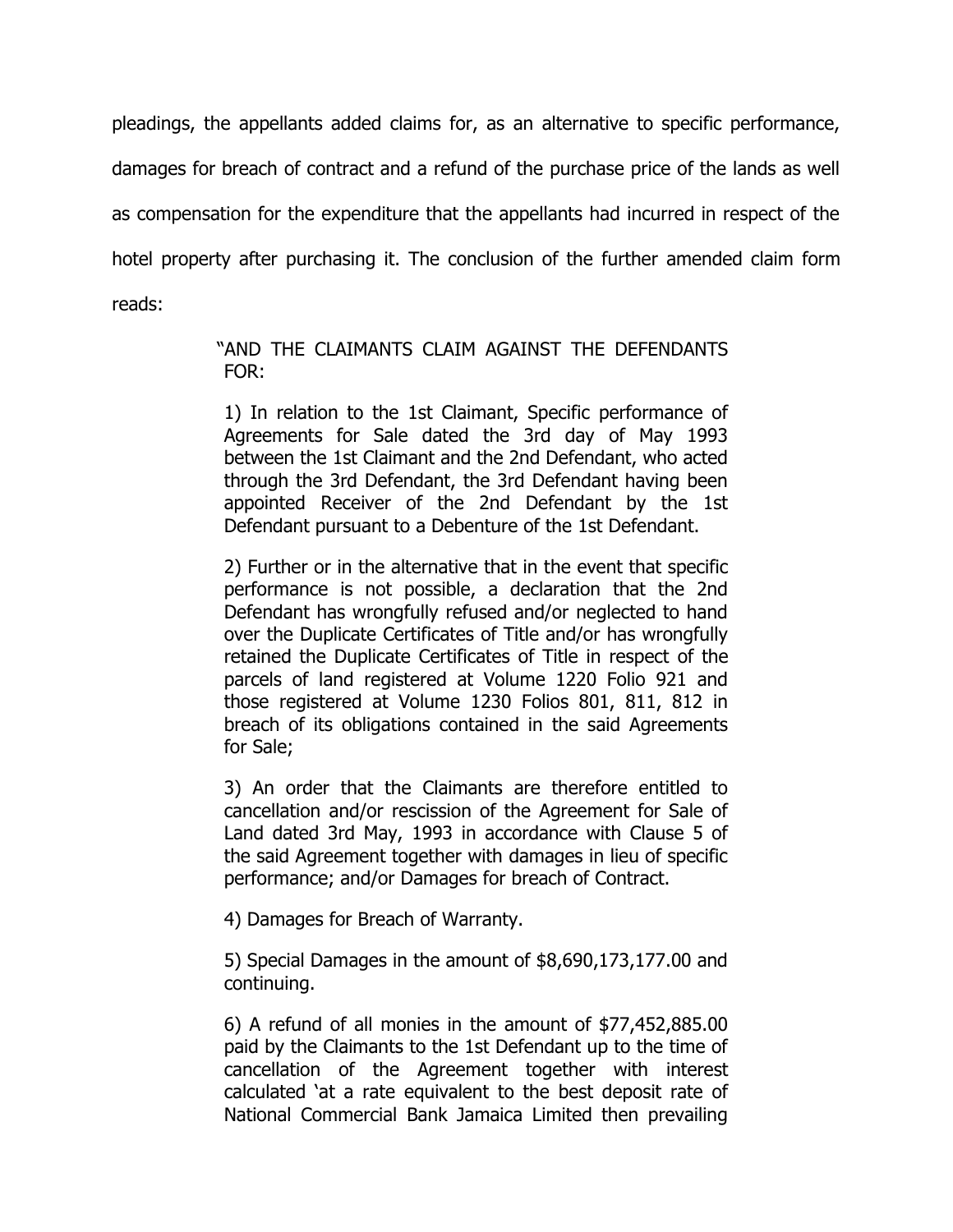pleadings, the appellants added claims for, as an alternative to specific performance, damages for breach of contract and a refund of the purchase price of the lands as well as compensation for the expenditure that the appellants had incurred in respect of the hotel property after purchasing it. The conclusion of the further amended claim form reads:

> "AND THE CLAIMANTS CLAIM AGAINST THE DEFENDANTS FOR:
>
> 1) In relation to the 1st Claimant, Specific performance of Agreements for Sale dated the 3rd day of May 1993 between the 1st Claimant and the 2nd Defendant, who acted through the 3rd Defendant, the 3rd Defendant having been appointed Receiver of the 2nd Defendant by the 1st Defendant pursuant to a Debenture of the 1st Defendant.
>
> 2) Further or in the alternative that in the event that specific performance is not possible, a declaration that the 2nd Defendant has wrongfully refused and/or neglected to hand over the Duplicate Certificates of Title and/or has wrongfully retained the Duplicate Certificates of Title in respect of the parcels of land registered at Volume 1220 Folio 921 and those registered at Volume 1230 Folios 801, 811, 812 in breach of its obligations contained in the said Agreements for Sale;
>
> 3) An order that the Claimants are therefore entitled to cancellation and/or rescission of the Agreement for Sale of Land dated 3rd May, 1993 in accordance with Clause 5 of the said Agreement together with damages in lieu of specific performance; and/or Damages for breach of Contract.
>
> 4) Damages for Breach of Warranty.
>
> 5) Special Damages in the amount of $8,690,173,177.00 and continuing.
>
> 6) A refund of all monies in the amount of $77,452,885.00 paid by the Claimants to the 1st Defendant up to the time of cancellation of the Agreement together with interest calculated 'at a rate equivalent to the best deposit rate of National Commercial Bank Jamaica Limited then prevailing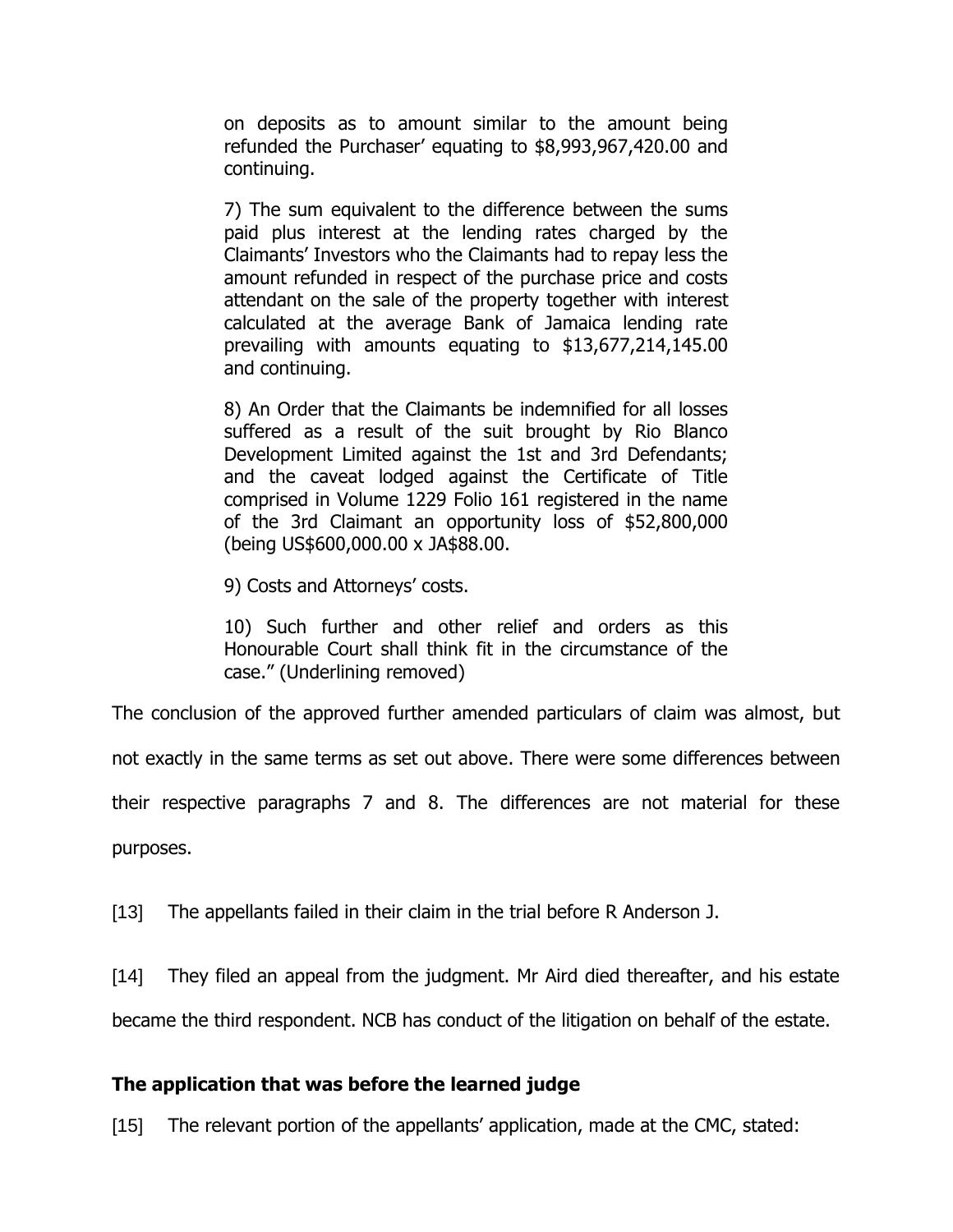> on deposits as to amount similar to the amount being refunded the Purchaser' equating to $8,993,967,420.00 and continuing.
>
> 7) The sum equivalent to the difference between the sums paid plus interest at the lending rates charged by the Claimants' Investors who the Claimants had to repay less the amount refunded in respect of the purchase price and costs attendant on the sale of the property together with interest calculated at the average Bank of Jamaica lending rate prevailing with amounts equating to $13,677,214,145.00 and continuing.
>
> 8) An Order that the Claimants be indemnified for all losses suffered as a result of the suit brought by Rio Blanco Development Limited against the 1st and 3rd Defendants; and the caveat lodged against the Certificate of Title comprised in Volume 1229 Folio 161 registered in the name of the 3rd Claimant an opportunity loss of $52,800,000 (being US$600,000.00 x JA$88.00.
>
> 9) Costs and Attorneys' costs.
>
> 10) Such further and other relief and orders as this Honourable Court shall think fit in the circumstance of the case." (Underlining removed)

The conclusion of the approved further amended particulars of claim was almost, but not exactly in the same terms as set out above. There were some differences between their respective paragraphs 7 and 8. The differences are not material for these purposes.

[13] The appellants failed in their claim in the trial before R Anderson J.

[14] They filed an appeal from the judgment. Mr Aird died thereafter, and his estate became the third respondent. NCB has conduct of the litigation on behalf of the estate.

**The application that was before the learned judge**

[15] The relevant portion of the appellants' application, made at the CMC, stated: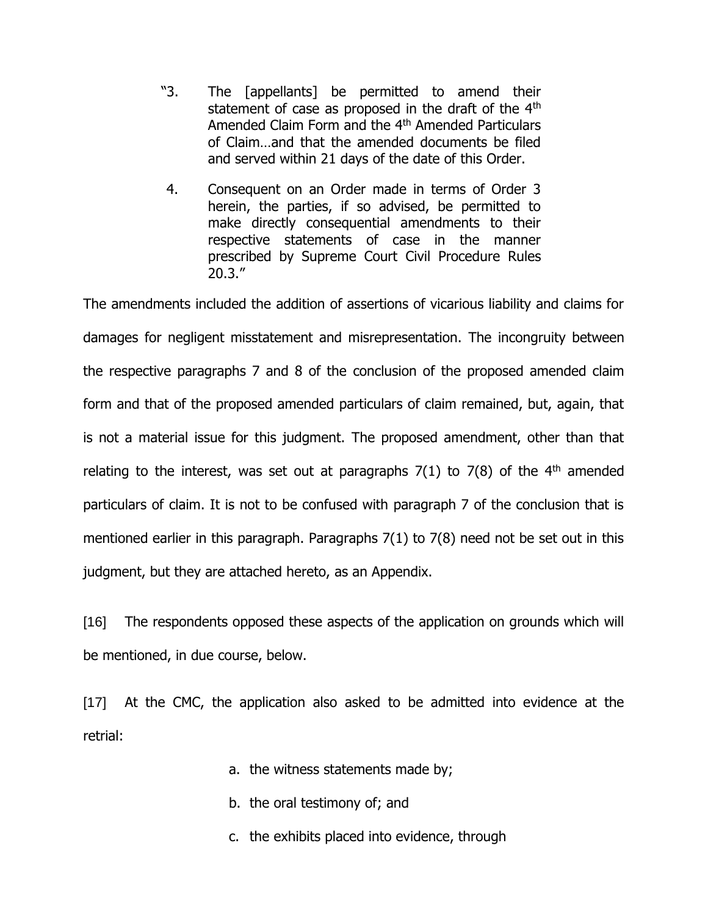> "3. The [appellants] be permitted to amend their statement of case as proposed in the draft of the 4th Amended Claim Form and the 4th Amended Particulars of Claim…and that the amended documents be filed and served within 21 days of the date of this Order.
>
> 4. Consequent on an Order made in terms of Order 3 herein, the parties, if so advised, be permitted to make directly consequential amendments to their respective statements of case in the manner prescribed by Supreme Court Civil Procedure Rules 20.3."

The amendments included the addition of assertions of vicarious liability and claims for damages for negligent misstatement and misrepresentation. The incongruity between the respective paragraphs 7 and 8 of the conclusion of the proposed amended claim form and that of the proposed amended particulars of claim remained, but, again, that is not a material issue for this judgment. The proposed amendment, other than that relating to the interest, was set out at paragraphs 7(1) to 7(8) of the 4th amended particulars of claim. It is not to be confused with paragraph 7 of the conclusion that is mentioned earlier in this paragraph. Paragraphs 7(1) to 7(8) need not be set out in this judgment, but they are attached hereto, as an Appendix.

[16] The respondents opposed these aspects of the application on grounds which will be mentioned, in due course, below.

[17] At the CMC, the application also asked to be admitted into evidence at the retrial:

a. the witness statements made by;

b. the oral testimony of; and

c. the exhibits placed into evidence, through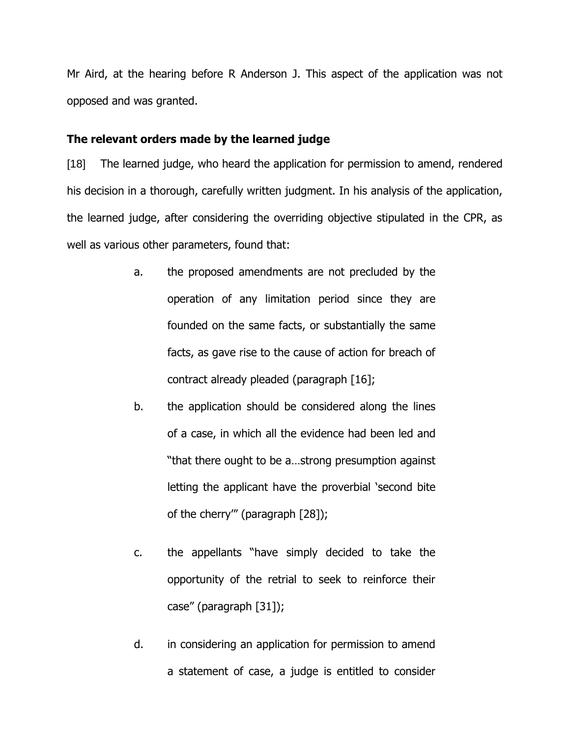Mr Aird, at the hearing before R Anderson J. This aspect of the application was not opposed and was granted.

**The relevant orders made by the learned judge**

[18] The learned judge, who heard the application for permission to amend, rendered his decision in a thorough, carefully written judgment. In his analysis of the application, the learned judge, after considering the overriding objective stipulated in the CPR, as well as various other parameters, found that:

a. the proposed amendments are not precluded by the operation of any limitation period since they are founded on the same facts, or substantially the same facts, as gave rise to the cause of action for breach of contract already pleaded (paragraph [16];

b. the application should be considered along the lines of a case, in which all the evidence had been led and "that there ought to be a…strong presumption against letting the applicant have the proverbial 'second bite of the cherry'" (paragraph [28]);

c. the appellants "have simply decided to take the opportunity of the retrial to seek to reinforce their case" (paragraph [31]);

d. in considering an application for permission to amend a statement of case, a judge is entitled to consider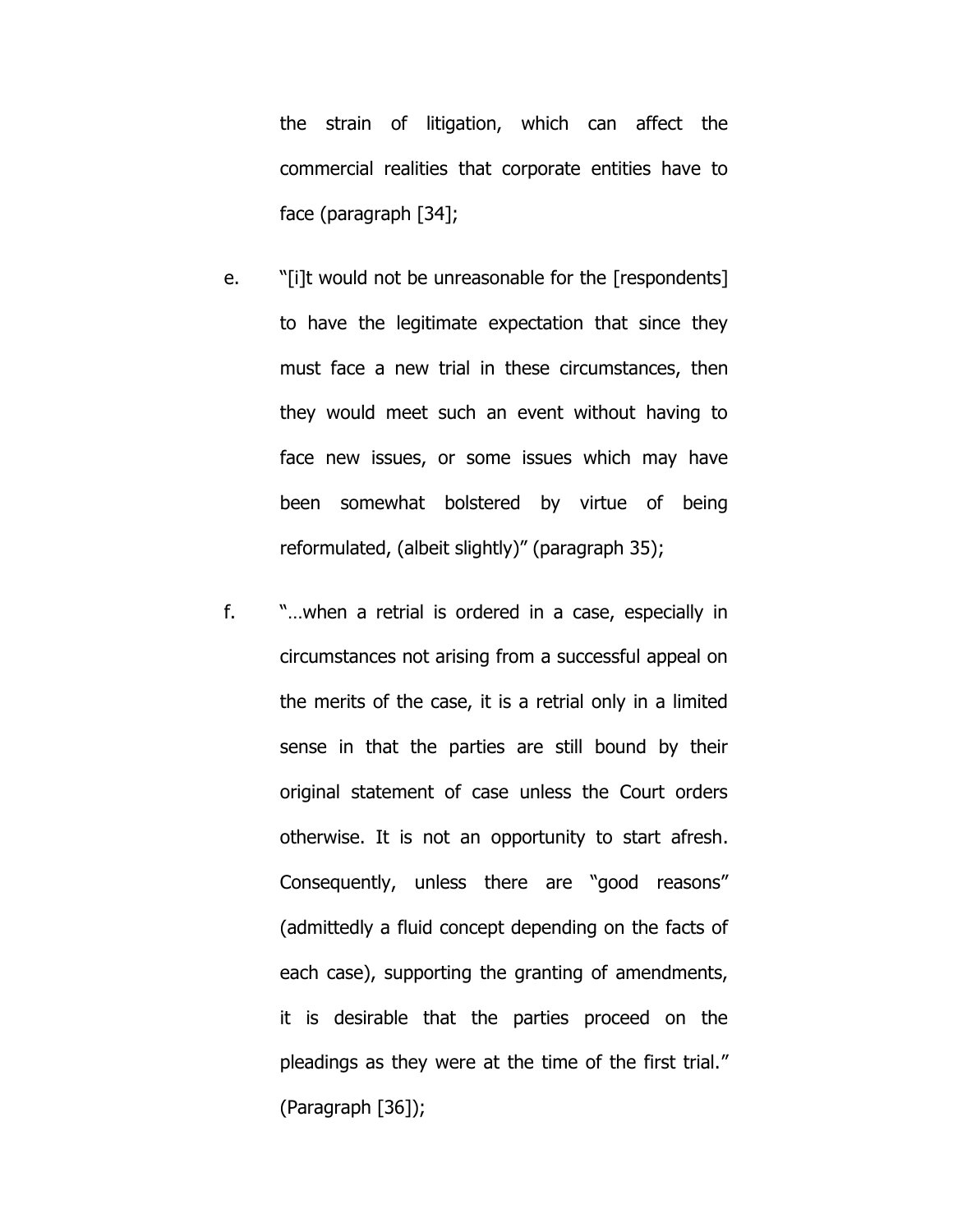the strain of litigation, which can affect the commercial realities that corporate entities have to face (paragraph [34];

e. "[i]t would not be unreasonable for the [respondents] to have the legitimate expectation that since they must face a new trial in these circumstances, then they would meet such an event without having to face new issues, or some issues which may have been somewhat bolstered by virtue of being reformulated, (albeit slightly)" (paragraph 35);

f. "…when a retrial is ordered in a case, especially in circumstances not arising from a successful appeal on the merits of the case, it is a retrial only in a limited sense in that the parties are still bound by their original statement of case unless the Court orders otherwise. It is not an opportunity to start afresh. Consequently, unless there are "good reasons" (admittedly a fluid concept depending on the facts of each case), supporting the granting of amendments, it is desirable that the parties proceed on the pleadings as they were at the time of the first trial." (Paragraph [36]);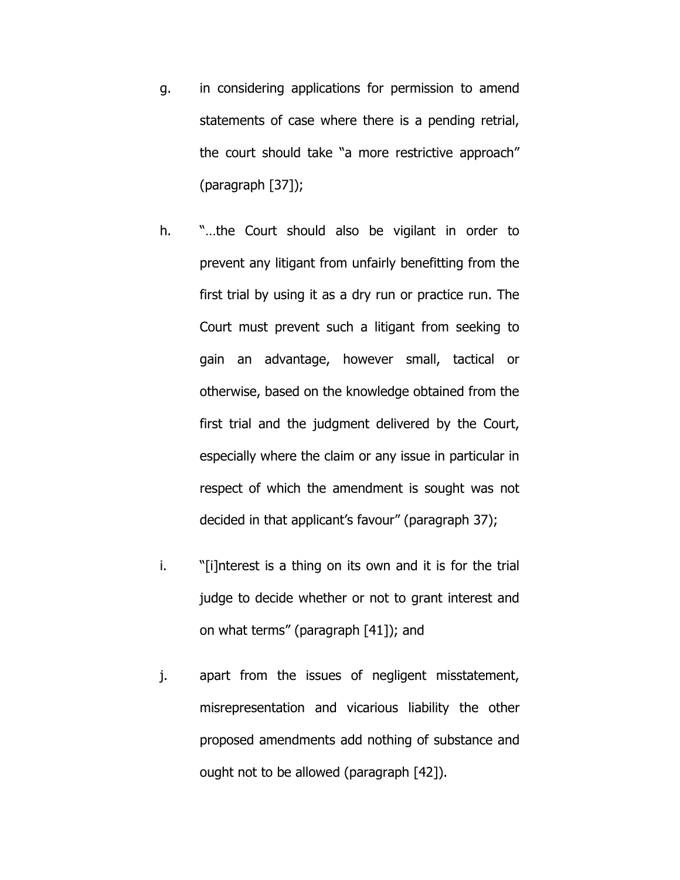g. in considering applications for permission to amend statements of case where there is a pending retrial, the court should take "a more restrictive approach" (paragraph [37]);

h. "…the Court should also be vigilant in order to prevent any litigant from unfairly benefitting from the first trial by using it as a dry run or practice run. The Court must prevent such a litigant from seeking to gain an advantage, however small, tactical or otherwise, based on the knowledge obtained from the first trial and the judgment delivered by the Court, especially where the claim or any issue in particular in respect of which the amendment is sought was not decided in that applicant's favour" (paragraph 37);

i. "[i]nterest is a thing on its own and it is for the trial judge to decide whether or not to grant interest and on what terms" (paragraph [41]); and

j. apart from the issues of negligent misstatement, misrepresentation and vicarious liability the other proposed amendments add nothing of substance and ought not to be allowed (paragraph [42]).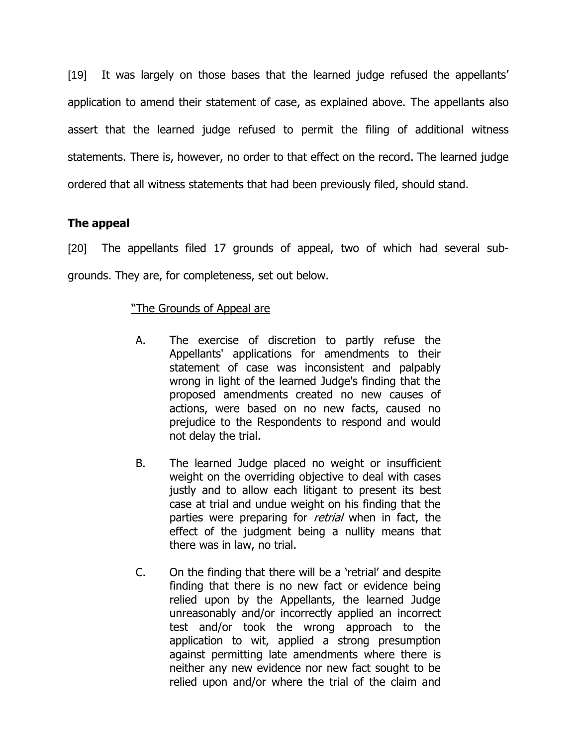[19] It was largely on those bases that the learned judge refused the appellants' application to amend their statement of case, as explained above. The appellants also assert that the learned judge refused to permit the filing of additional witness statements. There is, however, no order to that effect on the record. The learned judge ordered that all witness statements that had been previously filed, should stand.

**The appeal**

[20] The appellants filed 17 grounds of appeal, two of which had several sub-grounds. They are, for completeness, set out below.

> "<u>The Grounds of Appeal are</u>
>
> A. The exercise of discretion to partly refuse the Appellants' applications for amendments to their statement of case was inconsistent and palpably wrong in light of the learned Judge's finding that the proposed amendments created no new causes of actions, were based on no new facts, caused no prejudice to the Respondents to respond and would not delay the trial.
>
> B. The learned Judge placed no weight or insufficient weight on the overriding objective to deal with cases justly and to allow each litigant to present its best case at trial and undue weight on his finding that the parties were preparing for *retrial* when in fact, the effect of the judgment being a nullity means that there was in law, no trial.
>
> C. On the finding that there will be a 'retrial' and despite finding that there is no new fact or evidence being relied upon by the Appellants, the learned Judge unreasonably and/or incorrectly applied an incorrect test and/or took the wrong approach to the application to wit, applied a strong presumption against permitting late amendments where there is neither any new evidence nor new fact sought to be relied upon and/or where the trial of the claim and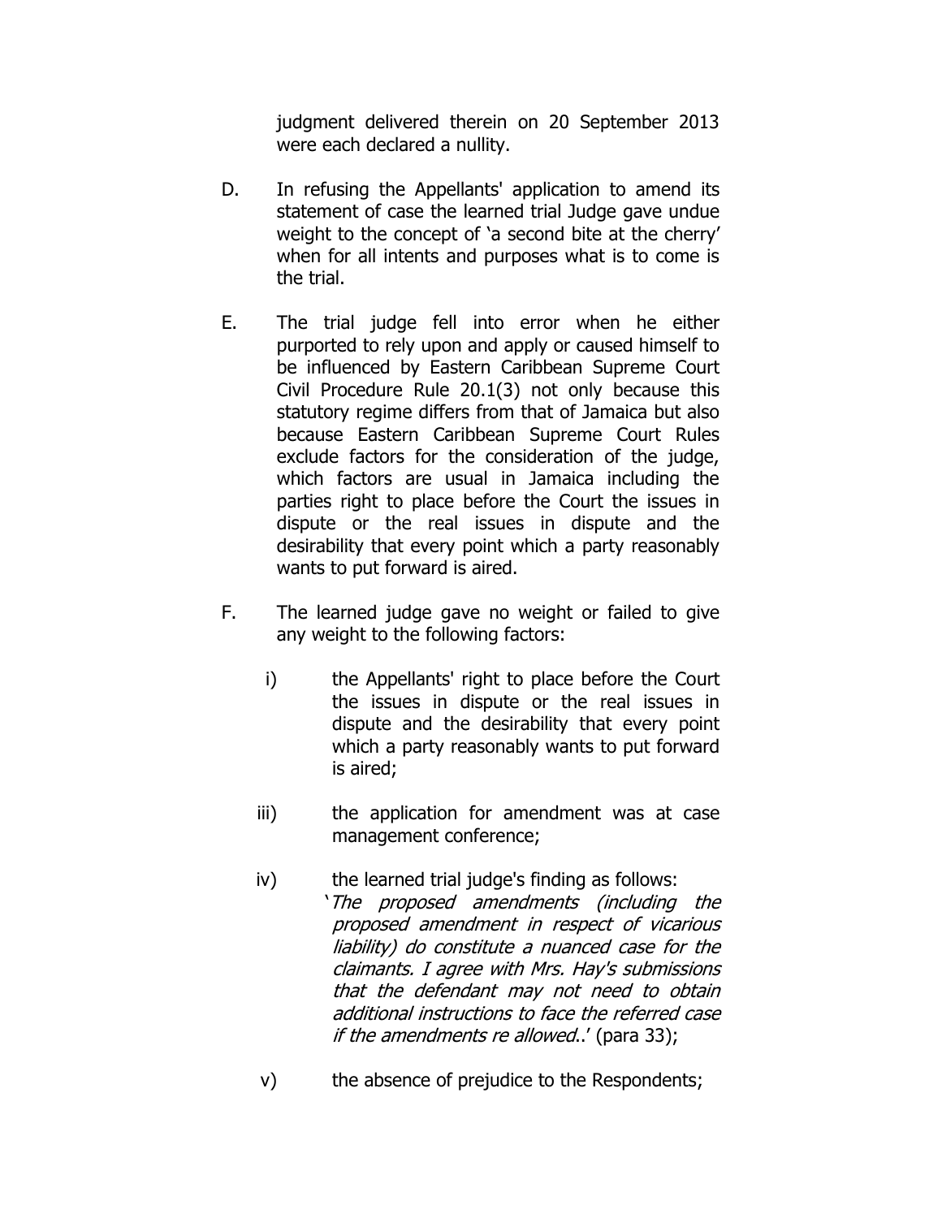judgment delivered therein on 20 September 2013 were each declared a nullity.

D. In refusing the Appellants' application to amend its statement of case the learned trial Judge gave undue weight to the concept of 'a second bite at the cherry' when for all intents and purposes what is to come is the trial.

E. The trial judge fell into error when he either purported to rely upon and apply or caused himself to be influenced by Eastern Caribbean Supreme Court Civil Procedure Rule 20.1(3) not only because this statutory regime differs from that of Jamaica but also because Eastern Caribbean Supreme Court Rules exclude factors for the consideration of the judge, which factors are usual in Jamaica including the parties right to place before the Court the issues in dispute or the real issues in dispute and the desirability that every point which a party reasonably wants to put forward is aired.

F. The learned judge gave no weight or failed to give any weight to the following factors:

   i) the Appellants' right to place before the Court the issues in dispute or the real issues in dispute and the desirability that every point which a party reasonably wants to put forward is aired;

   iii) the application for amendment was at case management conference;

   iv) the learned trial judge's finding as follows: '*The proposed amendments (including the proposed amendment in respect of vicarious liability) do constitute a nuanced case for the claimants. I agree with Mrs. Hay's submissions that the defendant may not need to obtain additional instructions to face the referred case if the amendments re allowed*..' (para 33);

   v) the absence of prejudice to the Respondents;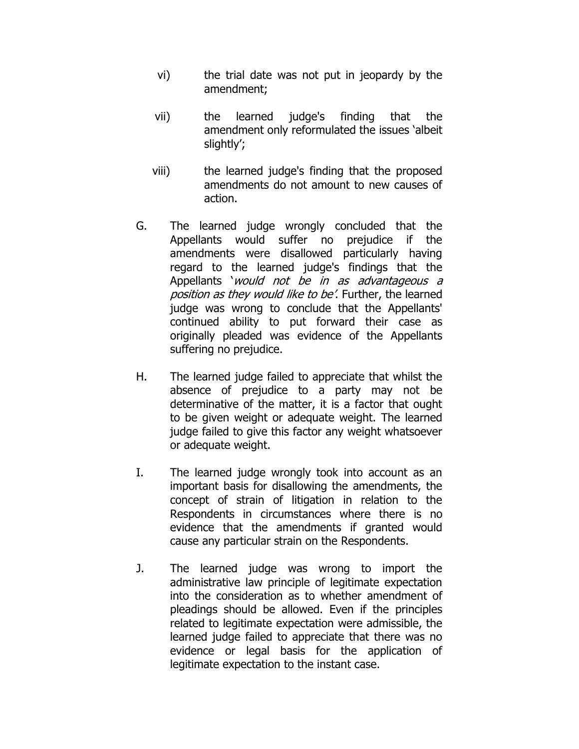vi) the trial date was not put in jeopardy by the amendment;

vii) the learned judge's finding that the amendment only reformulated the issues 'albeit slightly';

viii) the learned judge's finding that the proposed amendments do not amount to new causes of action.

G. The learned judge wrongly concluded that the Appellants would suffer no prejudice if the amendments were disallowed particularly having regard to the learned judge's findings that the Appellants '*would not be in as advantageous a position as they would like to be*'. Further, the learned judge was wrong to conclude that the Appellants' continued ability to put forward their case as originally pleaded was evidence of the Appellants suffering no prejudice.

H. The learned judge failed to appreciate that whilst the absence of prejudice to a party may not be determinative of the matter, it is a factor that ought to be given weight or adequate weight. The learned judge failed to give this factor any weight whatsoever or adequate weight.

I. The learned judge wrongly took into account as an important basis for disallowing the amendments, the concept of strain of litigation in relation to the Respondents in circumstances where there is no evidence that the amendments if granted would cause any particular strain on the Respondents.

J. The learned judge was wrong to import the administrative law principle of legitimate expectation into the consideration as to whether amendment of pleadings should be allowed. Even if the principles related to legitimate expectation were admissible, the learned judge failed to appreciate that there was no evidence or legal basis for the application of legitimate expectation to the instant case.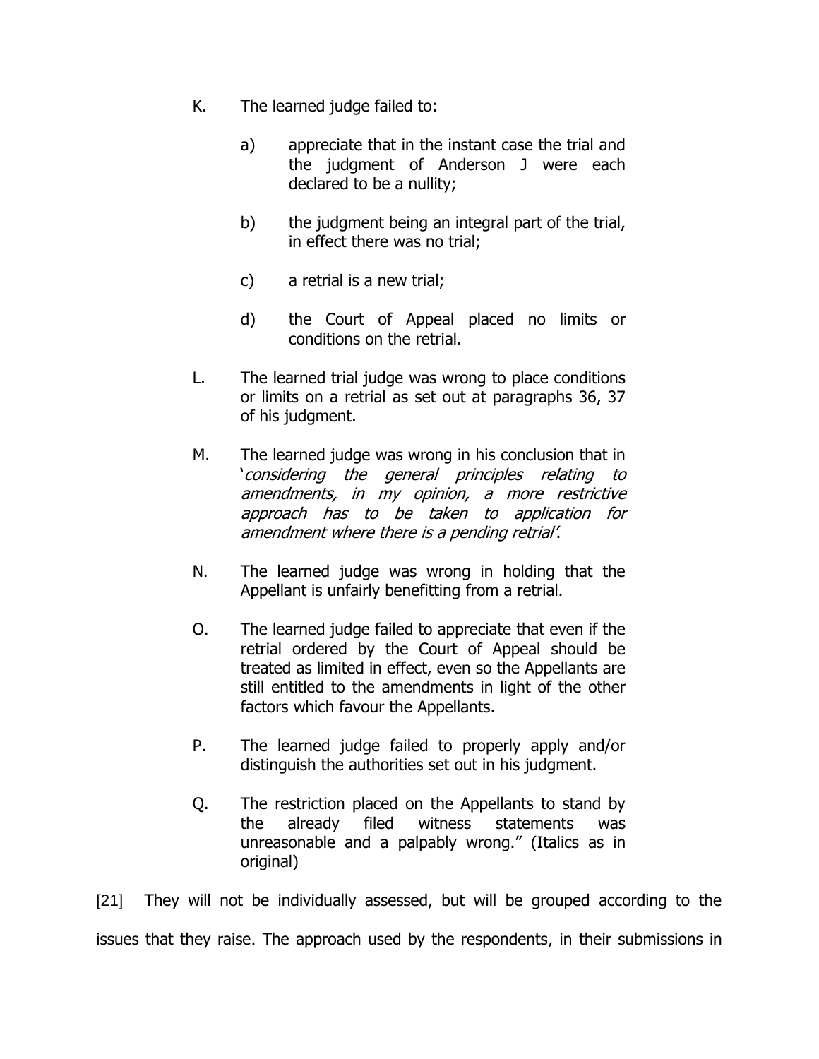K. The learned judge failed to:

   a) appreciate that in the instant case the trial and the judgment of Anderson J were each declared to be a nullity;

   b) the judgment being an integral part of the trial, in effect there was no trial;

   c) a retrial is a new trial;

   d) the Court of Appeal placed no limits or conditions on the retrial.

L. The learned trial judge was wrong to place conditions or limits on a retrial as set out at paragraphs 36, 37 of his judgment.

M. The learned judge was wrong in his conclusion that in '*considering the general principles relating to amendments, in my opinion, a more restrictive approach has to be taken to application for amendment where there is a pending retrial*'.

N. The learned judge was wrong in holding that the Appellant is unfairly benefitting from a retrial.

O. The learned judge failed to appreciate that even if the retrial ordered by the Court of Appeal should be treated as limited in effect, even so the Appellants are still entitled to the amendments in light of the other factors which favour the Appellants.

P. The learned judge failed to properly apply and/or distinguish the authorities set out in his judgment.

Q. The restriction placed on the Appellants to stand by the already filed witness statements was unreasonable and a palpably wrong." (Italics as in original)

[21] They will not be individually assessed, but will be grouped according to the issues that they raise. The approach used by the respondents, in their submissions in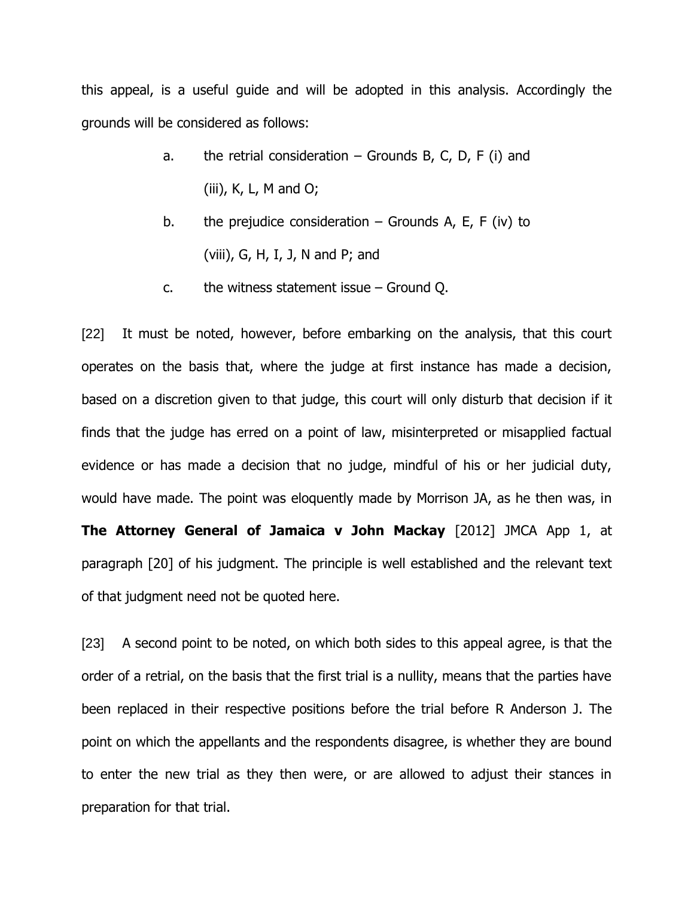this appeal, is a useful guide and will be adopted in this analysis. Accordingly the grounds will be considered as follows:

a. the retrial consideration – Grounds B, C, D, F (i) and (iii), K, L, M and O;

b. the prejudice consideration – Grounds A, E, F (iv) to (viii), G, H, I, J, N and P; and

c. the witness statement issue – Ground Q.

[22] It must be noted, however, before embarking on the analysis, that this court operates on the basis that, where the judge at first instance has made a decision, based on a discretion given to that judge, this court will only disturb that decision if it finds that the judge has erred on a point of law, misinterpreted or misapplied factual evidence or has made a decision that no judge, mindful of his or her judicial duty, would have made. The point was eloquently made by Morrison JA, as he then was, in **The Attorney General of Jamaica v John Mackay** [2012] JMCA App 1, at paragraph [20] of his judgment. The principle is well established and the relevant text of that judgment need not be quoted here.

[23] A second point to be noted, on which both sides to this appeal agree, is that the order of a retrial, on the basis that the first trial is a nullity, means that the parties have been replaced in their respective positions before the trial before R Anderson J. The point on which the appellants and the respondents disagree, is whether they are bound to enter the new trial as they then were, or are allowed to adjust their stances in preparation for that trial.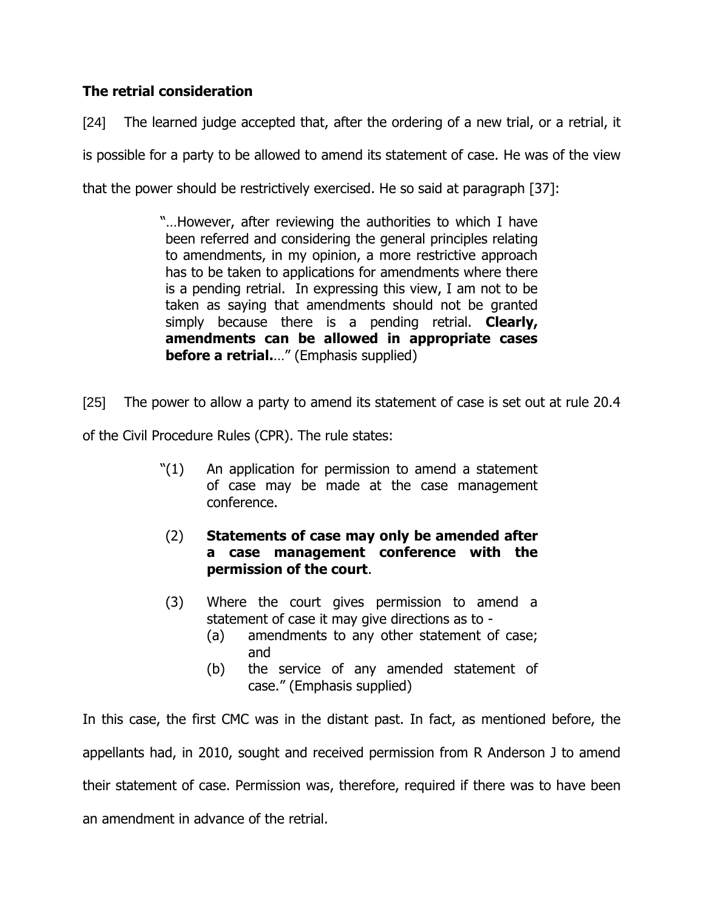**The retrial consideration**

[24] The learned judge accepted that, after the ordering of a new trial, or a retrial, it is possible for a party to be allowed to amend its statement of case. He was of the view that the power should be restrictively exercised. He so said at paragraph [37]:

> "…However, after reviewing the authorities to which I have been referred and considering the general principles relating to amendments, in my opinion, a more restrictive approach has to be taken to applications for amendments where there is a pending retrial. In expressing this view, I am not to be taken as saying that amendments should not be granted simply because there is a pending retrial. **Clearly, amendments can be allowed in appropriate cases before a retrial.**…" (Emphasis supplied)

[25] The power to allow a party to amend its statement of case is set out at rule 20.4 of the Civil Procedure Rules (CPR). The rule states:

> "(1) An application for permission to amend a statement of case may be made at the case management conference.
>
> (2) **Statements of case may only be amended after a case management conference with the permission of the court**.
>
> (3) Where the court gives permission to amend a statement of case it may give directions as to -
> (a) amendments to any other statement of case; and
> (b) the service of any amended statement of case." (Emphasis supplied)

In this case, the first CMC was in the distant past. In fact, as mentioned before, the appellants had, in 2010, sought and received permission from R Anderson J to amend their statement of case. Permission was, therefore, required if there was to have been an amendment in advance of the retrial.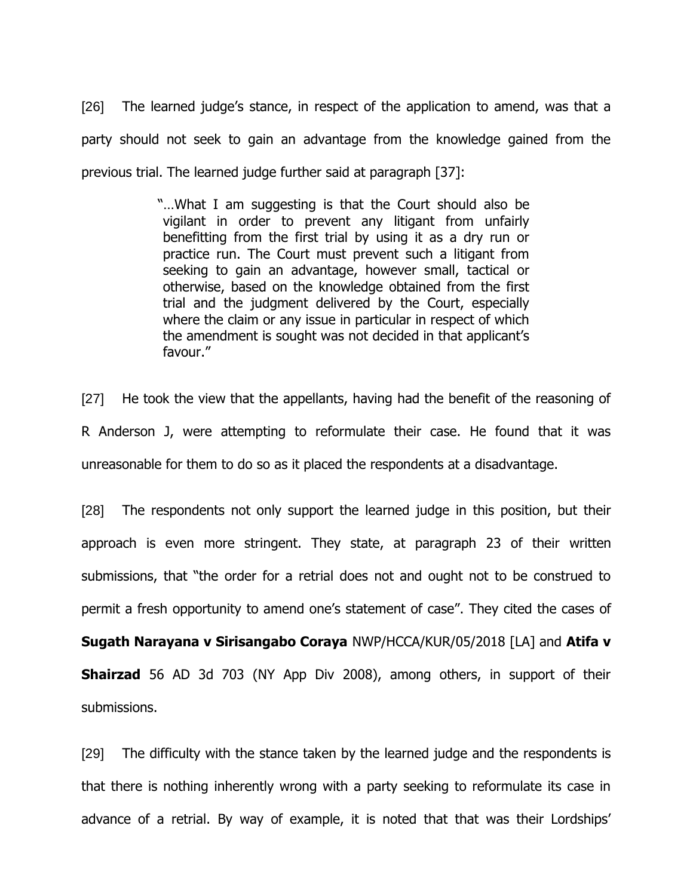[26] The learned judge's stance, in respect of the application to amend, was that a party should not seek to gain an advantage from the knowledge gained from the previous trial. The learned judge further said at paragraph [37]:

> "…What I am suggesting is that the Court should also be vigilant in order to prevent any litigant from unfairly benefitting from the first trial by using it as a dry run or practice run. The Court must prevent such a litigant from seeking to gain an advantage, however small, tactical or otherwise, based on the knowledge obtained from the first trial and the judgment delivered by the Court, especially where the claim or any issue in particular in respect of which the amendment is sought was not decided in that applicant's favour."

[27] He took the view that the appellants, having had the benefit of the reasoning of R Anderson J, were attempting to reformulate their case. He found that it was unreasonable for them to do so as it placed the respondents at a disadvantage.

[28] The respondents not only support the learned judge in this position, but their approach is even more stringent. They state, at paragraph 23 of their written submissions, that "the order for a retrial does not and ought not to be construed to permit a fresh opportunity to amend one's statement of case". They cited the cases of **Sugath Narayana v Sirisangabo Coraya** NWP/HCCA/KUR/05/2018 [LA] and **Atifa v Shairzad** 56 AD 3d 703 (NY App Div 2008), among others, in support of their submissions.

[29] The difficulty with the stance taken by the learned judge and the respondents is that there is nothing inherently wrong with a party seeking to reformulate its case in advance of a retrial. By way of example, it is noted that that was their Lordships'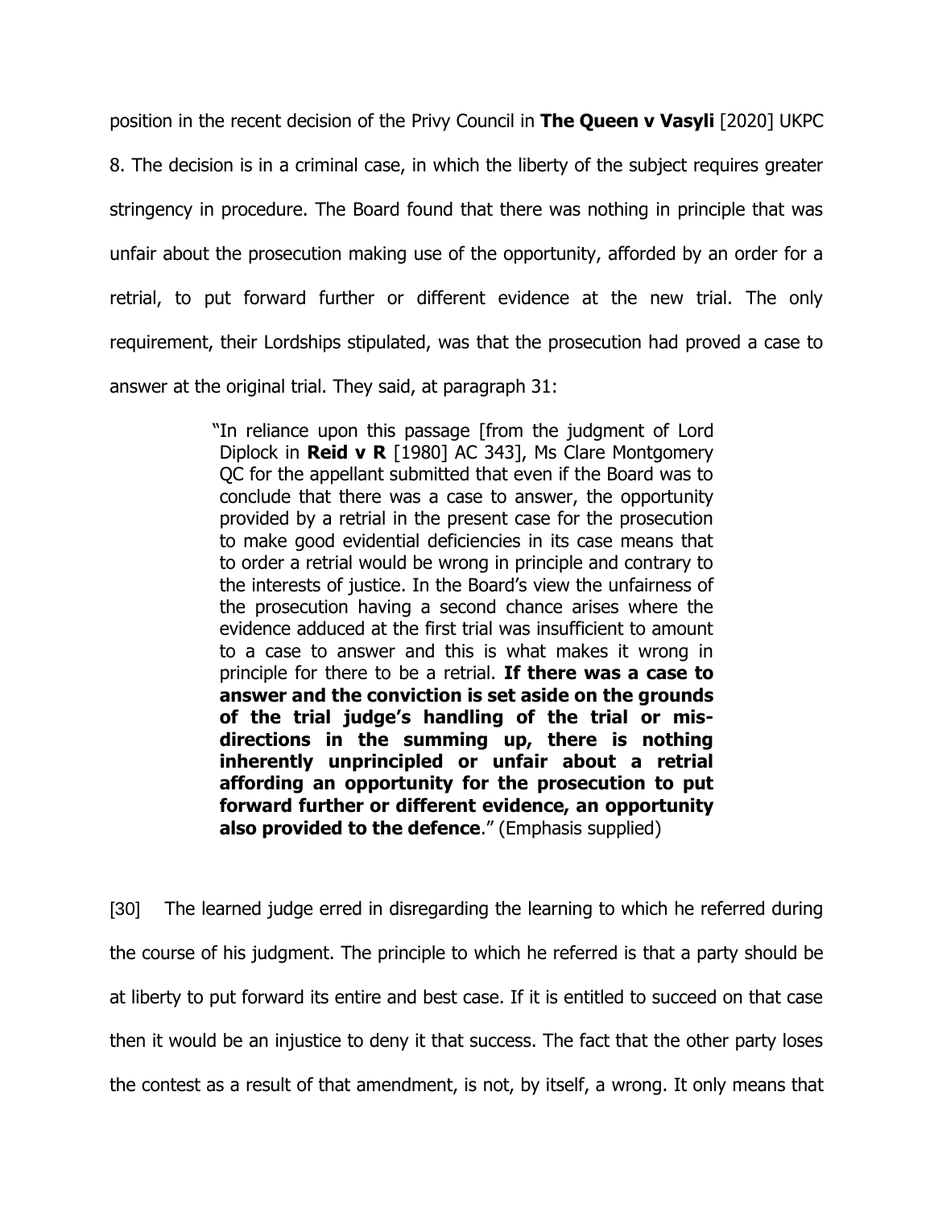position in the recent decision of the Privy Council in **The Queen v Vasyli** [2020] UKPC 8. The decision is in a criminal case, in which the liberty of the subject requires greater stringency in procedure. The Board found that there was nothing in principle that was unfair about the prosecution making use of the opportunity, afforded by an order for a retrial, to put forward further or different evidence at the new trial. The only requirement, their Lordships stipulated, was that the prosecution had proved a case to answer at the original trial. They said, at paragraph 31:

> "In reliance upon this passage [from the judgment of Lord Diplock in **Reid v R** [1980] AC 343], Ms Clare Montgomery QC for the appellant submitted that even if the Board was to conclude that there was a case to answer, the opportunity provided by a retrial in the present case for the prosecution to make good evidential deficiencies in its case means that to order a retrial would be wrong in principle and contrary to the interests of justice. In the Board's view the unfairness of the prosecution having a second chance arises where the evidence adduced at the first trial was insufficient to amount to a case to answer and this is what makes it wrong in principle for there to be a retrial. **If there was a case to answer and the conviction is set aside on the grounds of the trial judge's handling of the trial or mis-directions in the summing up, there is nothing inherently unprincipled or unfair about a retrial affording an opportunity for the prosecution to put forward further or different evidence, an opportunity also provided to the defence**." (Emphasis supplied)

[30] The learned judge erred in disregarding the learning to which he referred during the course of his judgment. The principle to which he referred is that a party should be at liberty to put forward its entire and best case. If it is entitled to succeed on that case then it would be an injustice to deny it that success. The fact that the other party loses the contest as a result of that amendment, is not, by itself, a wrong. It only means that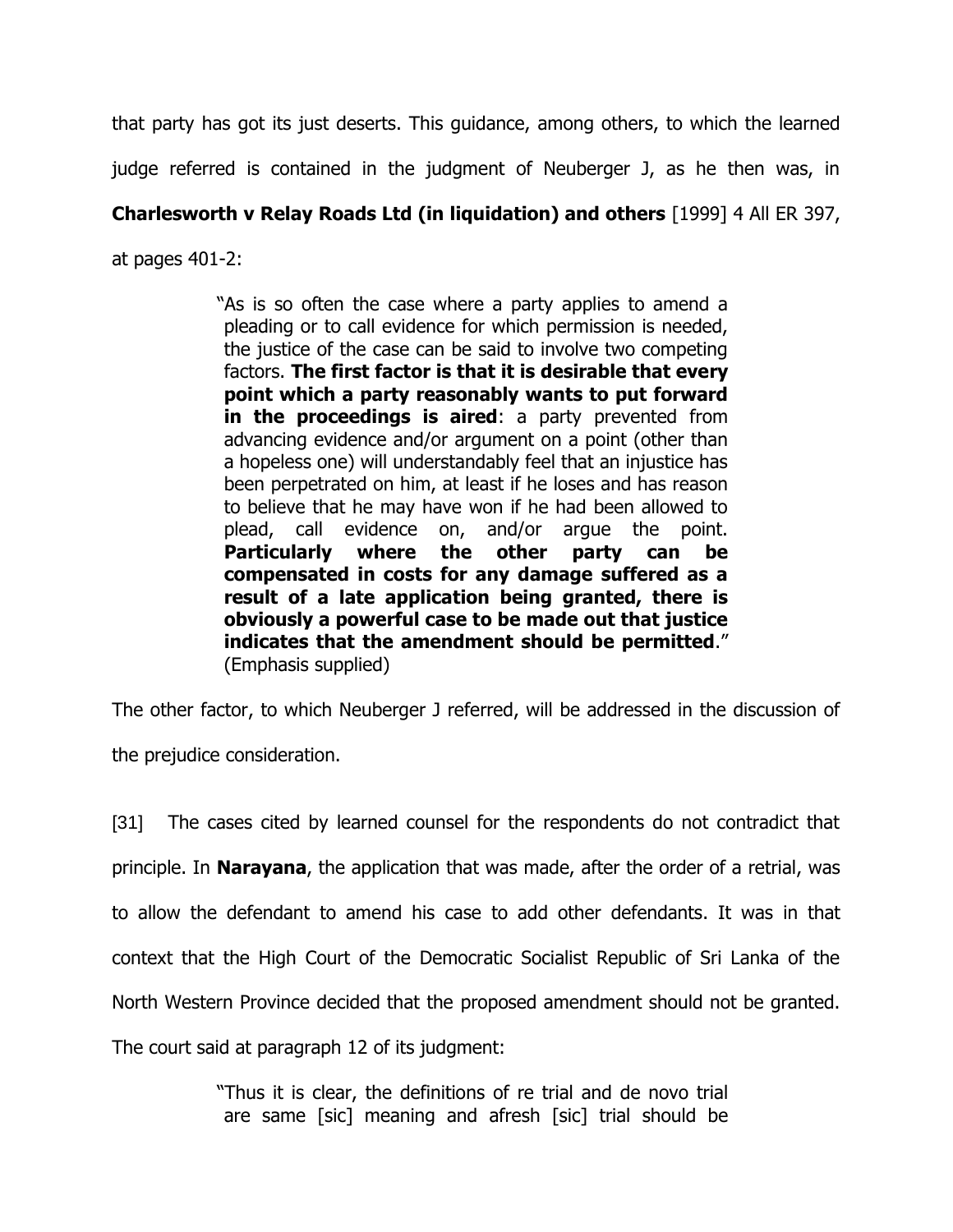that party has got its just deserts. This guidance, among others, to which the learned judge referred is contained in the judgment of Neuberger J, as he then was, in **Charlesworth v Relay Roads Ltd (in liquidation) and others** [1999] 4 All ER 397, at pages 401-2:

> "As is so often the case where a party applies to amend a pleading or to call evidence for which permission is needed, the justice of the case can be said to involve two competing factors. **The first factor is that it is desirable that every point which a party reasonably wants to put forward in the proceedings is aired**: a party prevented from advancing evidence and/or argument on a point (other than a hopeless one) will understandably feel that an injustice has been perpetrated on him, at least if he loses and has reason to believe that he may have won if he had been allowed to plead, call evidence on, and/or argue the point. **Particularly where the other party can be compensated in costs for any damage suffered as a result of a late application being granted, there is obviously a powerful case to be made out that justice indicates that the amendment should be permitted**." (Emphasis supplied)

The other factor, to which Neuberger J referred, will be addressed in the discussion of the prejudice consideration.

[31] The cases cited by learned counsel for the respondents do not contradict that principle. In **Narayana**, the application that was made, after the order of a retrial, was to allow the defendant to amend his case to add other defendants. It was in that context that the High Court of the Democratic Socialist Republic of Sri Lanka of the North Western Province decided that the proposed amendment should not be granted. The court said at paragraph 12 of its judgment:

> "Thus it is clear, the definitions of re trial and de novo trial are same [sic] meaning and afresh [sic] trial should be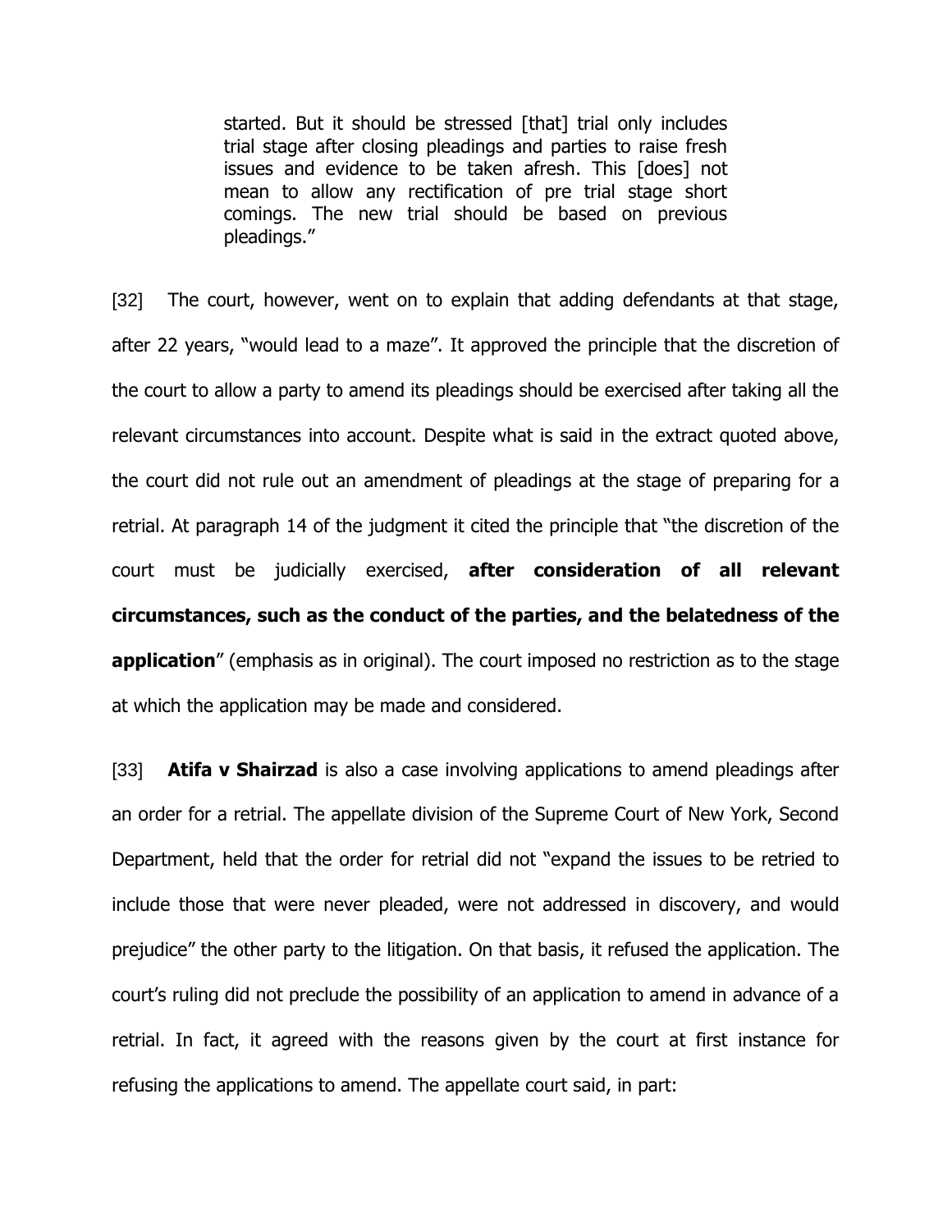> started. But it should be stressed [that] trial only includes trial stage after closing pleadings and parties to raise fresh issues and evidence to be taken afresh. This [does] not mean to allow any rectification of pre trial stage short comings. The new trial should be based on previous pleadings."

[32] The court, however, went on to explain that adding defendants at that stage, after 22 years, "would lead to a maze". It approved the principle that the discretion of the court to allow a party to amend its pleadings should be exercised after taking all the relevant circumstances into account. Despite what is said in the extract quoted above, the court did not rule out an amendment of pleadings at the stage of preparing for a retrial. At paragraph 14 of the judgment it cited the principle that "the discretion of the court must be judicially exercised, **after consideration of all relevant circumstances, such as the conduct of the parties, and the belatedness of the application**" (emphasis as in original). The court imposed no restriction as to the stage at which the application may be made and considered.

[33] **Atifa v Shairzad** is also a case involving applications to amend pleadings after an order for a retrial. The appellate division of the Supreme Court of New York, Second Department, held that the order for retrial did not "expand the issues to be retried to include those that were never pleaded, were not addressed in discovery, and would prejudice" the other party to the litigation. On that basis, it refused the application. The court's ruling did not preclude the possibility of an application to amend in advance of a retrial. In fact, it agreed with the reasons given by the court at first instance for refusing the applications to amend. The appellate court said, in part: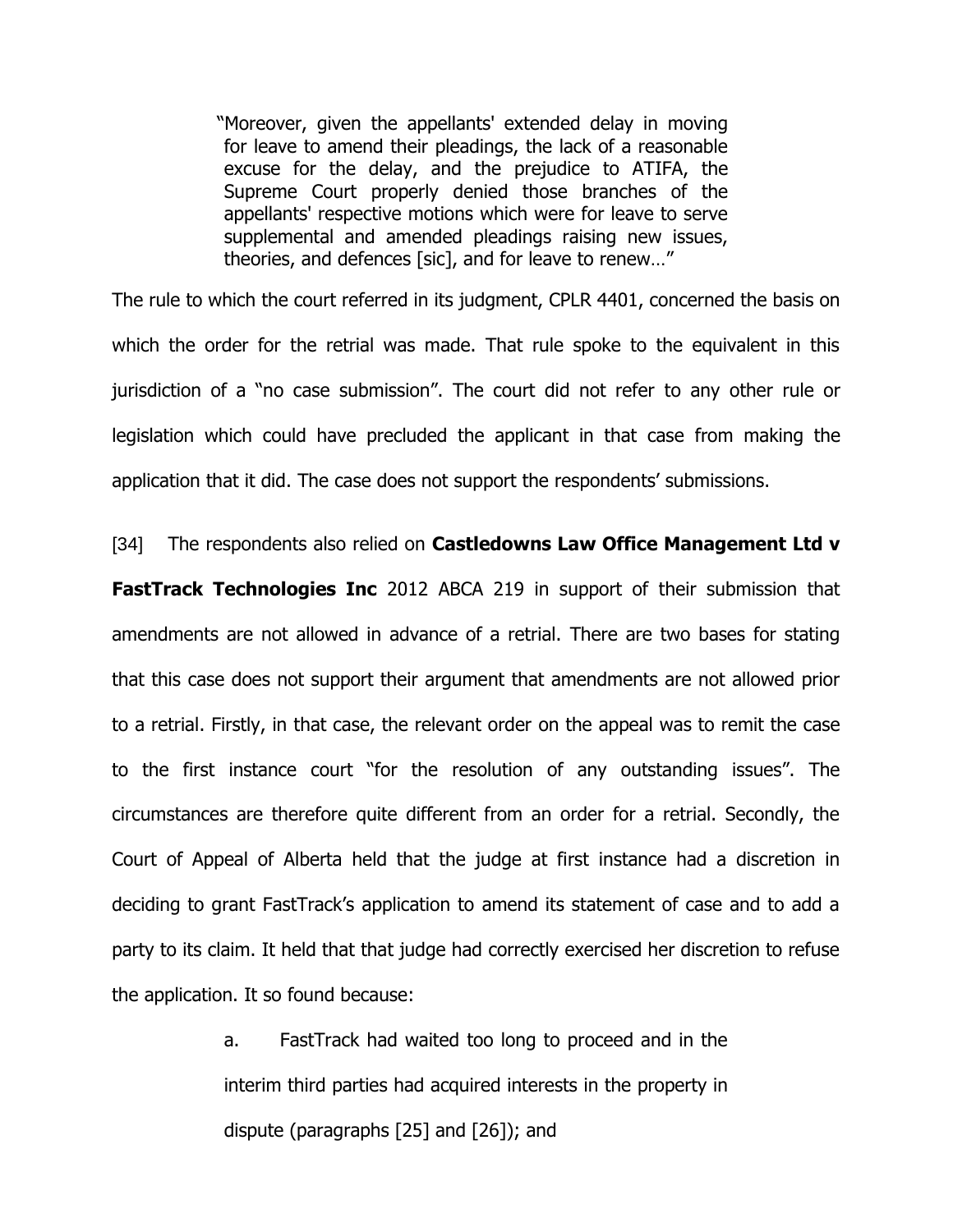> "Moreover, given the appellants' extended delay in moving for leave to amend their pleadings, the lack of a reasonable excuse for the delay, and the prejudice to ATIFA, the Supreme Court properly denied those branches of the appellants' respective motions which were for leave to serve supplemental and amended pleadings raising new issues, theories, and defences [sic], and for leave to renew…"

The rule to which the court referred in its judgment, CPLR 4401, concerned the basis on which the order for the retrial was made. That rule spoke to the equivalent in this jurisdiction of a "no case submission". The court did not refer to any other rule or legislation which could have precluded the applicant in that case from making the application that it did. The case does not support the respondents' submissions.

[34] The respondents also relied on **Castledowns Law Office Management Ltd v FastTrack Technologies Inc** 2012 ABCA 219 in support of their submission that amendments are not allowed in advance of a retrial. There are two bases for stating that this case does not support their argument that amendments are not allowed prior to a retrial. Firstly, in that case, the relevant order on the appeal was to remit the case to the first instance court "for the resolution of any outstanding issues". The circumstances are therefore quite different from an order for a retrial. Secondly, the Court of Appeal of Alberta held that the judge at first instance had a discretion in deciding to grant FastTrack's application to amend its statement of case and to add a party to its claim. It held that that judge had correctly exercised her discretion to refuse the application. It so found because:

> a. FastTrack had waited too long to proceed and in the interim third parties had acquired interests in the property in dispute (paragraphs [25] and [26]); and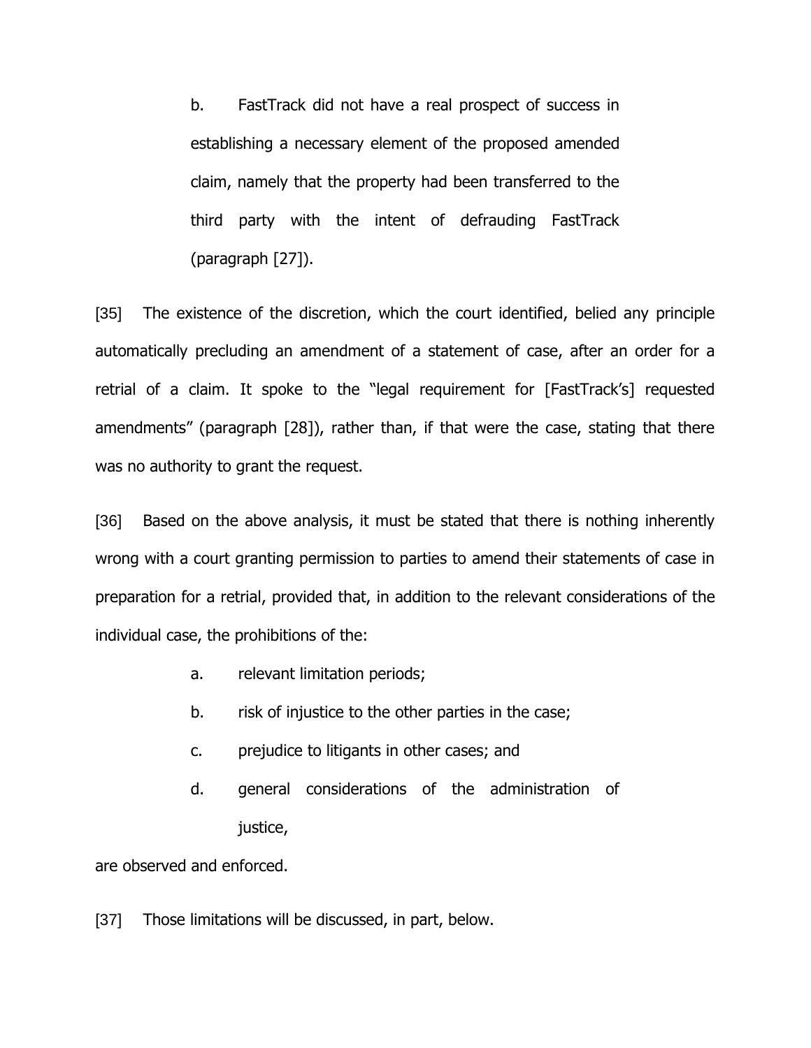b. FastTrack did not have a real prospect of success in establishing a necessary element of the proposed amended claim, namely that the property had been transferred to the third party with the intent of defrauding FastTrack (paragraph [27]).

[35] The existence of the discretion, which the court identified, belied any principle automatically precluding an amendment of a statement of case, after an order for a retrial of a claim. It spoke to the "legal requirement for [FastTrack's] requested amendments" (paragraph [28]), rather than, if that were the case, stating that there was no authority to grant the request.

[36] Based on the above analysis, it must be stated that there is nothing inherently wrong with a court granting permission to parties to amend their statements of case in preparation for a retrial, provided that, in addition to the relevant considerations of the individual case, the prohibitions of the:

a. relevant limitation periods;

b. risk of injustice to the other parties in the case;

c. prejudice to litigants in other cases; and

d. general considerations of the administration of justice,

are observed and enforced.

[37] Those limitations will be discussed, in part, below.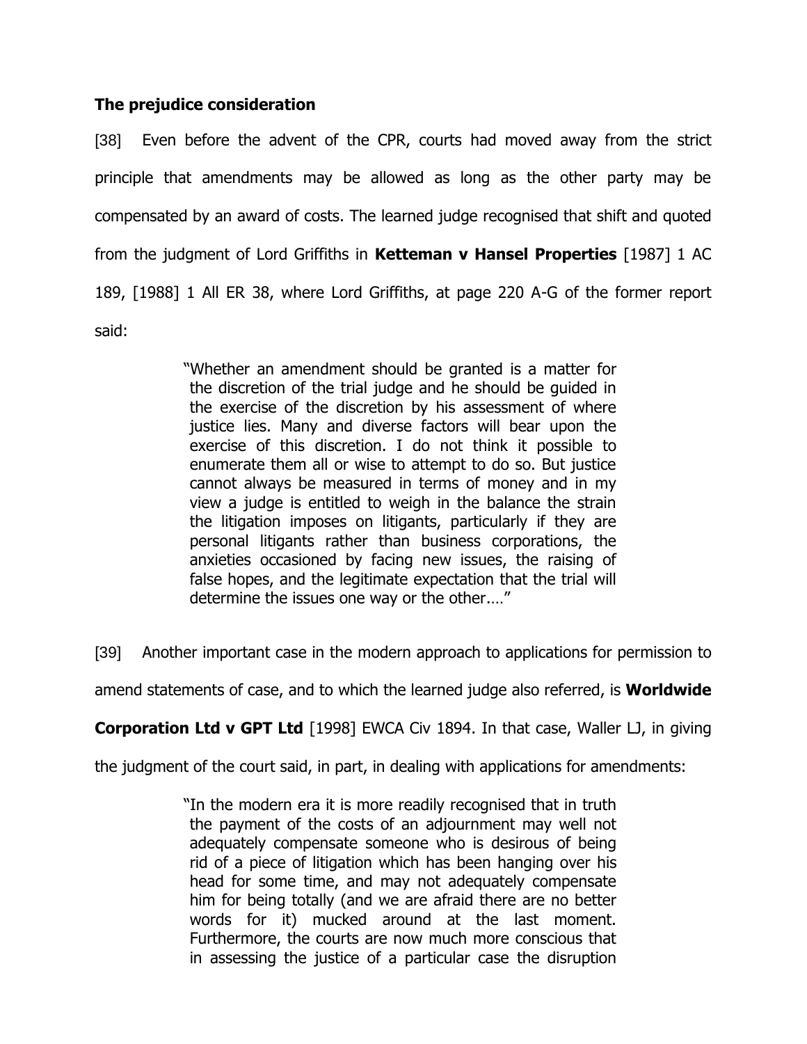## The prejudice consideration

[38] Even before the advent of the CPR, courts had moved away from the strict principle that amendments may be allowed as long as the other party may be compensated by an award of costs. The learned judge recognised that shift and quoted from the judgment of Lord Griffiths in **Ketteman v Hansel Properties** [1987] 1 AC 189, [1988] 1 All ER 38, where Lord Griffiths, at page 220 A-G of the former report said:

> "Whether an amendment should be granted is a matter for the discretion of the trial judge and he should be guided in the exercise of the discretion by his assessment of where justice lies. Many and diverse factors will bear upon the exercise of this discretion. I do not think it possible to enumerate them all or wise to attempt to do so. But justice cannot always be measured in terms of money and in my view a judge is entitled to weigh in the balance the strain the litigation imposes on litigants, particularly if they are personal litigants rather than business corporations, the anxieties occasioned by facing new issues, the raising of false hopes, and the legitimate expectation that the trial will determine the issues one way or the other...."

[39] Another important case in the modern approach to applications for permission to amend statements of case, and to which the learned judge also referred, is **Worldwide Corporation Ltd v GPT Ltd** [1998] EWCA Civ 1894. In that case, Waller LJ, in giving the judgment of the court said, in part, in dealing with applications for amendments:

> "In the modern era it is more readily recognised that in truth the payment of the costs of an adjournment may well not adequately compensate someone who is desirous of being rid of a piece of litigation which has been hanging over his head for some time, and may not adequately compensate him for being totally (and we are afraid there are no better words for it) mucked around at the last moment. Furthermore, the courts are now much more conscious that in assessing the justice of a particular case the disruption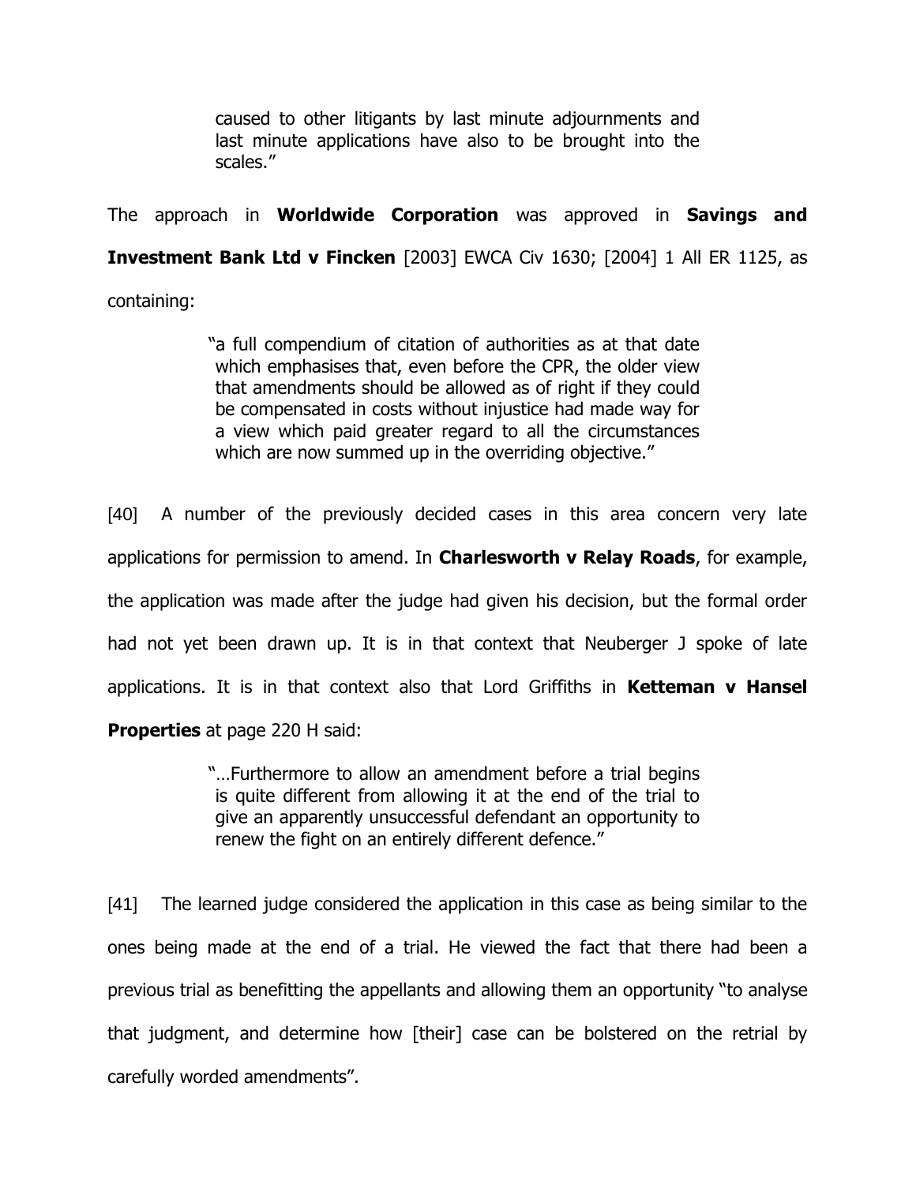> caused to other litigants by last minute adjournments and last minute applications have also to be brought into the scales."

The approach in **Worldwide Corporation** was approved in **Savings and Investment Bank Ltd v Fincken** [2003] EWCA Civ 1630; [2004] 1 All ER 1125, as containing:

> "a full compendium of citation of authorities as at that date which emphasises that, even before the CPR, the older view that amendments should be allowed as of right if they could be compensated in costs without injustice had made way for a view which paid greater regard to all the circumstances which are now summed up in the overriding objective."

[40] A number of the previously decided cases in this area concern very late applications for permission to amend. In **Charlesworth v Relay Roads**, for example, the application was made after the judge had given his decision, but the formal order had not yet been drawn up. It is in that context that Neuberger J spoke of late applications. It is in that context also that Lord Griffiths in **Ketteman v Hansel Properties** at page 220 H said:

> "…Furthermore to allow an amendment before a trial begins is quite different from allowing it at the end of the trial to give an apparently unsuccessful defendant an opportunity to renew the fight on an entirely different defence."

[41] The learned judge considered the application in this case as being similar to the ones being made at the end of a trial. He viewed the fact that there had been a previous trial as benefitting the appellants and allowing them an opportunity "to analyse that judgment, and determine how [their] case can be bolstered on the retrial by carefully worded amendments".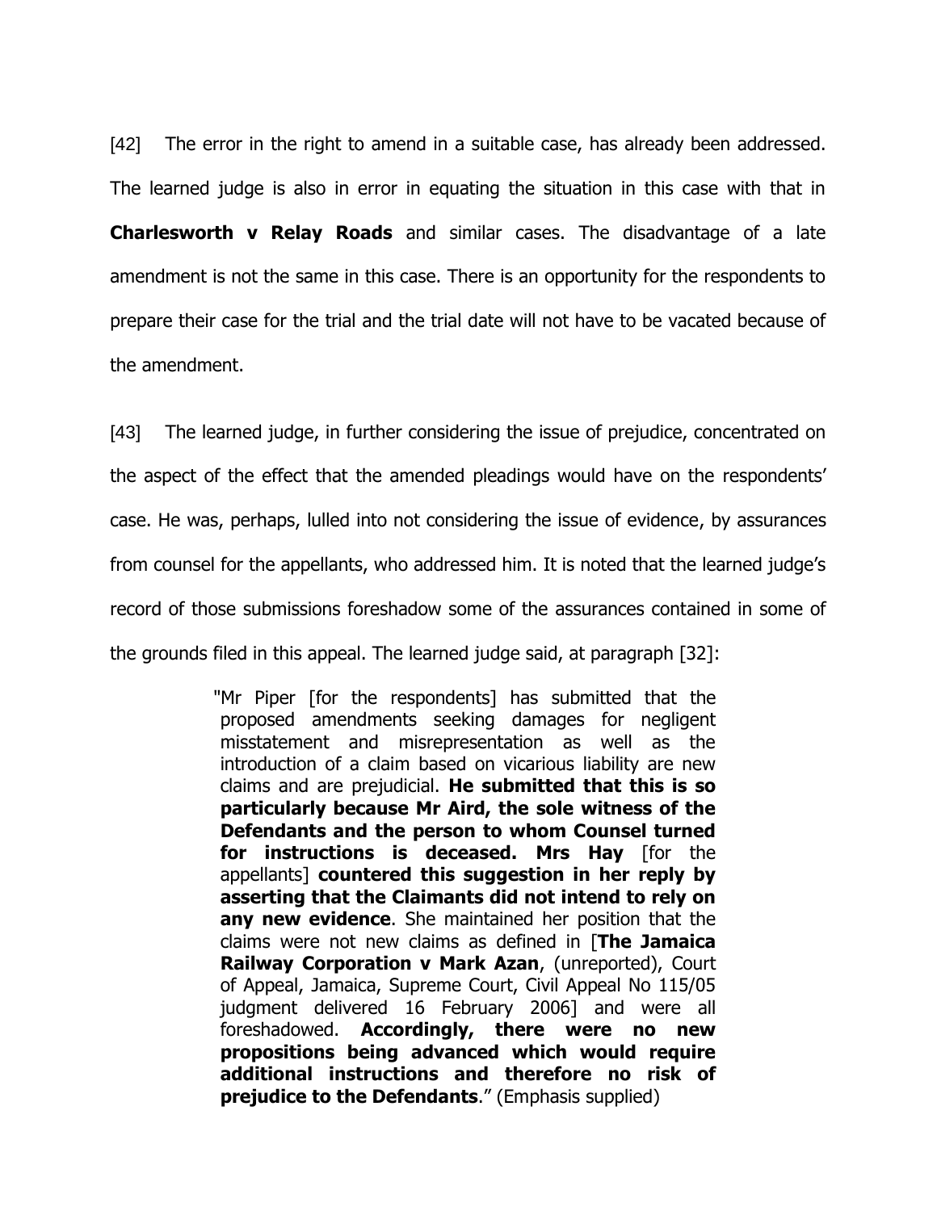[42] The error in the right to amend in a suitable case, has already been addressed. The learned judge is also in error in equating the situation in this case with that in **Charlesworth v Relay Roads** and similar cases. The disadvantage of a late amendment is not the same in this case. There is an opportunity for the respondents to prepare their case for the trial and the trial date will not have to be vacated because of the amendment.

[43] The learned judge, in further considering the issue of prejudice, concentrated on the aspect of the effect that the amended pleadings would have on the respondents' case. He was, perhaps, lulled into not considering the issue of evidence, by assurances from counsel for the appellants, who addressed him. It is noted that the learned judge's record of those submissions foreshadow some of the assurances contained in some of the grounds filed in this appeal. The learned judge said, at paragraph [32]:

> "Mr Piper [for the respondents] has submitted that the proposed amendments seeking damages for negligent misstatement and misrepresentation as well as the introduction of a claim based on vicarious liability are new claims and are prejudicial. **He submitted that this is so particularly because Mr Aird, the sole witness of the Defendants and the person to whom Counsel turned for instructions is deceased. Mrs Hay** [for the appellants] **countered this suggestion in her reply by asserting that the Claimants did not intend to rely on any new evidence**. She maintained her position that the claims were not new claims as defined in [**The Jamaica Railway Corporation v Mark Azan**, (unreported), Court of Appeal, Jamaica, Supreme Court, Civil Appeal No 115/05 judgment delivered 16 February 2006] and were all foreshadowed. **Accordingly, there were no new propositions being advanced which would require additional instructions and therefore no risk of prejudice to the Defendants**." (Emphasis supplied)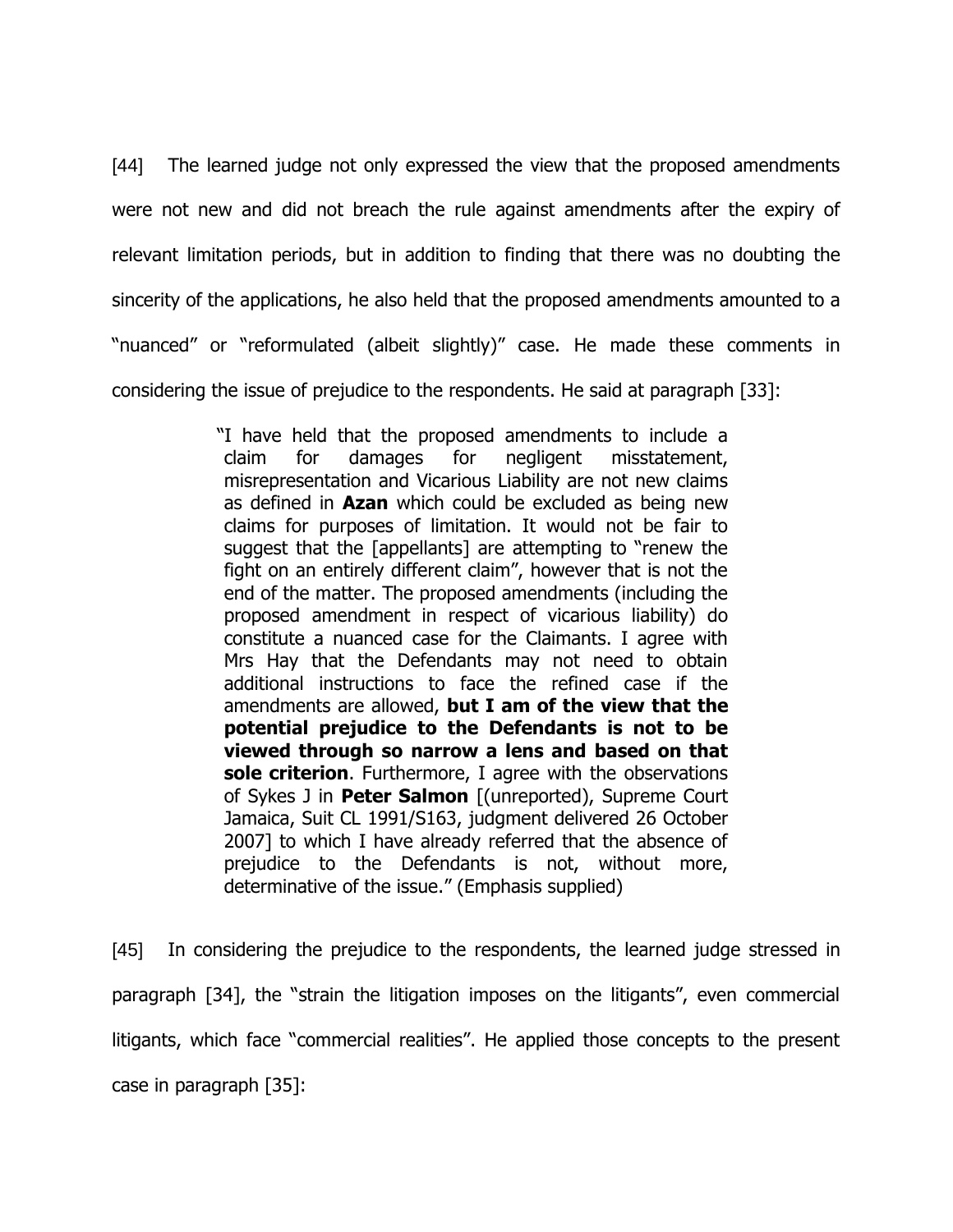[44] The learned judge not only expressed the view that the proposed amendments were not new and did not breach the rule against amendments after the expiry of relevant limitation periods, but in addition to finding that there was no doubting the sincerity of the applications, he also held that the proposed amendments amounted to a "nuanced" or "reformulated (albeit slightly)" case. He made these comments in considering the issue of prejudice to the respondents. He said at paragraph [33]:

> "I have held that the proposed amendments to include a claim for damages for negligent misstatement, misrepresentation and Vicarious Liability are not new claims as defined in **Azan** which could be excluded as being new claims for purposes of limitation. It would not be fair to suggest that the [appellants] are attempting to "renew the fight on an entirely different claim", however that is not the end of the matter. The proposed amendments (including the proposed amendment in respect of vicarious liability) do constitute a nuanced case for the Claimants. I agree with Mrs Hay that the Defendants may not need to obtain additional instructions to face the refined case if the amendments are allowed, **but I am of the view that the potential prejudice to the Defendants is not to be viewed through so narrow a lens and based on that sole criterion**. Furthermore, I agree with the observations of Sykes J in **Peter Salmon** [(unreported), Supreme Court Jamaica, Suit CL 1991/S163, judgment delivered 26 October 2007] to which I have already referred that the absence of prejudice to the Defendants is not, without more, determinative of the issue." (Emphasis supplied)

[45] In considering the prejudice to the respondents, the learned judge stressed in paragraph [34], the "strain the litigation imposes on the litigants", even commercial litigants, which face "commercial realities". He applied those concepts to the present case in paragraph [35]: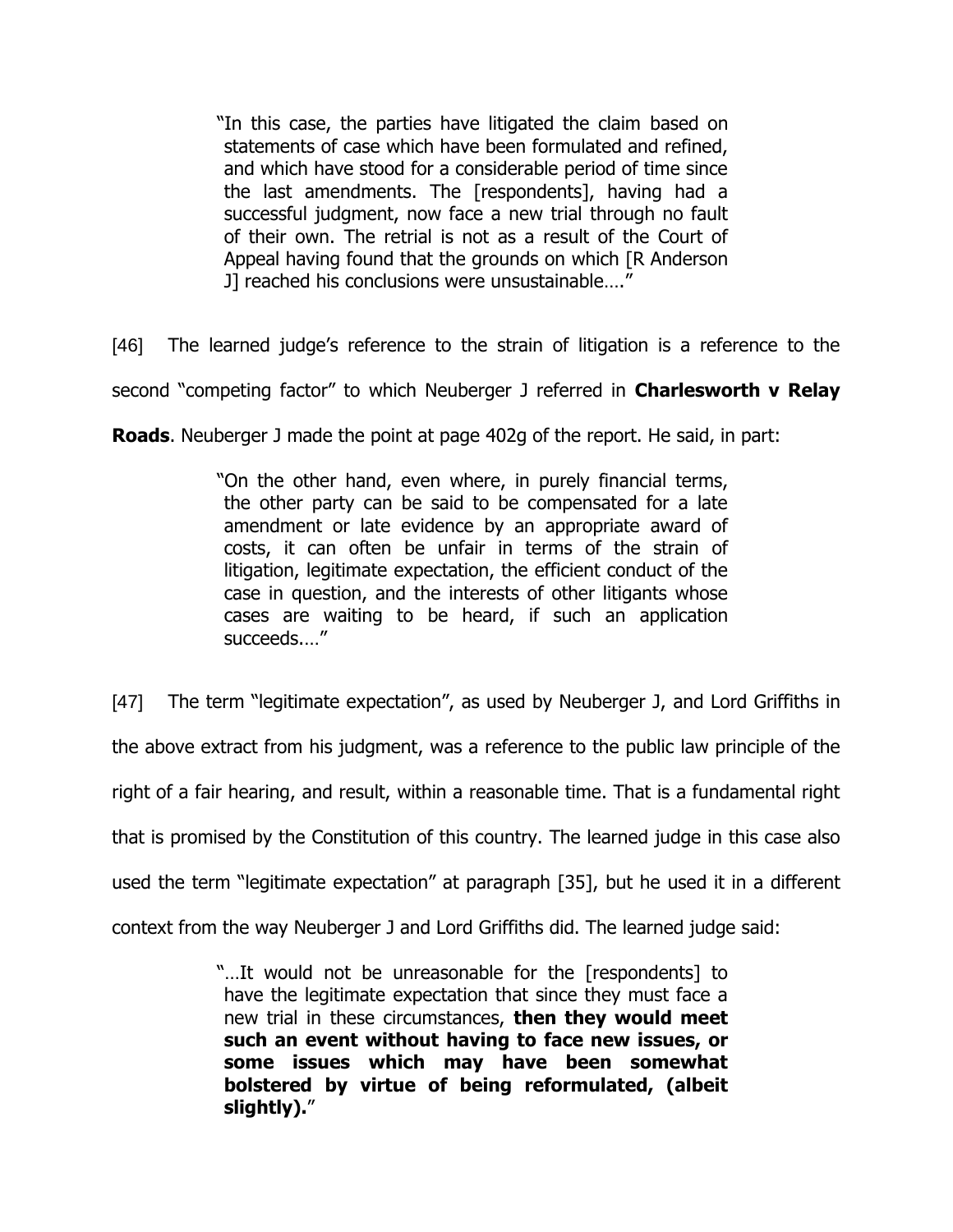> "In this case, the parties have litigated the claim based on statements of case which have been formulated and refined, and which have stood for a considerable period of time since the last amendments. The [respondents], having had a successful judgment, now face a new trial through no fault of their own. The retrial is not as a result of the Court of Appeal having found that the grounds on which [R Anderson J] reached his conclusions were unsustainable…."

[46] The learned judge's reference to the strain of litigation is a reference to the second "competing factor" to which Neuberger J referred in **Charlesworth v Relay Roads**. Neuberger J made the point at page 402g of the report. He said, in part:

> "On the other hand, even where, in purely financial terms, the other party can be said to be compensated for a late amendment or late evidence by an appropriate award of costs, it can often be unfair in terms of the strain of litigation, legitimate expectation, the efficient conduct of the case in question, and the interests of other litigants whose cases are waiting to be heard, if such an application succeeds.…"

[47] The term "legitimate expectation", as used by Neuberger J, and Lord Griffiths in the above extract from his judgment, was a reference to the public law principle of the right of a fair hearing, and result, within a reasonable time. That is a fundamental right that is promised by the Constitution of this country. The learned judge in this case also used the term "legitimate expectation" at paragraph [35], but he used it in a different context from the way Neuberger J and Lord Griffiths did. The learned judge said:

> "…It would not be unreasonable for the [respondents] to have the legitimate expectation that since they must face a new trial in these circumstances, **then they would meet such an event without having to face new issues, or some issues which may have been somewhat bolstered by virtue of being reformulated, (albeit slightly).**"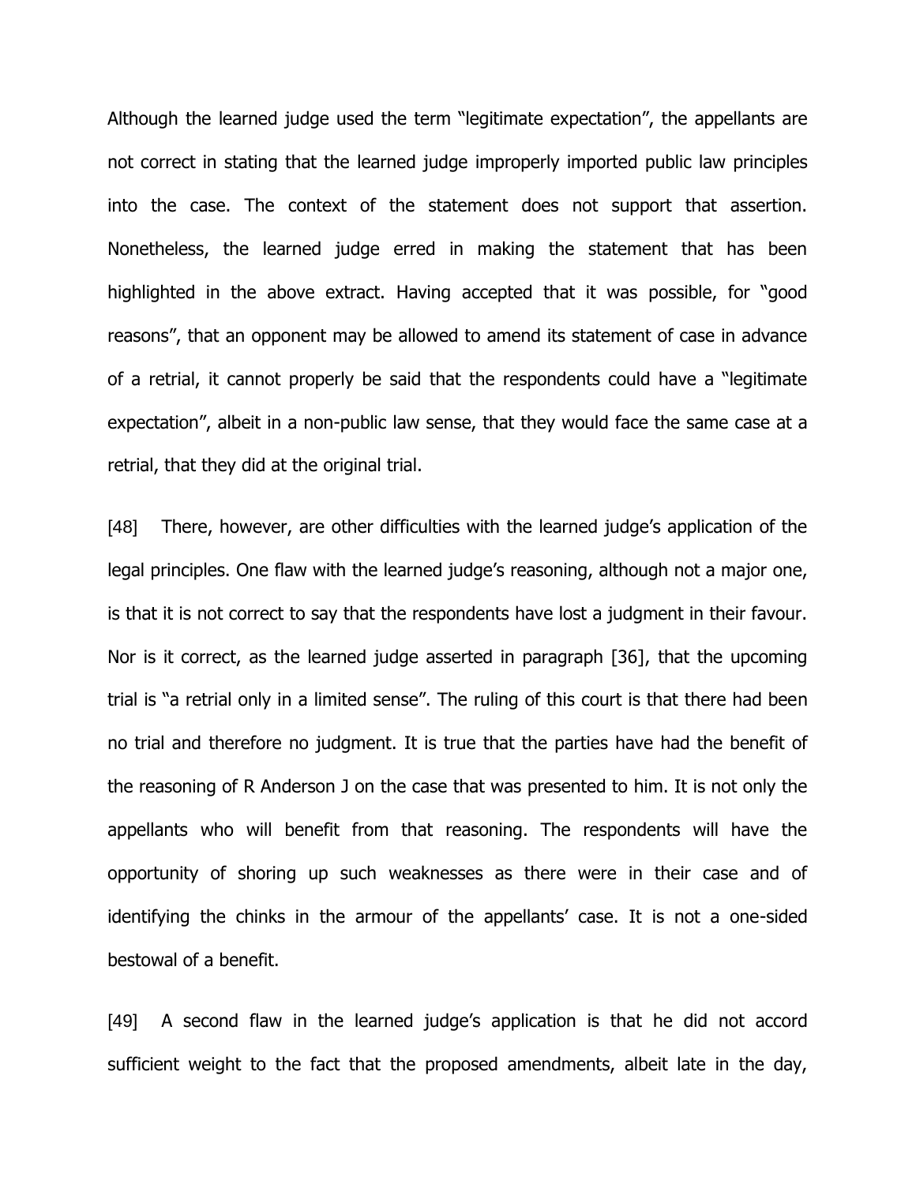Although the learned judge used the term "legitimate expectation", the appellants are not correct in stating that the learned judge improperly imported public law principles into the case. The context of the statement does not support that assertion. Nonetheless, the learned judge erred in making the statement that has been highlighted in the above extract. Having accepted that it was possible, for "good reasons", that an opponent may be allowed to amend its statement of case in advance of a retrial, it cannot properly be said that the respondents could have a "legitimate expectation", albeit in a non-public law sense, that they would face the same case at a retrial, that they did at the original trial.

[48] There, however, are other difficulties with the learned judge's application of the legal principles. One flaw with the learned judge's reasoning, although not a major one, is that it is not correct to say that the respondents have lost a judgment in their favour. Nor is it correct, as the learned judge asserted in paragraph [36], that the upcoming trial is "a retrial only in a limited sense". The ruling of this court is that there had been no trial and therefore no judgment. It is true that the parties have had the benefit of the reasoning of R Anderson J on the case that was presented to him. It is not only the appellants who will benefit from that reasoning. The respondents will have the opportunity of shoring up such weaknesses as there were in their case and of identifying the chinks in the armour of the appellants' case. It is not a one-sided bestowal of a benefit.

[49] A second flaw in the learned judge's application is that he did not accord sufficient weight to the fact that the proposed amendments, albeit late in the day,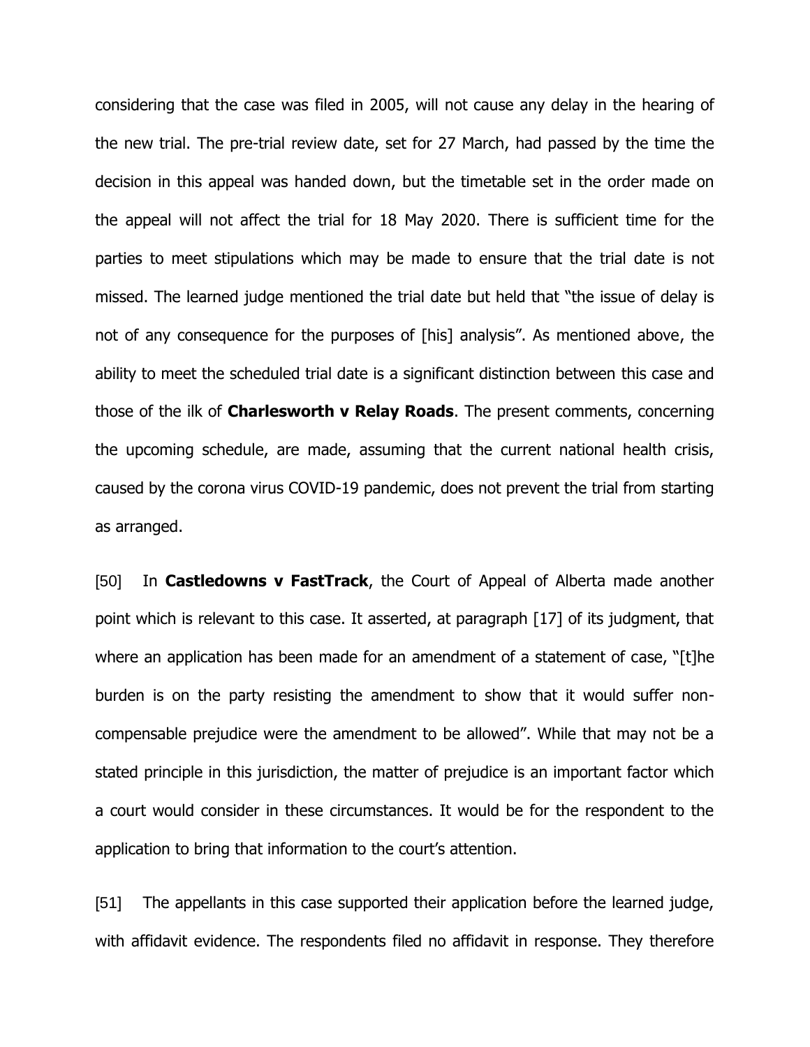considering that the case was filed in 2005, will not cause any delay in the hearing of the new trial. The pre-trial review date, set for 27 March, had passed by the time the decision in this appeal was handed down, but the timetable set in the order made on the appeal will not affect the trial for 18 May 2020. There is sufficient time for the parties to meet stipulations which may be made to ensure that the trial date is not missed. The learned judge mentioned the trial date but held that "the issue of delay is not of any consequence for the purposes of [his] analysis". As mentioned above, the ability to meet the scheduled trial date is a significant distinction between this case and those of the ilk of **Charlesworth v Relay Roads**. The present comments, concerning the upcoming schedule, are made, assuming that the current national health crisis, caused by the corona virus COVID-19 pandemic, does not prevent the trial from starting as arranged.

[50] In **Castledowns v FastTrack**, the Court of Appeal of Alberta made another point which is relevant to this case. It asserted, at paragraph [17] of its judgment, that where an application has been made for an amendment of a statement of case, "[t]he burden is on the party resisting the amendment to show that it would suffer non-compensable prejudice were the amendment to be allowed". While that may not be a stated principle in this jurisdiction, the matter of prejudice is an important factor which a court would consider in these circumstances. It would be for the respondent to the application to bring that information to the court's attention.

[51] The appellants in this case supported their application before the learned judge, with affidavit evidence. The respondents filed no affidavit in response. They therefore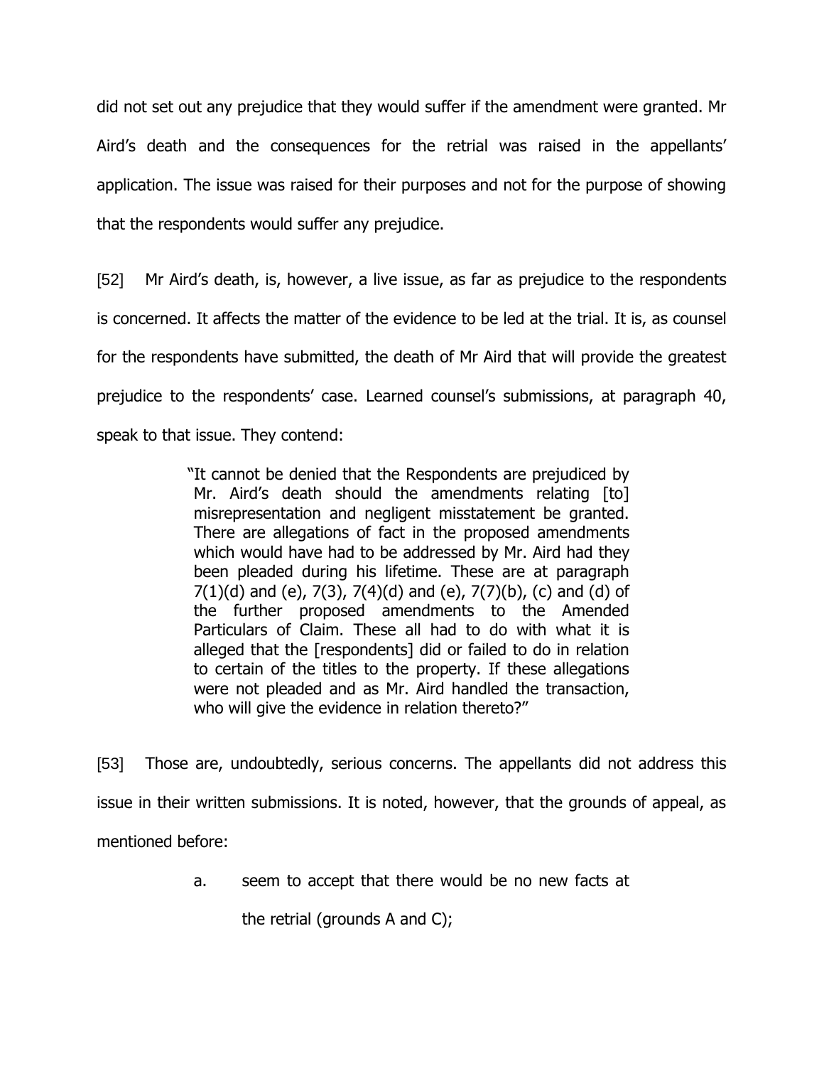did not set out any prejudice that they would suffer if the amendment were granted. Mr Aird's death and the consequences for the retrial was raised in the appellants' application. The issue was raised for their purposes and not for the purpose of showing that the respondents would suffer any prejudice.

[52] Mr Aird's death, is, however, a live issue, as far as prejudice to the respondents is concerned. It affects the matter of the evidence to be led at the trial. It is, as counsel for the respondents have submitted, the death of Mr Aird that will provide the greatest prejudice to the respondents' case. Learned counsel's submissions, at paragraph 40, speak to that issue. They contend:

> "It cannot be denied that the Respondents are prejudiced by Mr. Aird's death should the amendments relating [to] misrepresentation and negligent misstatement be granted. There are allegations of fact in the proposed amendments which would have had to be addressed by Mr. Aird had they been pleaded during his lifetime. These are at paragraph 7(1)(d) and (e), 7(3), 7(4)(d) and (e), 7(7)(b), (c) and (d) of the further proposed amendments to the Amended Particulars of Claim. These all had to do with what it is alleged that the [respondents] did or failed to do in relation to certain of the titles to the property. If these allegations were not pleaded and as Mr. Aird handled the transaction, who will give the evidence in relation thereto?"

[53] Those are, undoubtedly, serious concerns. The appellants did not address this issue in their written submissions. It is noted, however, that the grounds of appeal, as mentioned before:

a. seem to accept that there would be no new facts at the retrial (grounds A and C);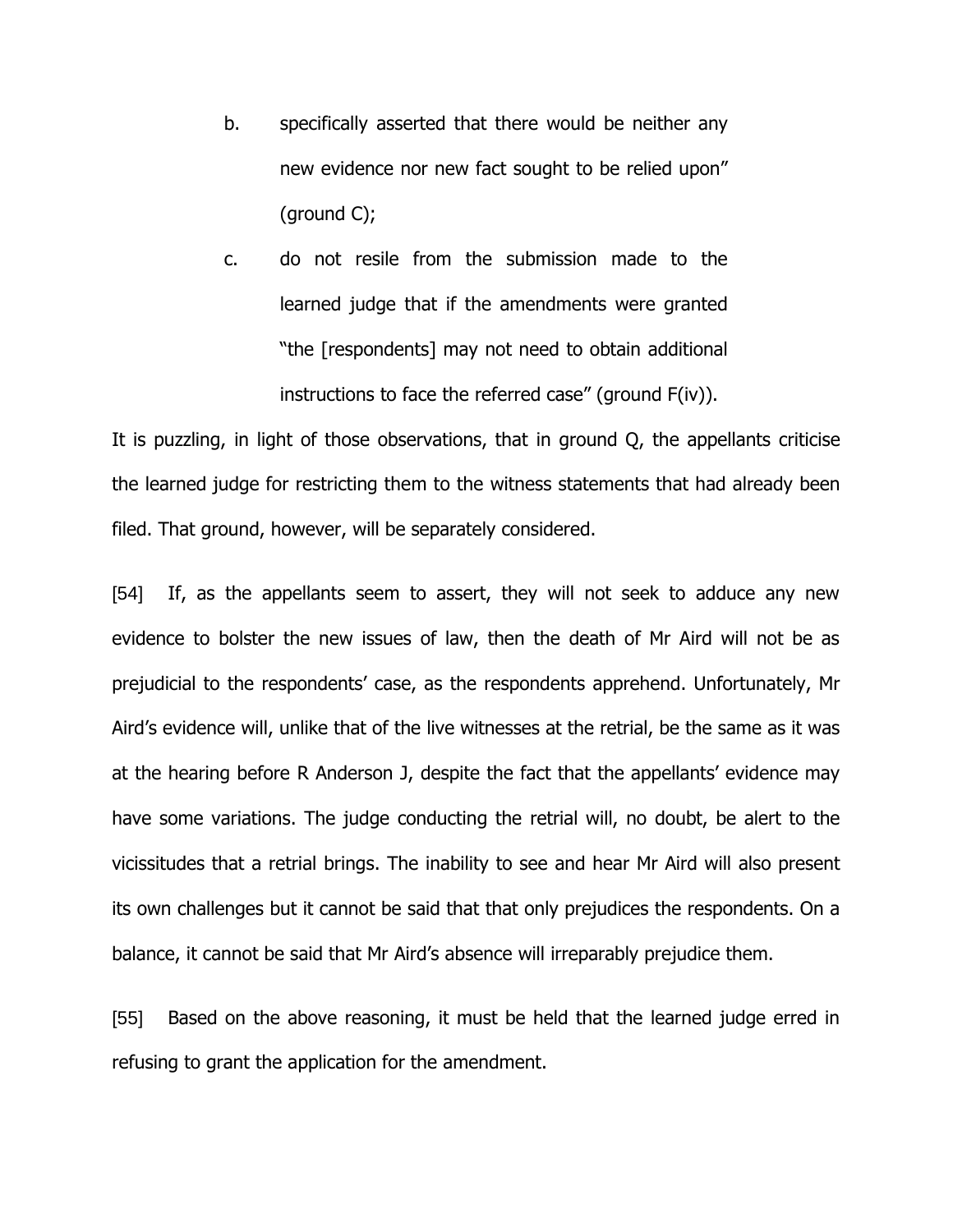b. specifically asserted that there would be neither any new evidence nor new fact sought to be relied upon" (ground C);

c. do not resile from the submission made to the learned judge that if the amendments were granted "the [respondents] may not need to obtain additional instructions to face the referred case" (ground F(iv)).

It is puzzling, in light of those observations, that in ground Q, the appellants criticise the learned judge for restricting them to the witness statements that had already been filed. That ground, however, will be separately considered.

[54] If, as the appellants seem to assert, they will not seek to adduce any new evidence to bolster the new issues of law, then the death of Mr Aird will not be as prejudicial to the respondents' case, as the respondents apprehend. Unfortunately, Mr Aird's evidence will, unlike that of the live witnesses at the retrial, be the same as it was at the hearing before R Anderson J, despite the fact that the appellants' evidence may have some variations. The judge conducting the retrial will, no doubt, be alert to the vicissitudes that a retrial brings. The inability to see and hear Mr Aird will also present its own challenges but it cannot be said that that only prejudices the respondents. On a balance, it cannot be said that Mr Aird's absence will irreparably prejudice them.

[55] Based on the above reasoning, it must be held that the learned judge erred in refusing to grant the application for the amendment.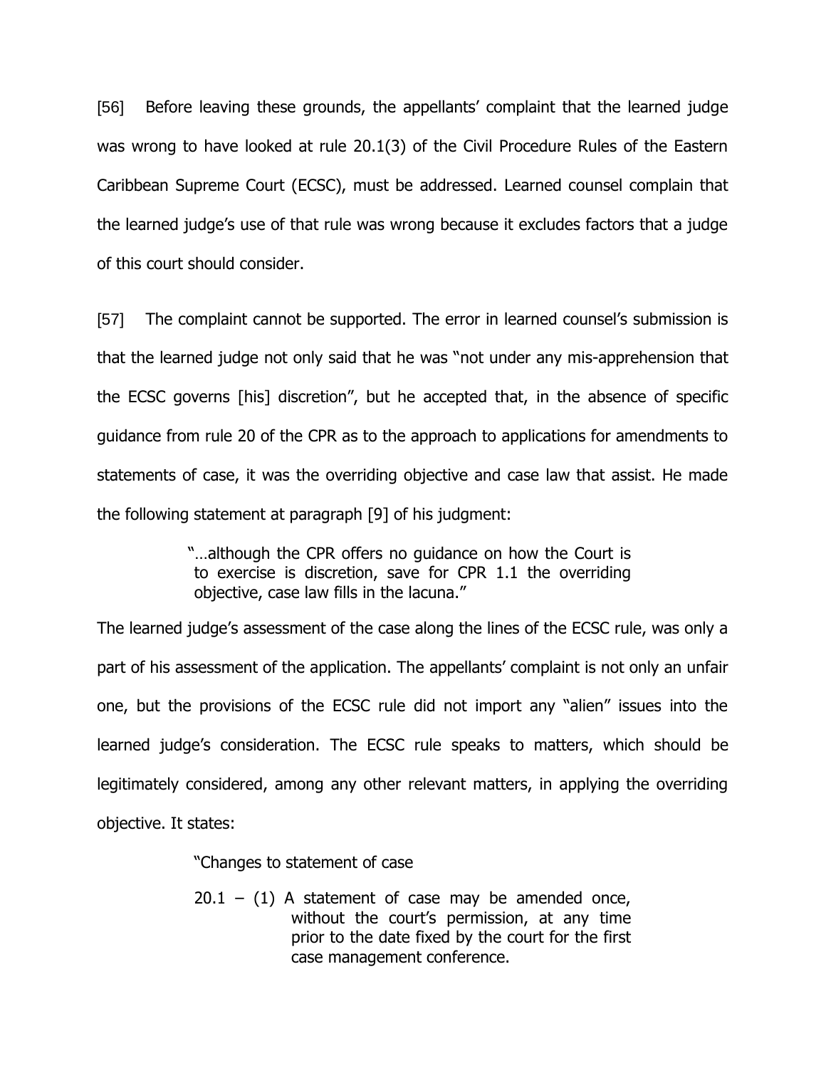[56] Before leaving these grounds, the appellants' complaint that the learned judge was wrong to have looked at rule 20.1(3) of the Civil Procedure Rules of the Eastern Caribbean Supreme Court (ECSC), must be addressed. Learned counsel complain that the learned judge's use of that rule was wrong because it excludes factors that a judge of this court should consider.

[57] The complaint cannot be supported. The error in learned counsel's submission is that the learned judge not only said that he was "not under any mis-apprehension that the ECSC governs [his] discretion", but he accepted that, in the absence of specific guidance from rule 20 of the CPR as to the approach to applications for amendments to statements of case, it was the overriding objective and case law that assist. He made the following statement at paragraph [9] of his judgment:

> "…although the CPR offers no guidance on how the Court is to exercise is discretion, save for CPR 1.1 the overriding objective, case law fills in the lacuna."

The learned judge's assessment of the case along the lines of the ECSC rule, was only a part of his assessment of the application. The appellants' complaint is not only an unfair one, but the provisions of the ECSC rule did not import any "alien" issues into the learned judge's consideration. The ECSC rule speaks to matters, which should be legitimately considered, among any other relevant matters, in applying the overriding objective. It states:

> "Changes to statement of case
>
> 20.1 – (1) A statement of case may be amended once, without the court's permission, at any time prior to the date fixed by the court for the first case management conference.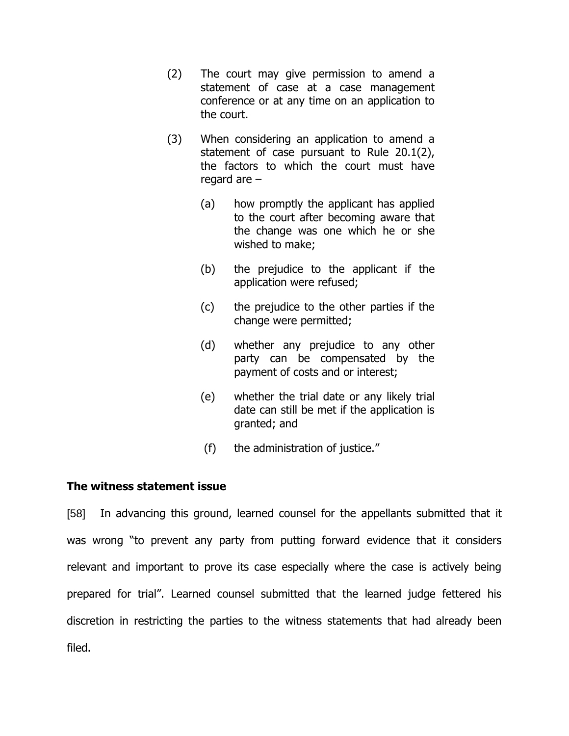> (2) The court may give permission to amend a statement of case at a case management conference or at any time on an application to the court.
>
> (3) When considering an application to amend a statement of case pursuant to Rule 20.1(2), the factors to which the court must have regard are –
>
> > (a) how promptly the applicant has applied to the court after becoming aware that the change was one which he or she wished to make;
> >
> > (b) the prejudice to the applicant if the application were refused;
> >
> > (c) the prejudice to the other parties if the change were permitted;
> >
> > (d) whether any prejudice to any other party can be compensated by the payment of costs and or interest;
> >
> > (e) whether the trial date or any likely trial date can still be met if the application is granted; and
> >
> > (f) the administration of justice."

**The witness statement issue**

[58] In advancing this ground, learned counsel for the appellants submitted that it was wrong "to prevent any party from putting forward evidence that it considers relevant and important to prove its case especially where the case is actively being prepared for trial". Learned counsel submitted that the learned judge fettered his discretion in restricting the parties to the witness statements that had already been filed.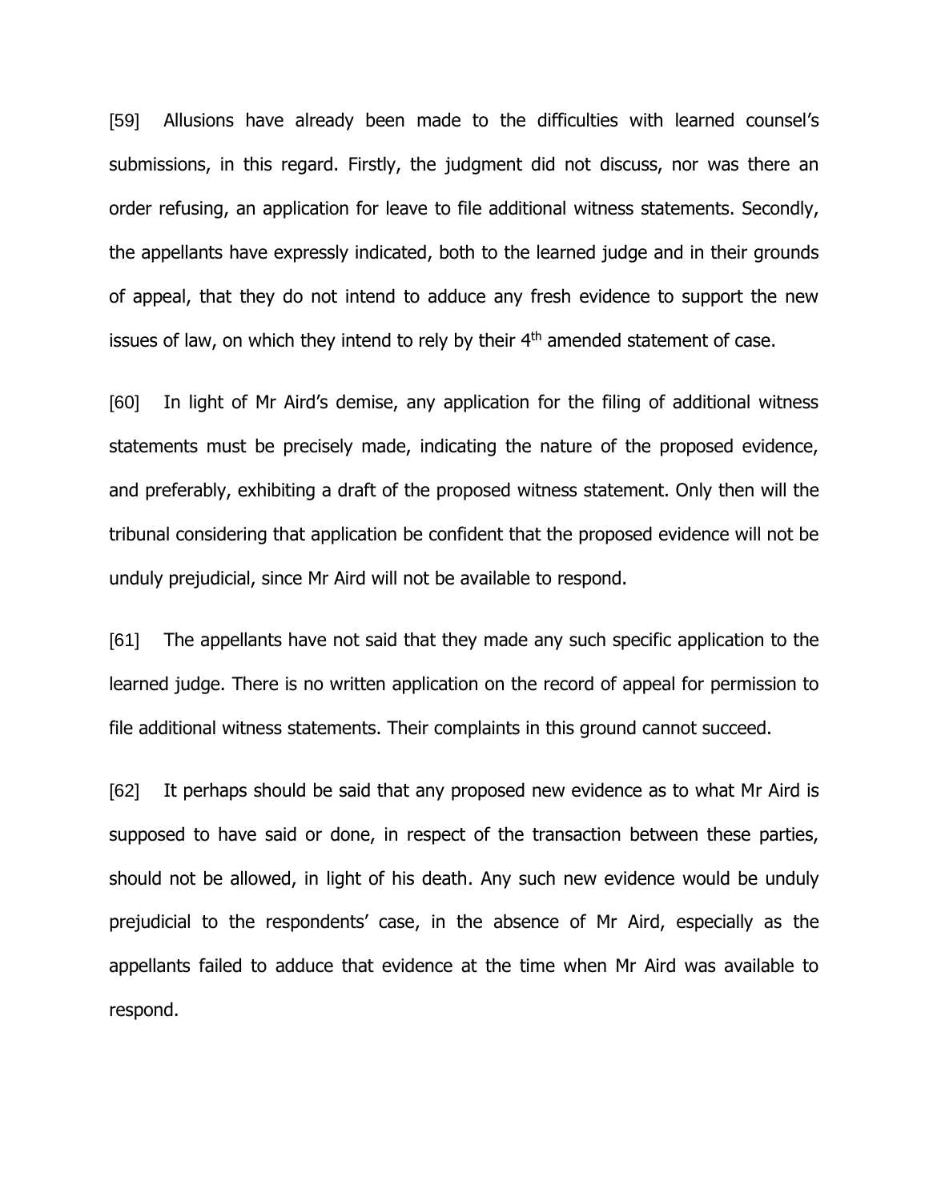[59] Allusions have already been made to the difficulties with learned counsel's submissions, in this regard. Firstly, the judgment did not discuss, nor was there an order refusing, an application for leave to file additional witness statements. Secondly, the appellants have expressly indicated, both to the learned judge and in their grounds of appeal, that they do not intend to adduce any fresh evidence to support the new issues of law, on which they intend to rely by their 4th amended statement of case.

[60] In light of Mr Aird's demise, any application for the filing of additional witness statements must be precisely made, indicating the nature of the proposed evidence, and preferably, exhibiting a draft of the proposed witness statement. Only then will the tribunal considering that application be confident that the proposed evidence will not be unduly prejudicial, since Mr Aird will not be available to respond.

[61] The appellants have not said that they made any such specific application to the learned judge. There is no written application on the record of appeal for permission to file additional witness statements. Their complaints in this ground cannot succeed.

[62] It perhaps should be said that any proposed new evidence as to what Mr Aird is supposed to have said or done, in respect of the transaction between these parties, should not be allowed, in light of his death. Any such new evidence would be unduly prejudicial to the respondents' case, in the absence of Mr Aird, especially as the appellants failed to adduce that evidence at the time when Mr Aird was available to respond.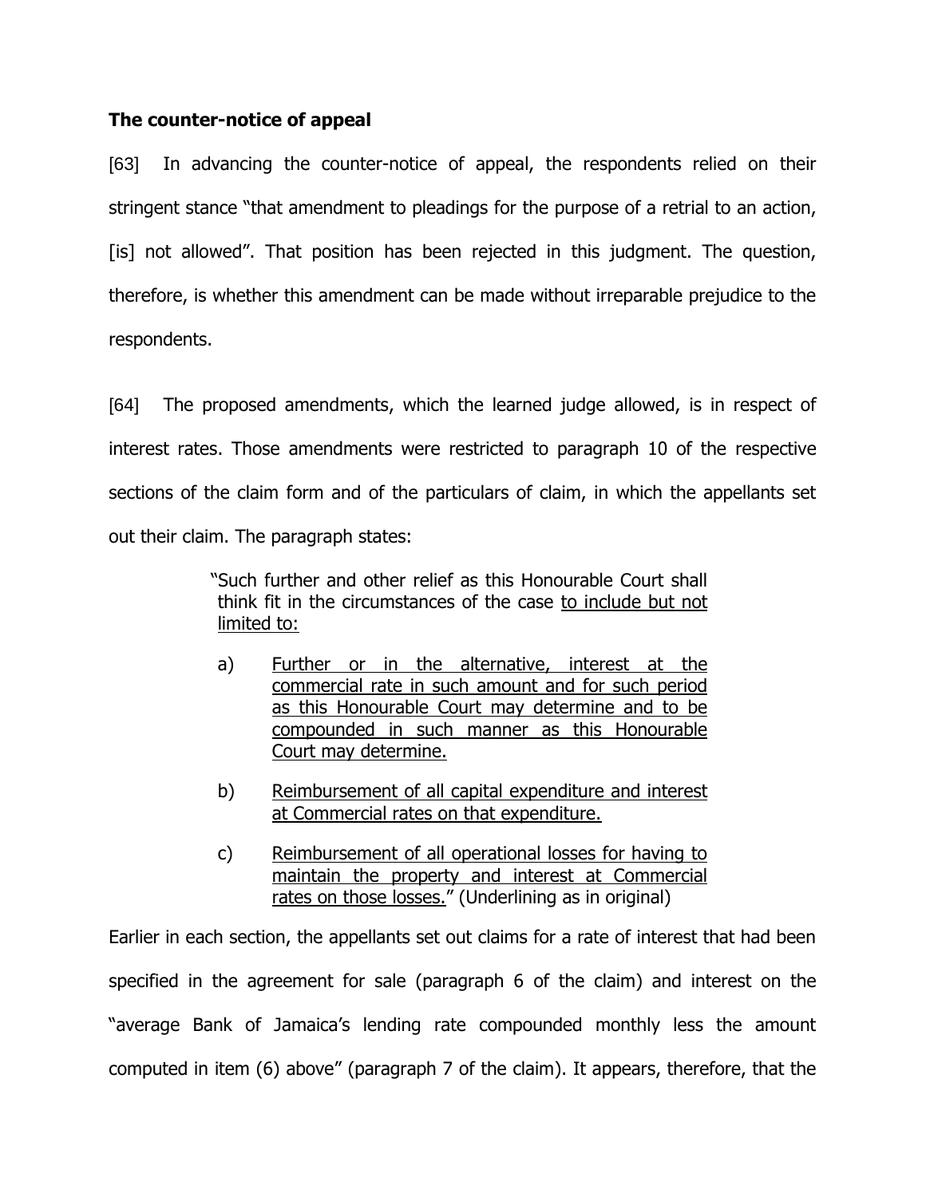**The counter-notice of appeal**

[63] In advancing the counter-notice of appeal, the respondents relied on their stringent stance "that amendment to pleadings for the purpose of a retrial to an action, [is] not allowed". That position has been rejected in this judgment. The question, therefore, is whether this amendment can be made without irreparable prejudice to the respondents.

[64] The proposed amendments, which the learned judge allowed, is in respect of interest rates. Those amendments were restricted to paragraph 10 of the respective sections of the claim form and of the particulars of claim, in which the appellants set out their claim. The paragraph states:

> "Such further and other relief as this Honourable Court shall think fit in the circumstances of the case <u>to include but not limited to:</u>
>
> a) <u>Further or in the alternative, interest at the commercial rate in such amount and for such period as this Honourable Court may determine and to be compounded in such manner as this Honourable Court may determine.</u>
>
> b) <u>Reimbursement of all capital expenditure and interest at Commercial rates on that expenditure.</u>
>
> c) <u>Reimbursement of all operational losses for having to maintain the property and interest at Commercial rates on those losses.</u>" (Underlining as in original)

Earlier in each section, the appellants set out claims for a rate of interest that had been specified in the agreement for sale (paragraph 6 of the claim) and interest on the "average Bank of Jamaica's lending rate compounded monthly less the amount computed in item (6) above" (paragraph 7 of the claim). It appears, therefore, that the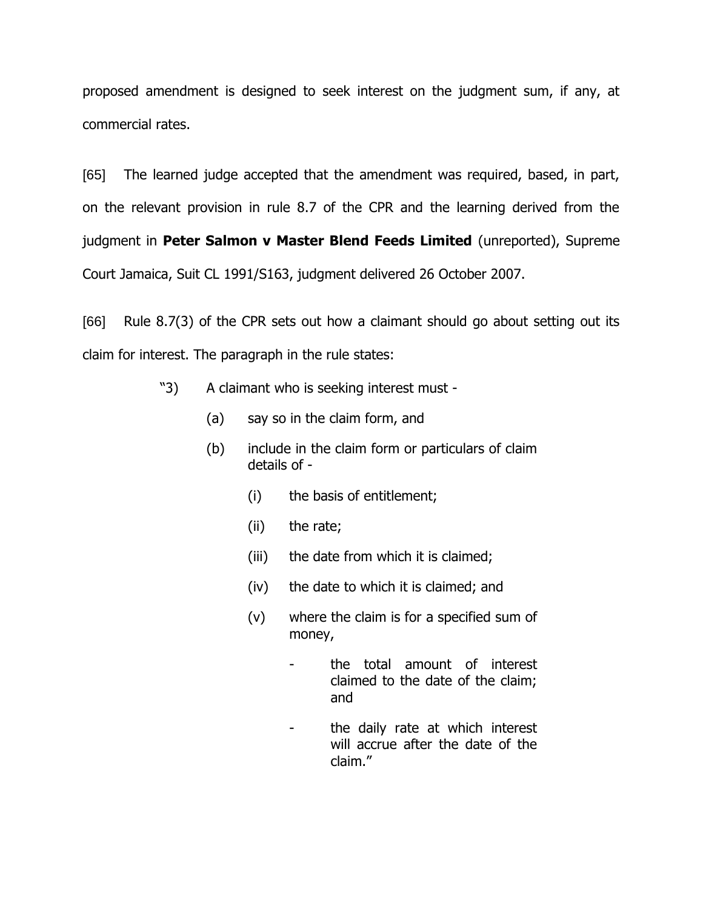proposed amendment is designed to seek interest on the judgment sum, if any, at commercial rates.

[65] The learned judge accepted that the amendment was required, based, in part, on the relevant provision in rule 8.7 of the CPR and the learning derived from the judgment in **Peter Salmon v Master Blend Feeds Limited** (unreported), Supreme Court Jamaica, Suit CL 1991/S163, judgment delivered 26 October 2007.

[66] Rule 8.7(3) of the CPR sets out how a claimant should go about setting out its claim for interest. The paragraph in the rule states:

> "3) A claimant who is seeking interest must -
>
> (a) say so in the claim form, and
>
> (b) include in the claim form or particulars of claim details of -
>
> (i) the basis of entitlement;
>
> (ii) the rate;
>
> (iii) the date from which it is claimed;
>
> (iv) the date to which it is claimed; and
>
> (v) where the claim is for a specified sum of money,
>
> - the total amount of interest claimed to the date of the claim; and
>
> - the daily rate at which interest will accrue after the date of the claim."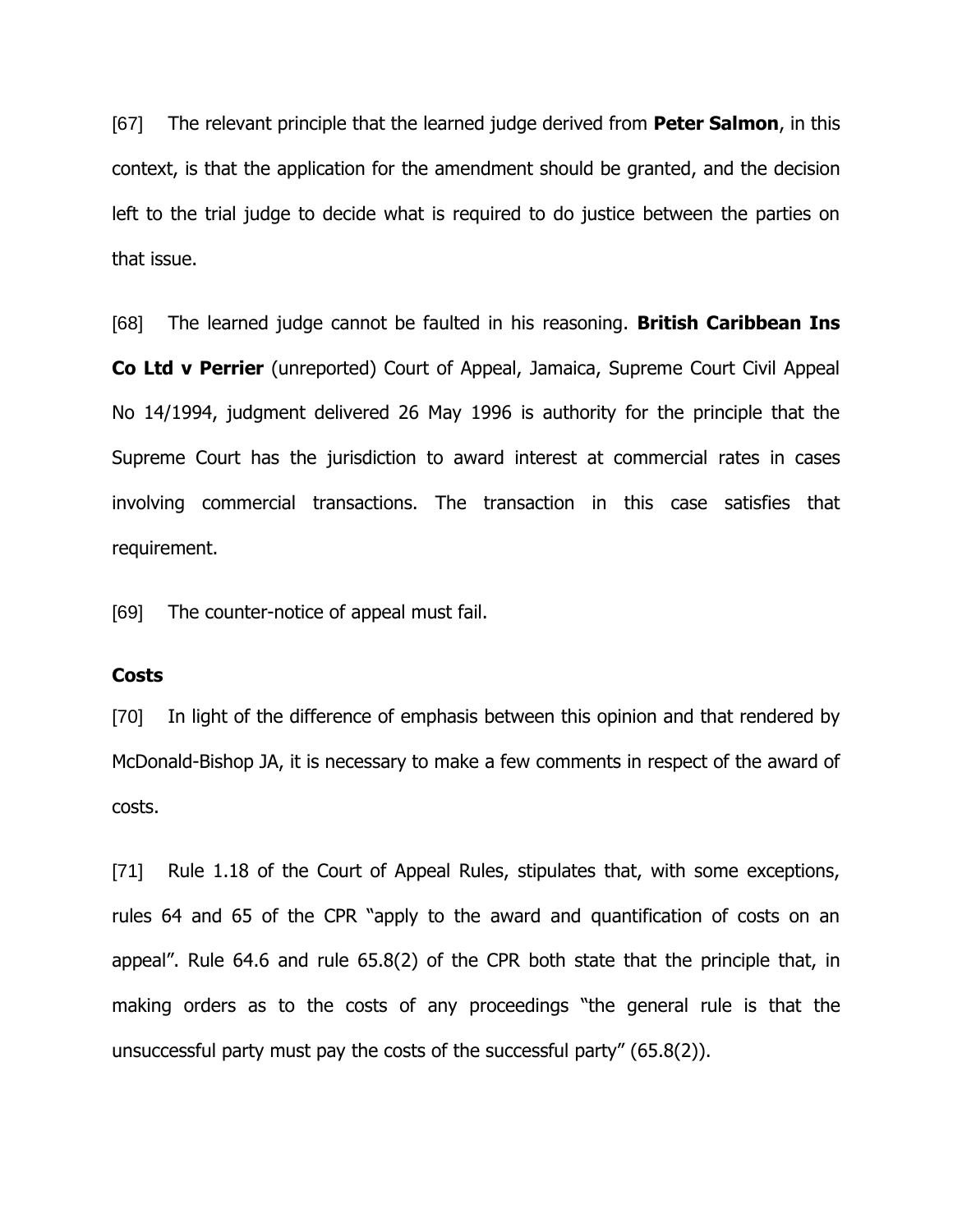[67] The relevant principle that the learned judge derived from **Peter Salmon**, in this context, is that the application for the amendment should be granted, and the decision left to the trial judge to decide what is required to do justice between the parties on that issue.

[68] The learned judge cannot be faulted in his reasoning. **British Caribbean Ins Co Ltd v Perrier** (unreported) Court of Appeal, Jamaica, Supreme Court Civil Appeal No 14/1994, judgment delivered 26 May 1996 is authority for the principle that the Supreme Court has the jurisdiction to award interest at commercial rates in cases involving commercial transactions. The transaction in this case satisfies that requirement.

[69] The counter-notice of appeal must fail.

**Costs**

[70] In light of the difference of emphasis between this opinion and that rendered by McDonald-Bishop JA, it is necessary to make a few comments in respect of the award of costs.

[71] Rule 1.18 of the Court of Appeal Rules, stipulates that, with some exceptions, rules 64 and 65 of the CPR "apply to the award and quantification of costs on an appeal". Rule 64.6 and rule 65.8(2) of the CPR both state that the principle that, in making orders as to the costs of any proceedings "the general rule is that the unsuccessful party must pay the costs of the successful party" (65.8(2)).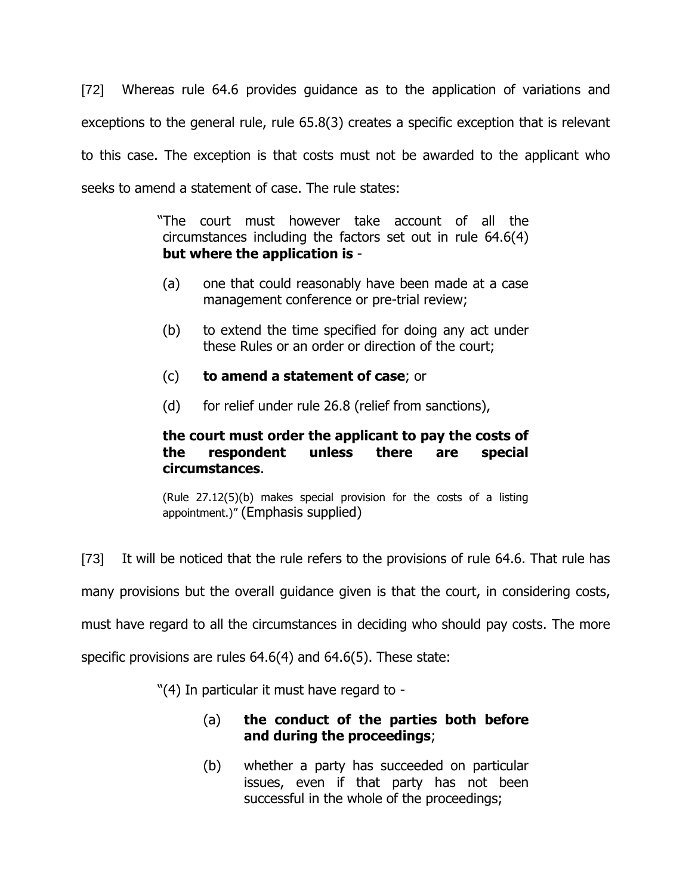[72] Whereas rule 64.6 provides guidance as to the application of variations and exceptions to the general rule, rule 65.8(3) creates a specific exception that is relevant to this case. The exception is that costs must not be awarded to the applicant who seeks to amend a statement of case. The rule states:

> "The court must however take account of all the circumstances including the factors set out in rule 64.6(4) **but where the application is** -
>
> (a) one that could reasonably have been made at a case management conference or pre-trial review;
>
> (b) to extend the time specified for doing any act under these Rules or an order or direction of the court;
>
> (c) **to amend a statement of case**; or
>
> (d) for relief under rule 26.8 (relief from sanctions),
>
> **the court must order the applicant to pay the costs of the respondent unless there are special circumstances**.
>
> (Rule 27.12(5)(b) makes special provision for the costs of a listing appointment.)" (Emphasis supplied)

[73] It will be noticed that the rule refers to the provisions of rule 64.6. That rule has many provisions but the overall guidance given is that the court, in considering costs, must have regard to all the circumstances in deciding who should pay costs. The more specific provisions are rules 64.6(4) and 64.6(5). These state:

> "(4) In particular it must have regard to -
>
> (a) **the conduct of the parties both before and during the proceedings**;
>
> (b) whether a party has succeeded on particular issues, even if that party has not been successful in the whole of the proceedings;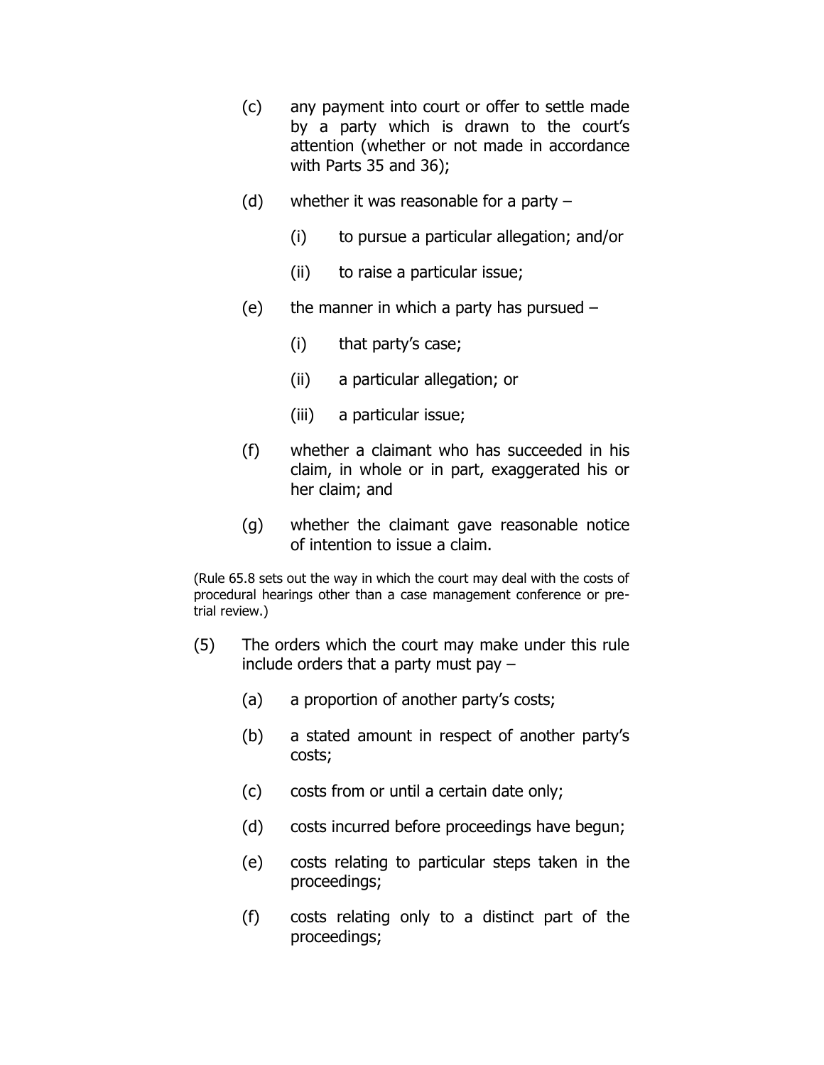(c) any payment into court or offer to settle made by a party which is drawn to the court's attention (whether or not made in accordance with Parts 35 and 36);

(d) whether it was reasonable for a party –

  (i) to pursue a particular allegation; and/or

  (ii) to raise a particular issue;

(e) the manner in which a party has pursued –

  (i) that party's case;

  (ii) a particular allegation; or

  (iii) a particular issue;

(f) whether a claimant who has succeeded in his claim, in whole or in part, exaggerated his or her claim; and

(g) whether the claimant gave reasonable notice of intention to issue a claim.

(Rule 65.8 sets out the way in which the court may deal with the costs of procedural hearings other than a case management conference or pre-trial review.)

(5) The orders which the court may make under this rule include orders that a party must pay –

  (a) a proportion of another party's costs;

  (b) a stated amount in respect of another party's costs;

  (c) costs from or until a certain date only;

  (d) costs incurred before proceedings have begun;

  (e) costs relating to particular steps taken in the proceedings;

  (f) costs relating only to a distinct part of the proceedings;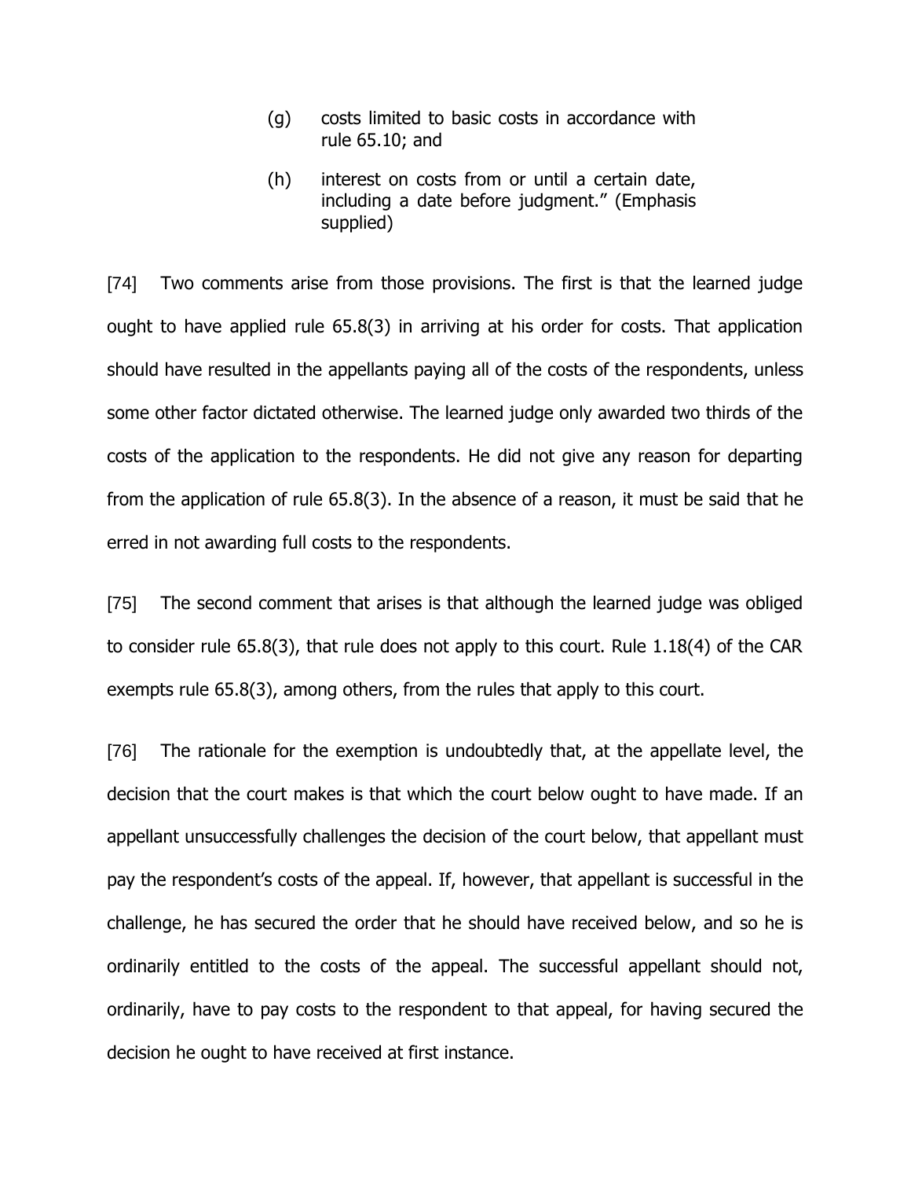> (g) costs limited to basic costs in accordance with rule 65.10; and
>
> (h) interest on costs from or until a certain date, including a date before judgment." (Emphasis supplied)

[74] Two comments arise from those provisions. The first is that the learned judge ought to have applied rule 65.8(3) in arriving at his order for costs. That application should have resulted in the appellants paying all of the costs of the respondents, unless some other factor dictated otherwise. The learned judge only awarded two thirds of the costs of the application to the respondents. He did not give any reason for departing from the application of rule 65.8(3). In the absence of a reason, it must be said that he erred in not awarding full costs to the respondents.

[75] The second comment that arises is that although the learned judge was obliged to consider rule 65.8(3), that rule does not apply to this court. Rule 1.18(4) of the CAR exempts rule 65.8(3), among others, from the rules that apply to this court.

[76] The rationale for the exemption is undoubtedly that, at the appellate level, the decision that the court makes is that which the court below ought to have made. If an appellant unsuccessfully challenges the decision of the court below, that appellant must pay the respondent's costs of the appeal. If, however, that appellant is successful in the challenge, he has secured the order that he should have received below, and so he is ordinarily entitled to the costs of the appeal. The successful appellant should not, ordinarily, have to pay costs to the respondent to that appeal, for having secured the decision he ought to have received at first instance.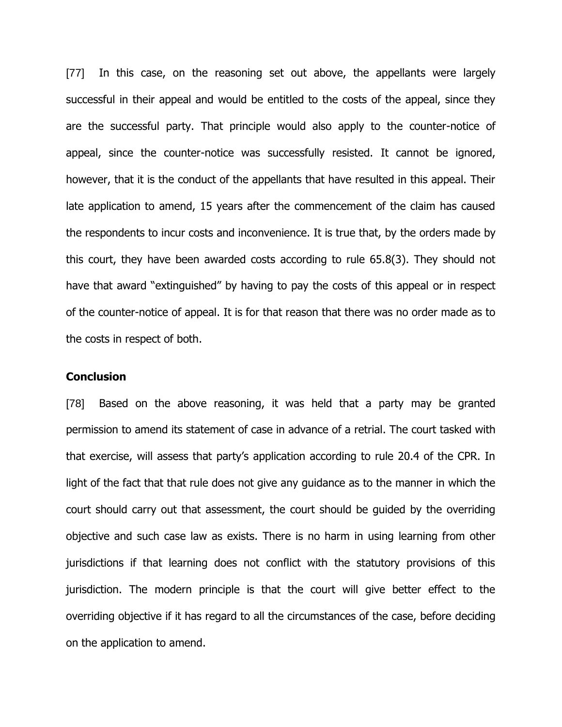[77] In this case, on the reasoning set out above, the appellants were largely successful in their appeal and would be entitled to the costs of the appeal, since they are the successful party. That principle would also apply to the counter-notice of appeal, since the counter-notice was successfully resisted. It cannot be ignored, however, that it is the conduct of the appellants that have resulted in this appeal. Their late application to amend, 15 years after the commencement of the claim has caused the respondents to incur costs and inconvenience. It is true that, by the orders made by this court, they have been awarded costs according to rule 65.8(3). They should not have that award "extinguished" by having to pay the costs of this appeal or in respect of the counter-notice of appeal. It is for that reason that there was no order made as to the costs in respect of both.

**Conclusion**

[78] Based on the above reasoning, it was held that a party may be granted permission to amend its statement of case in advance of a retrial. The court tasked with that exercise, will assess that party's application according to rule 20.4 of the CPR. In light of the fact that that rule does not give any guidance as to the manner in which the court should carry out that assessment, the court should be guided by the overriding objective and such case law as exists. There is no harm in using learning from other jurisdictions if that learning does not conflict with the statutory provisions of this jurisdiction. The modern principle is that the court will give better effect to the overriding objective if it has regard to all the circumstances of the case, before deciding on the application to amend.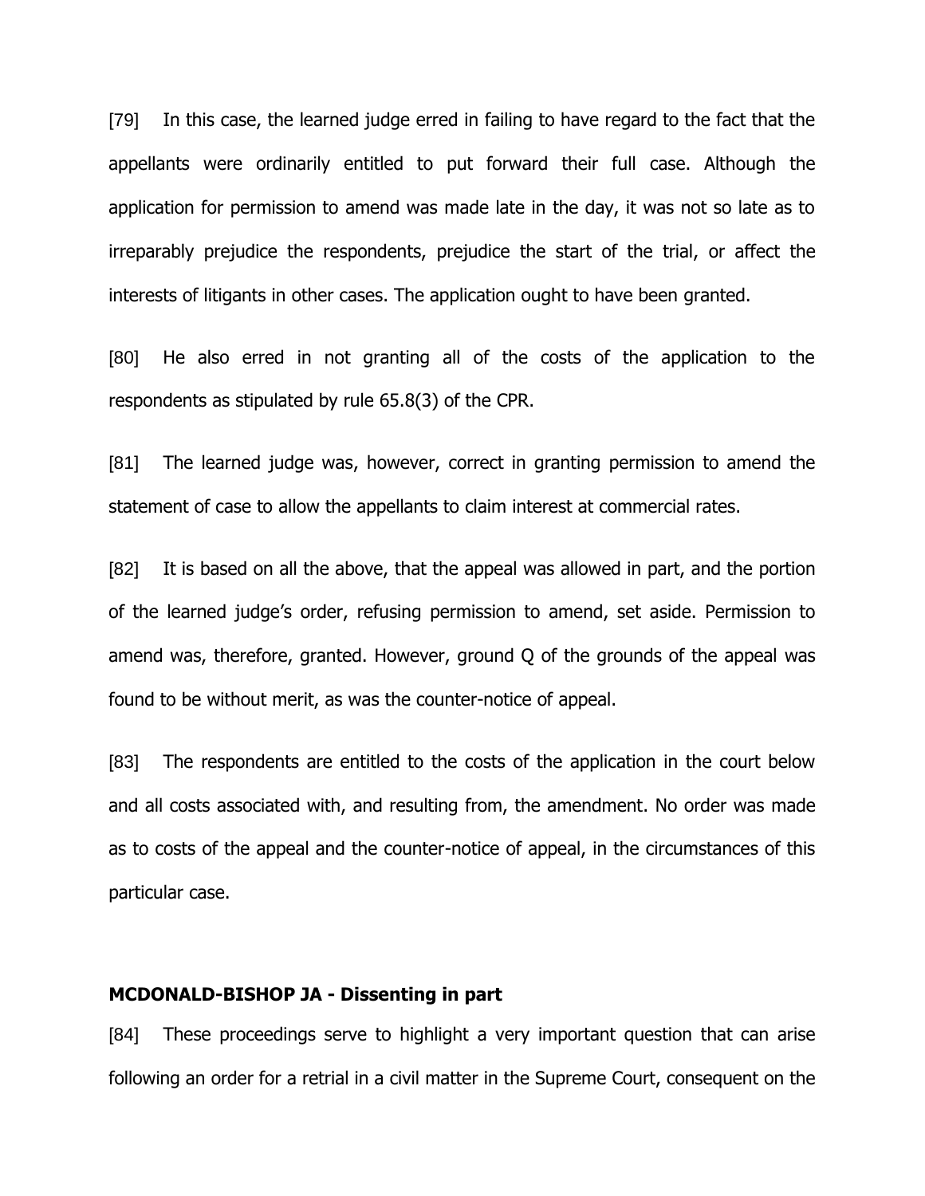[79] In this case, the learned judge erred in failing to have regard to the fact that the appellants were ordinarily entitled to put forward their full case. Although the application for permission to amend was made late in the day, it was not so late as to irreparably prejudice the respondents, prejudice the start of the trial, or affect the interests of litigants in other cases. The application ought to have been granted.

[80] He also erred in not granting all of the costs of the application to the respondents as stipulated by rule 65.8(3) of the CPR.

[81] The learned judge was, however, correct in granting permission to amend the statement of case to allow the appellants to claim interest at commercial rates.

[82] It is based on all the above, that the appeal was allowed in part, and the portion of the learned judge's order, refusing permission to amend, set aside. Permission to amend was, therefore, granted. However, ground Q of the grounds of the appeal was found to be without merit, as was the counter-notice of appeal.

[83] The respondents are entitled to the costs of the application in the court below and all costs associated with, and resulting from, the amendment. No order was made as to costs of the appeal and the counter-notice of appeal, in the circumstances of this particular case.

**MCDONALD-BISHOP JA - Dissenting in part**

[84] These proceedings serve to highlight a very important question that can arise following an order for a retrial in a civil matter in the Supreme Court, consequent on the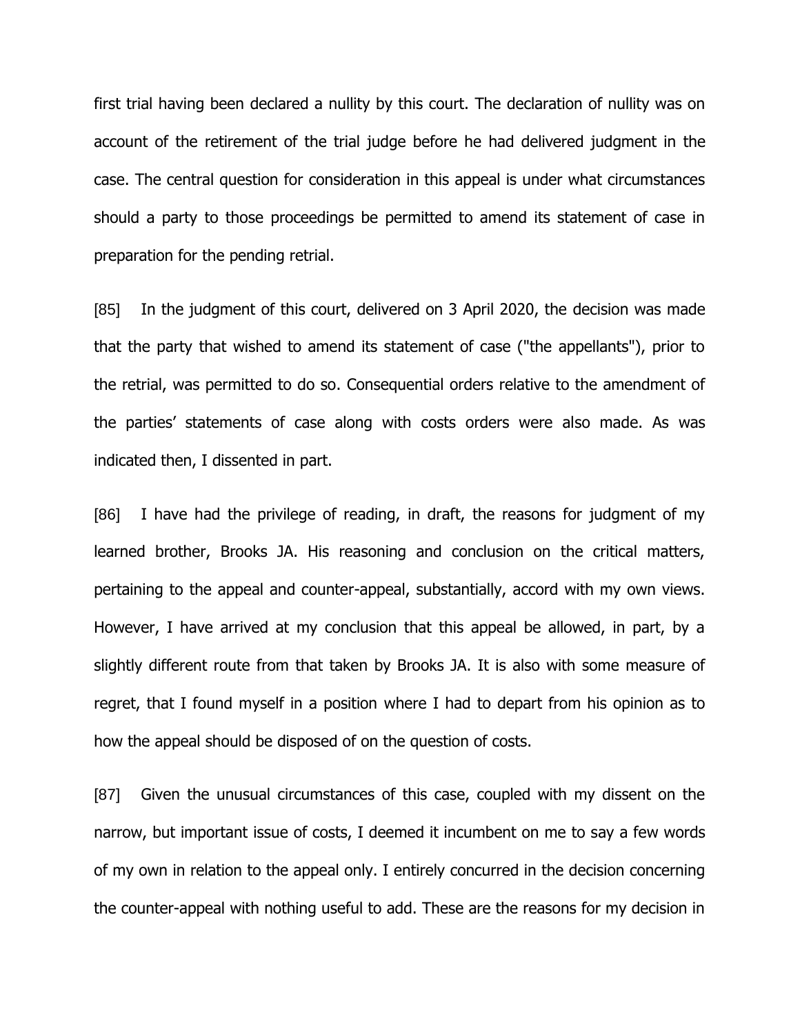first trial having been declared a nullity by this court. The declaration of nullity was on account of the retirement of the trial judge before he had delivered judgment in the case. The central question for consideration in this appeal is under what circumstances should a party to those proceedings be permitted to amend its statement of case in preparation for the pending retrial.

[85] In the judgment of this court, delivered on 3 April 2020, the decision was made that the party that wished to amend its statement of case ("the appellants"), prior to the retrial, was permitted to do so. Consequential orders relative to the amendment of the parties' statements of case along with costs orders were also made. As was indicated then, I dissented in part.

[86] I have had the privilege of reading, in draft, the reasons for judgment of my learned brother, Brooks JA. His reasoning and conclusion on the critical matters, pertaining to the appeal and counter-appeal, substantially, accord with my own views. However, I have arrived at my conclusion that this appeal be allowed, in part, by a slightly different route from that taken by Brooks JA. It is also with some measure of regret, that I found myself in a position where I had to depart from his opinion as to how the appeal should be disposed of on the question of costs.

[87] Given the unusual circumstances of this case, coupled with my dissent on the narrow, but important issue of costs, I deemed it incumbent on me to say a few words of my own in relation to the appeal only. I entirely concurred in the decision concerning the counter-appeal with nothing useful to add. These are the reasons for my decision in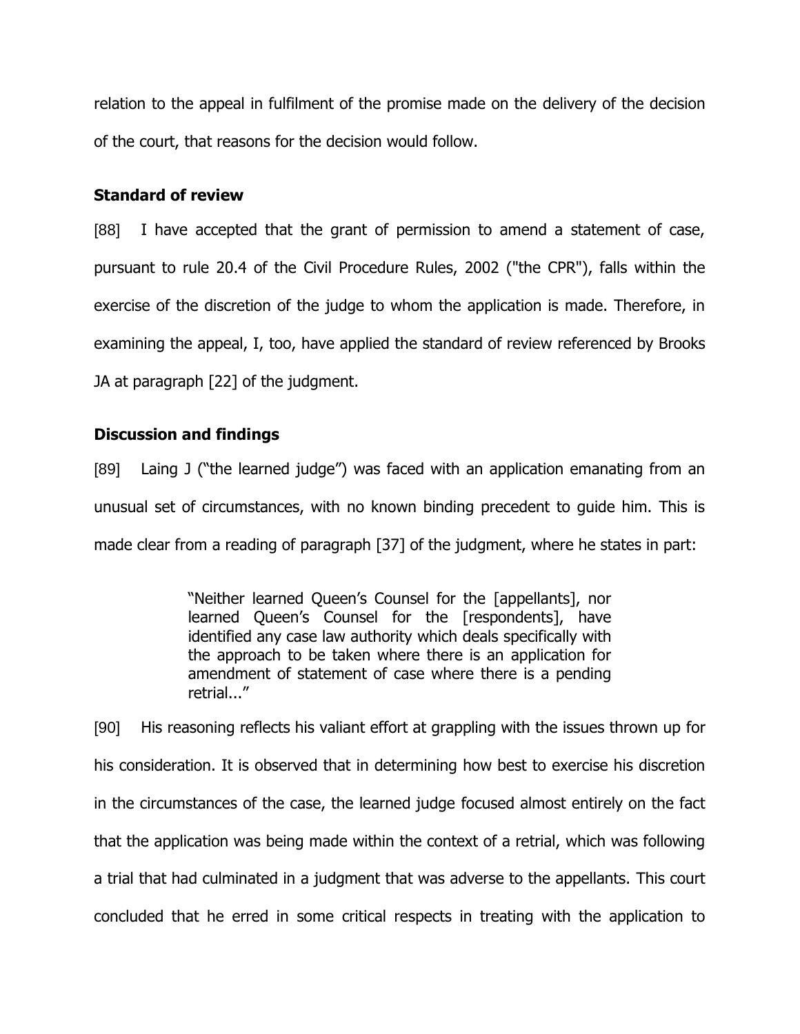relation to the appeal in fulfilment of the promise made on the delivery of the decision of the court, that reasons for the decision would follow.

**Standard of review**

[88] I have accepted that the grant of permission to amend a statement of case, pursuant to rule 20.4 of the Civil Procedure Rules, 2002 ("the CPR"), falls within the exercise of the discretion of the judge to whom the application is made. Therefore, in examining the appeal, I, too, have applied the standard of review referenced by Brooks JA at paragraph [22] of the judgment.

**Discussion and findings**

[89] Laing J ("the learned judge") was faced with an application emanating from an unusual set of circumstances, with no known binding precedent to guide him. This is made clear from a reading of paragraph [37] of the judgment, where he states in part:

> "Neither learned Queen's Counsel for the [appellants], nor learned Queen's Counsel for the [respondents], have identified any case law authority which deals specifically with the approach to be taken where there is an application for amendment of statement of case where there is a pending retrial..."

[90] His reasoning reflects his valiant effort at grappling with the issues thrown up for his consideration. It is observed that in determining how best to exercise his discretion in the circumstances of the case, the learned judge focused almost entirely on the fact that the application was being made within the context of a retrial, which was following a trial that had culminated in a judgment that was adverse to the appellants. This court concluded that he erred in some critical respects in treating with the application to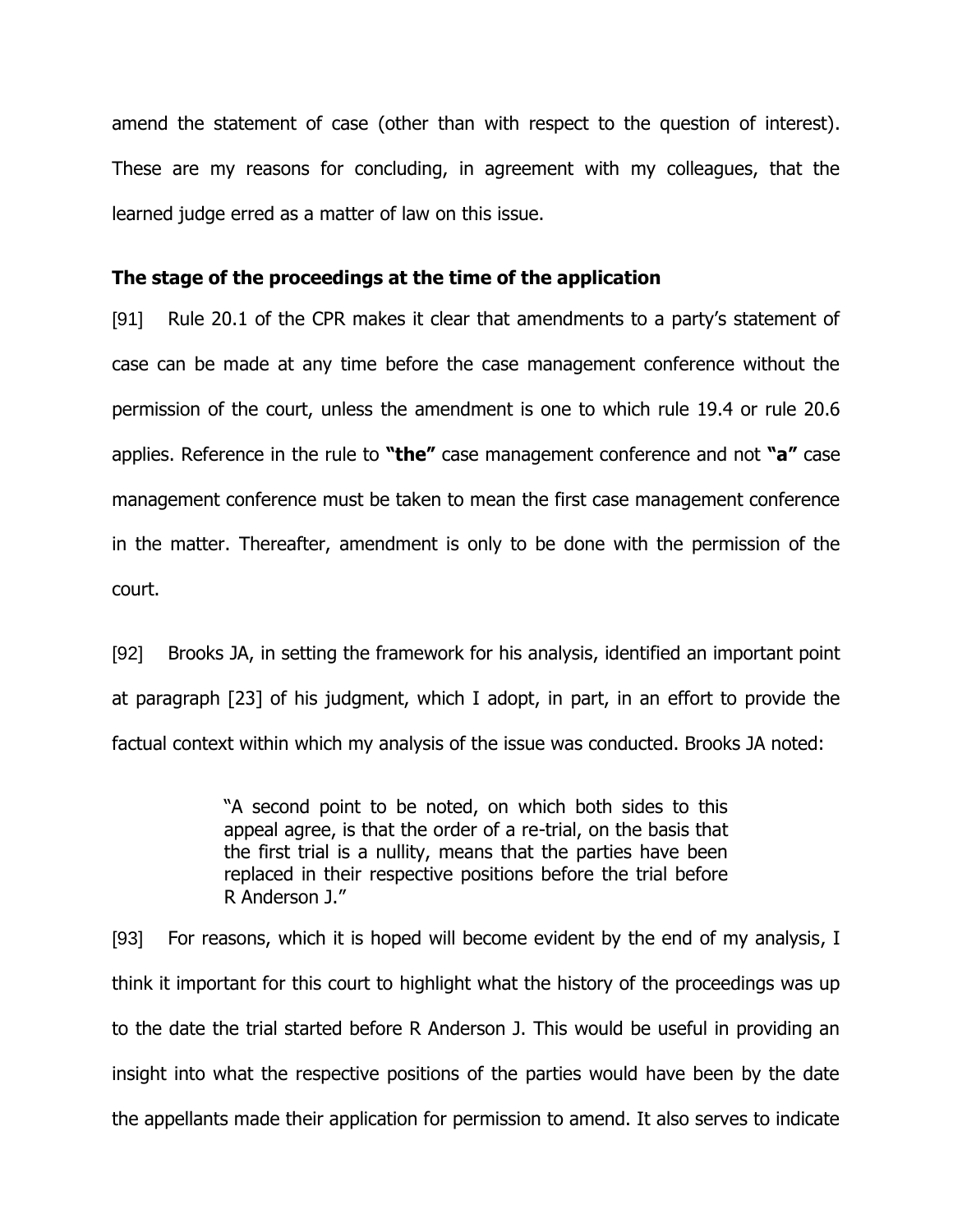amend the statement of case (other than with respect to the question of interest). These are my reasons for concluding, in agreement with my colleagues, that the learned judge erred as a matter of law on this issue.

**The stage of the proceedings at the time of the application**

[91] Rule 20.1 of the CPR makes it clear that amendments to a party's statement of case can be made at any time before the case management conference without the permission of the court, unless the amendment is one to which rule 19.4 or rule 20.6 applies. Reference in the rule to **"the"** case management conference and not **"a"** case management conference must be taken to mean the first case management conference in the matter. Thereafter, amendment is only to be done with the permission of the court.

[92] Brooks JA, in setting the framework for his analysis, identified an important point at paragraph [23] of his judgment, which I adopt, in part, in an effort to provide the factual context within which my analysis of the issue was conducted. Brooks JA noted:

> "A second point to be noted, on which both sides to this appeal agree, is that the order of a re-trial, on the basis that the first trial is a nullity, means that the parties have been replaced in their respective positions before the trial before R Anderson J."

[93] For reasons, which it is hoped will become evident by the end of my analysis, I think it important for this court to highlight what the history of the proceedings was up to the date the trial started before R Anderson J. This would be useful in providing an insight into what the respective positions of the parties would have been by the date the appellants made their application for permission to amend. It also serves to indicate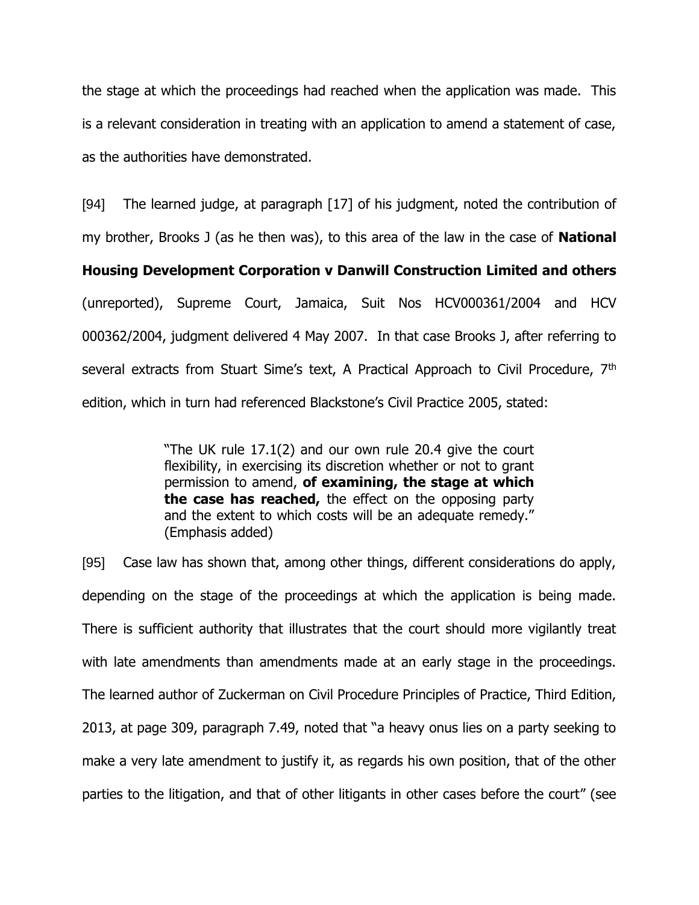the stage at which the proceedings had reached when the application was made. This is a relevant consideration in treating with an application to amend a statement of case, as the authorities have demonstrated.

[94] The learned judge, at paragraph [17] of his judgment, noted the contribution of my brother, Brooks J (as he then was), to this area of the law in the case of **National Housing Development Corporation v Danwill Construction Limited and others** (unreported), Supreme Court, Jamaica, Suit Nos HCV000361/2004 and HCV 000362/2004, judgment delivered 4 May 2007. In that case Brooks J, after referring to several extracts from Stuart Sime's text, A Practical Approach to Civil Procedure, 7th edition, which in turn had referenced Blackstone's Civil Practice 2005, stated:

> "The UK rule 17.1(2) and our own rule 20.4 give the court flexibility, in exercising its discretion whether or not to grant permission to amend, **of examining, the stage at which the case has reached,** the effect on the opposing party and the extent to which costs will be an adequate remedy." (Emphasis added)

[95] Case law has shown that, among other things, different considerations do apply, depending on the stage of the proceedings at which the application is being made. There is sufficient authority that illustrates that the court should more vigilantly treat with late amendments than amendments made at an early stage in the proceedings. The learned author of Zuckerman on Civil Procedure Principles of Practice, Third Edition, 2013, at page 309, paragraph 7.49, noted that "a heavy onus lies on a party seeking to make a very late amendment to justify it, as regards his own position, that of the other parties to the litigation, and that of other litigants in other cases before the court" (see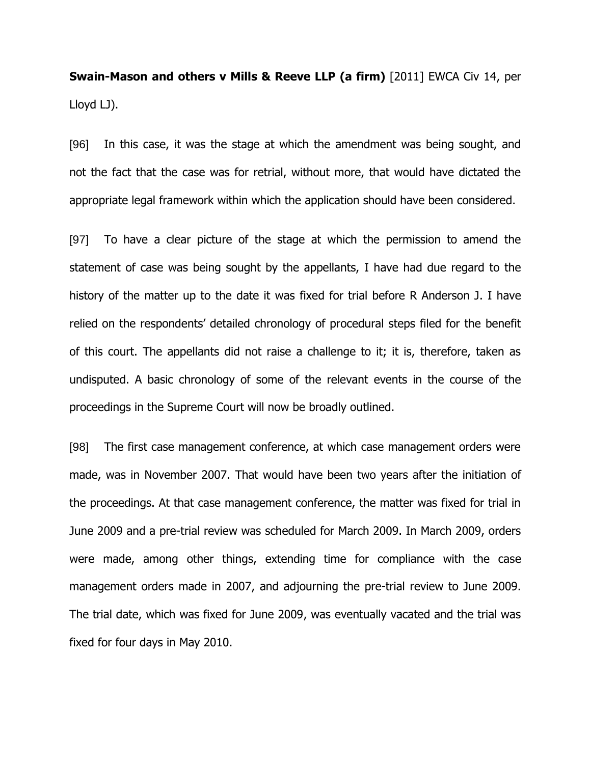**Swain-Mason and others v Mills & Reeve LLP (a firm)** [2011] EWCA Civ 14, per Lloyd LJ).

[96] In this case, it was the stage at which the amendment was being sought, and not the fact that the case was for retrial, without more, that would have dictated the appropriate legal framework within which the application should have been considered.

[97] To have a clear picture of the stage at which the permission to amend the statement of case was being sought by the appellants, I have had due regard to the history of the matter up to the date it was fixed for trial before R Anderson J. I have relied on the respondents' detailed chronology of procedural steps filed for the benefit of this court. The appellants did not raise a challenge to it; it is, therefore, taken as undisputed. A basic chronology of some of the relevant events in the course of the proceedings in the Supreme Court will now be broadly outlined.

[98] The first case management conference, at which case management orders were made, was in November 2007. That would have been two years after the initiation of the proceedings. At that case management conference, the matter was fixed for trial in June 2009 and a pre-trial review was scheduled for March 2009. In March 2009, orders were made, among other things, extending time for compliance with the case management orders made in 2007, and adjourning the pre-trial review to June 2009. The trial date, which was fixed for June 2009, was eventually vacated and the trial was fixed for four days in May 2010.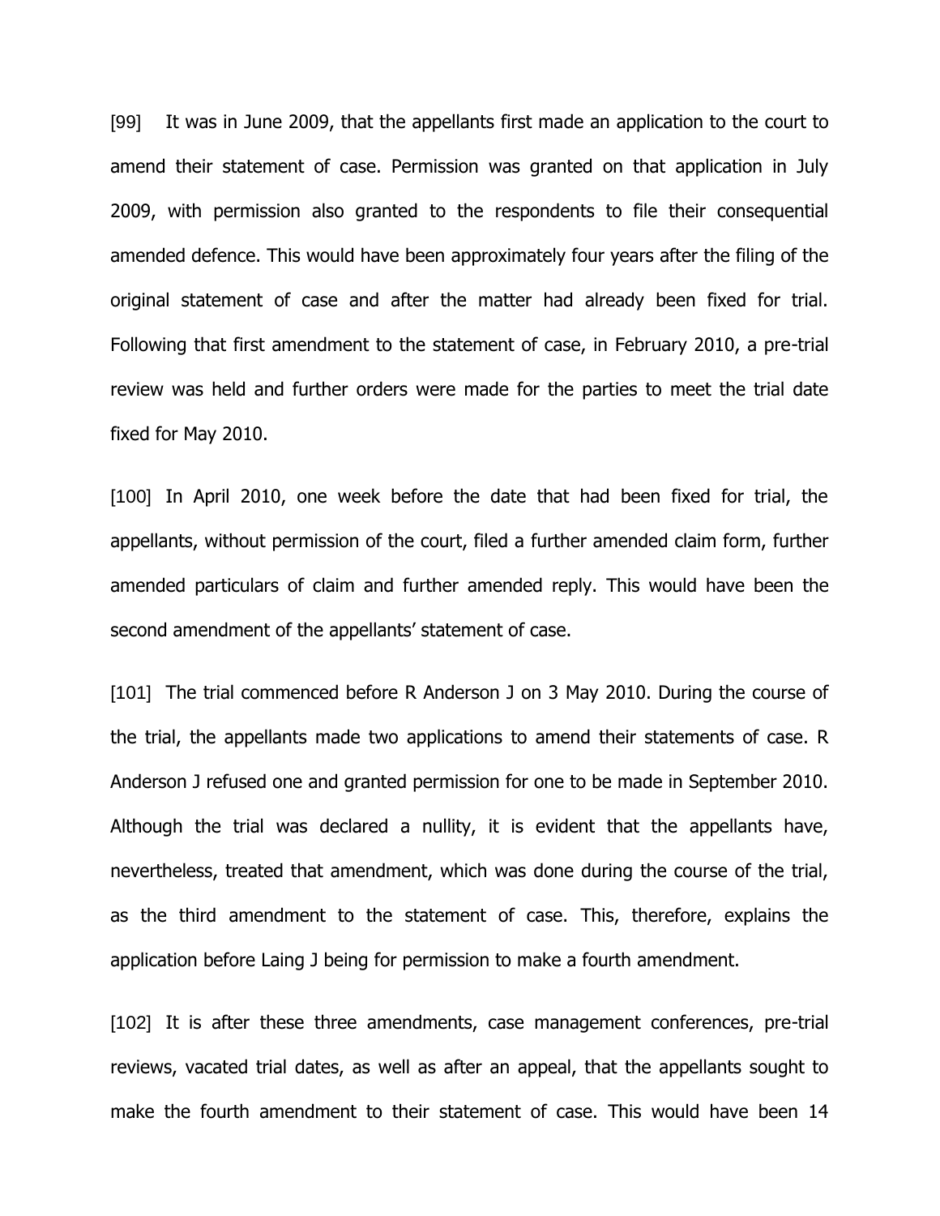[99] It was in June 2009, that the appellants first made an application to the court to amend their statement of case. Permission was granted on that application in July 2009, with permission also granted to the respondents to file their consequential amended defence. This would have been approximately four years after the filing of the original statement of case and after the matter had already been fixed for trial. Following that first amendment to the statement of case, in February 2010, a pre-trial review was held and further orders were made for the parties to meet the trial date fixed for May 2010.

[100] In April 2010, one week before the date that had been fixed for trial, the appellants, without permission of the court, filed a further amended claim form, further amended particulars of claim and further amended reply. This would have been the second amendment of the appellants' statement of case.

[101] The trial commenced before R Anderson J on 3 May 2010. During the course of the trial, the appellants made two applications to amend their statements of case. R Anderson J refused one and granted permission for one to be made in September 2010. Although the trial was declared a nullity, it is evident that the appellants have, nevertheless, treated that amendment, which was done during the course of the trial, as the third amendment to the statement of case. This, therefore, explains the application before Laing J being for permission to make a fourth amendment.

[102] It is after these three amendments, case management conferences, pre-trial reviews, vacated trial dates, as well as after an appeal, that the appellants sought to make the fourth amendment to their statement of case. This would have been 14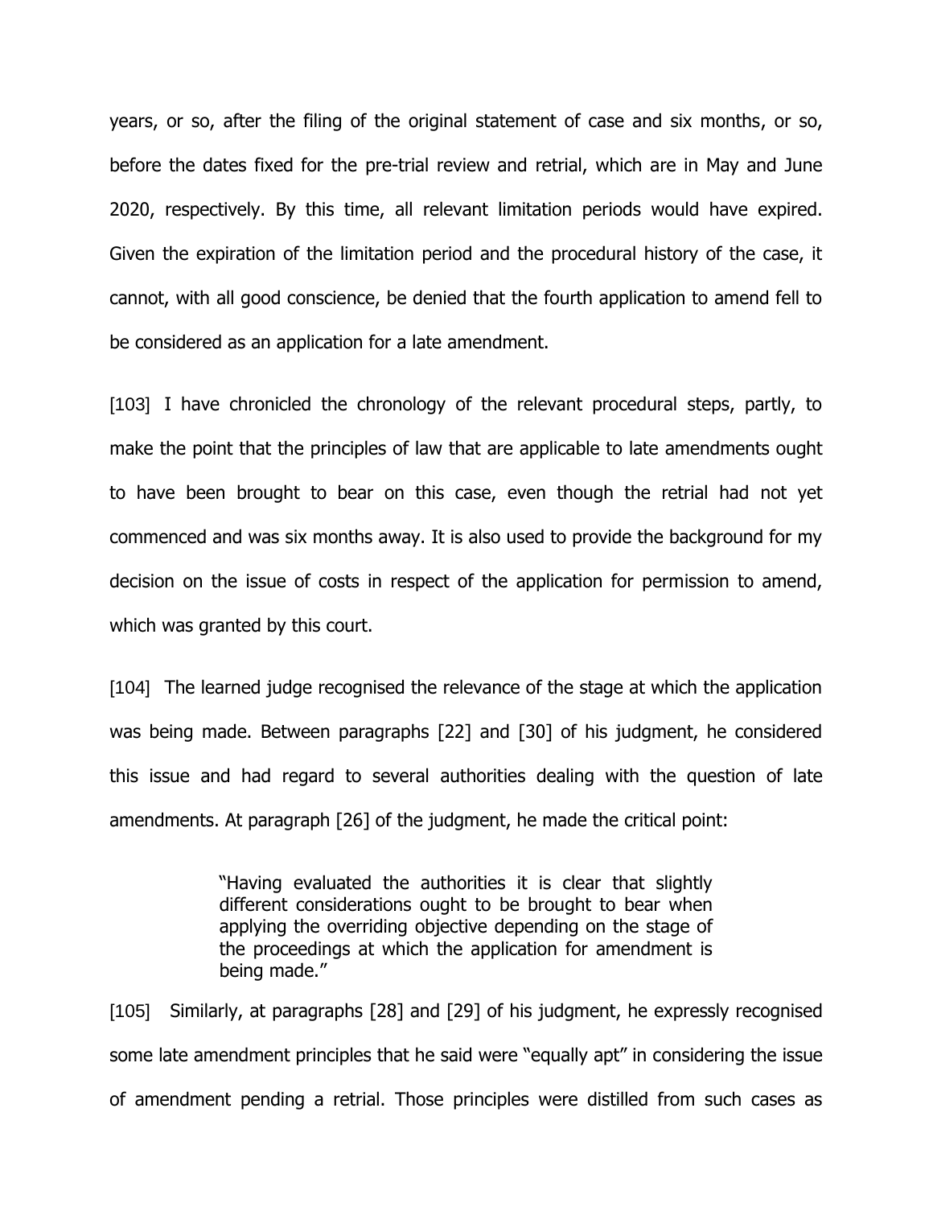years, or so, after the filing of the original statement of case and six months, or so, before the dates fixed for the pre-trial review and retrial, which are in May and June 2020, respectively. By this time, all relevant limitation periods would have expired. Given the expiration of the limitation period and the procedural history of the case, it cannot, with all good conscience, be denied that the fourth application to amend fell to be considered as an application for a late amendment.

[103] I have chronicled the chronology of the relevant procedural steps, partly, to make the point that the principles of law that are applicable to late amendments ought to have been brought to bear on this case, even though the retrial had not yet commenced and was six months away. It is also used to provide the background for my decision on the issue of costs in respect of the application for permission to amend, which was granted by this court.

[104] The learned judge recognised the relevance of the stage at which the application was being made. Between paragraphs [22] and [30] of his judgment, he considered this issue and had regard to several authorities dealing with the question of late amendments. At paragraph [26] of the judgment, he made the critical point:

> "Having evaluated the authorities it is clear that slightly different considerations ought to be brought to bear when applying the overriding objective depending on the stage of the proceedings at which the application for amendment is being made."

[105] Similarly, at paragraphs [28] and [29] of his judgment, he expressly recognised some late amendment principles that he said were "equally apt" in considering the issue of amendment pending a retrial. Those principles were distilled from such cases as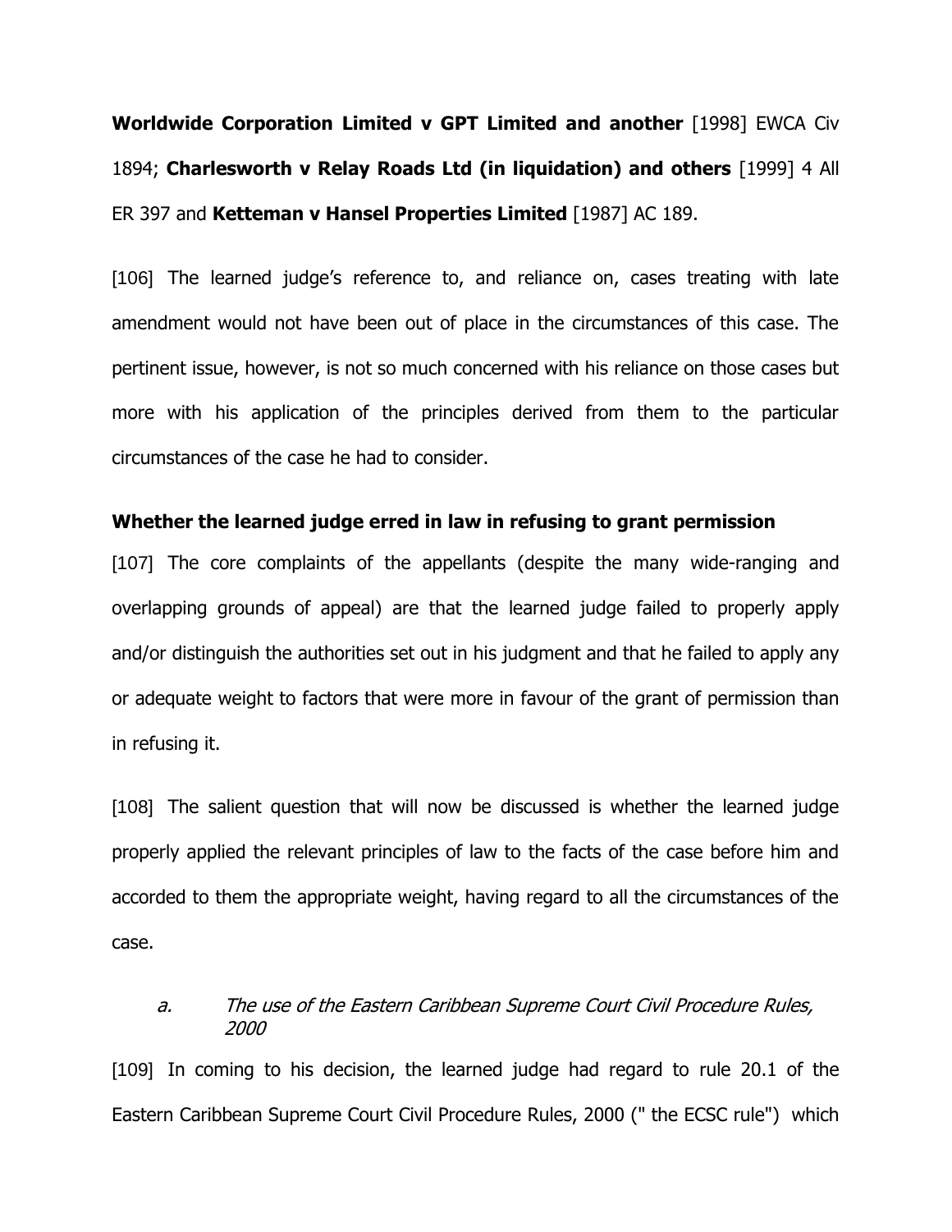**Worldwide Corporation Limited v GPT Limited and another** [1998] EWCA Civ 1894; **Charlesworth v Relay Roads Ltd (in liquidation) and others** [1999] 4 All ER 397 and **Ketteman v Hansel Properties Limited** [1987] AC 189.

[106] The learned judge's reference to, and reliance on, cases treating with late amendment would not have been out of place in the circumstances of this case. The pertinent issue, however, is not so much concerned with his reliance on those cases but more with his application of the principles derived from them to the particular circumstances of the case he had to consider.

### Whether the learned judge erred in law in refusing to grant permission

[107] The core complaints of the appellants (despite the many wide-ranging and overlapping grounds of appeal) are that the learned judge failed to properly apply and/or distinguish the authorities set out in his judgment and that he failed to apply any or adequate weight to factors that were more in favour of the grant of permission than in refusing it.

[108] The salient question that will now be discussed is whether the learned judge properly applied the relevant principles of law to the facts of the case before him and accorded to them the appropriate weight, having regard to all the circumstances of the case.

*a. The use of the Eastern Caribbean Supreme Court Civil Procedure Rules, 2000*

[109] In coming to his decision, the learned judge had regard to rule 20.1 of the Eastern Caribbean Supreme Court Civil Procedure Rules, 2000 (" the ECSC rule") which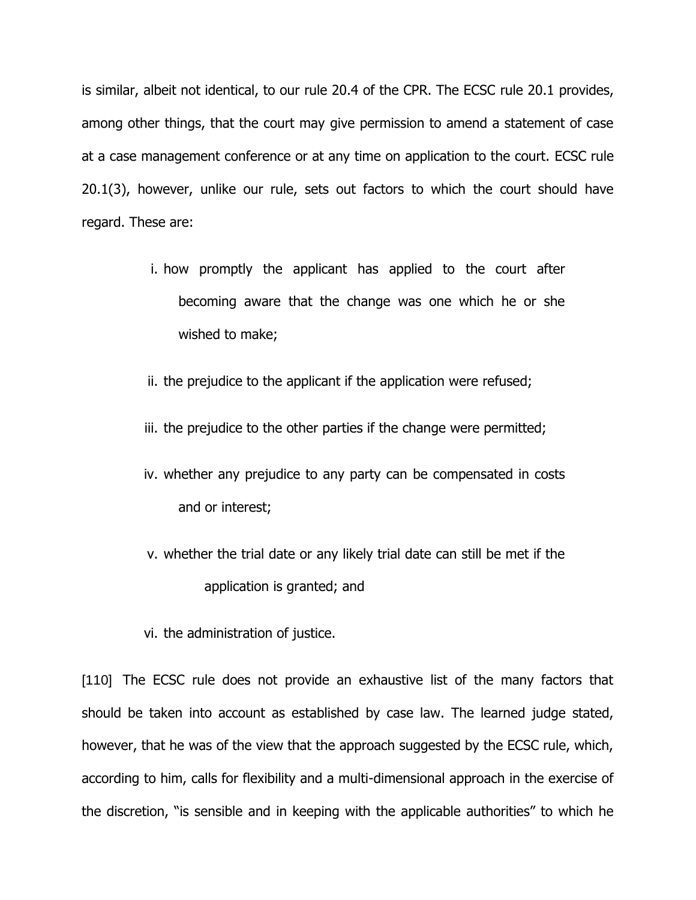is similar, albeit not identical, to our rule 20.4 of the CPR. The ECSC rule 20.1 provides, among other things, that the court may give permission to amend a statement of case at a case management conference or at any time on application to the court. ECSC rule 20.1(3), however, unlike our rule, sets out factors to which the court should have regard. These are:

> i. how promptly the applicant has applied to the court after becoming aware that the change was one which he or she wished to make;
>
> ii. the prejudice to the applicant if the application were refused;
>
> iii. the prejudice to the other parties if the change were permitted;
>
> iv. whether any prejudice to any party can be compensated in costs and or interest;
>
> v. whether the trial date or any likely trial date can still be met if the application is granted; and
>
> vi. the administration of justice.

[110] The ECSC rule does not provide an exhaustive list of the many factors that should be taken into account as established by case law. The learned judge stated, however, that he was of the view that the approach suggested by the ECSC rule, which, according to him, calls for flexibility and a multi-dimensional approach in the exercise of the discretion, "is sensible and in keeping with the applicable authorities" to which he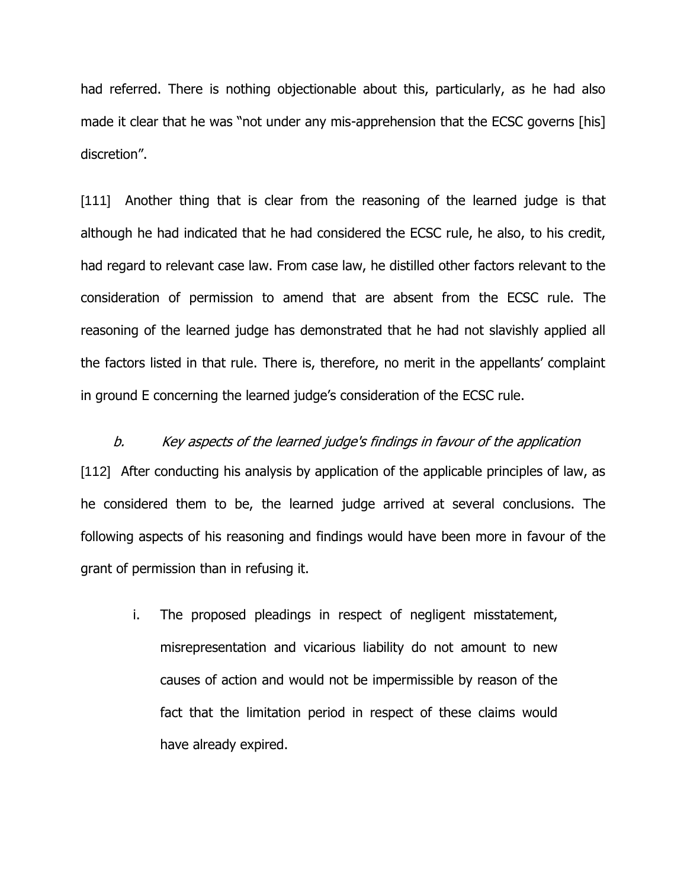had referred. There is nothing objectionable about this, particularly, as he had also made it clear that he was "not under any mis-apprehension that the ECSC governs [his] discretion".

[111] Another thing that is clear from the reasoning of the learned judge is that although he had indicated that he had considered the ECSC rule, he also, to his credit, had regard to relevant case law. From case law, he distilled other factors relevant to the consideration of permission to amend that are absent from the ECSC rule. The reasoning of the learned judge has demonstrated that he had not slavishly applied all the factors listed in that rule. There is, therefore, no merit in the appellants' complaint in ground E concerning the learned judge's consideration of the ECSC rule.

*b. Key aspects of the learned judge's findings in favour of the application*

[112] After conducting his analysis by application of the applicable principles of law, as he considered them to be, the learned judge arrived at several conclusions. The following aspects of his reasoning and findings would have been more in favour of the grant of permission than in refusing it.

i. The proposed pleadings in respect of negligent misstatement, misrepresentation and vicarious liability do not amount to new causes of action and would not be impermissible by reason of the fact that the limitation period in respect of these claims would have already expired.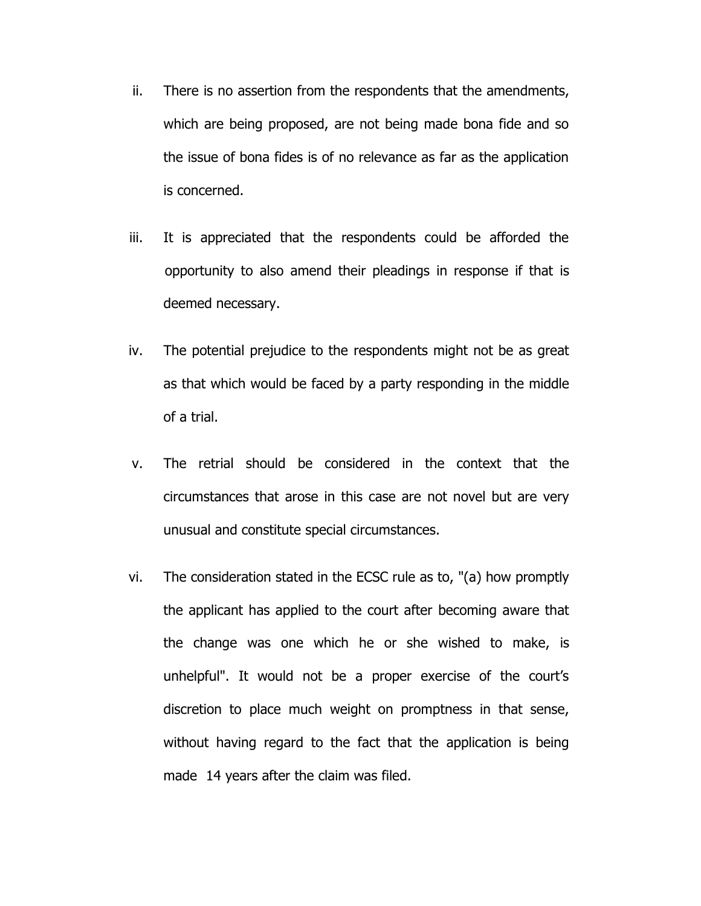ii. There is no assertion from the respondents that the amendments, which are being proposed, are not being made bona fide and so the issue of bona fides is of no relevance as far as the application is concerned.

iii. It is appreciated that the respondents could be afforded the opportunity to also amend their pleadings in response if that is deemed necessary.

iv. The potential prejudice to the respondents might not be as great as that which would be faced by a party responding in the middle of a trial.

v. The retrial should be considered in the context that the circumstances that arose in this case are not novel but are very unusual and constitute special circumstances.

vi. The consideration stated in the ECSC rule as to, "(a) how promptly the applicant has applied to the court after becoming aware that the change was one which he or she wished to make, is unhelpful". It would not be a proper exercise of the court's discretion to place much weight on promptness in that sense, without having regard to the fact that the application is being made 14 years after the claim was filed.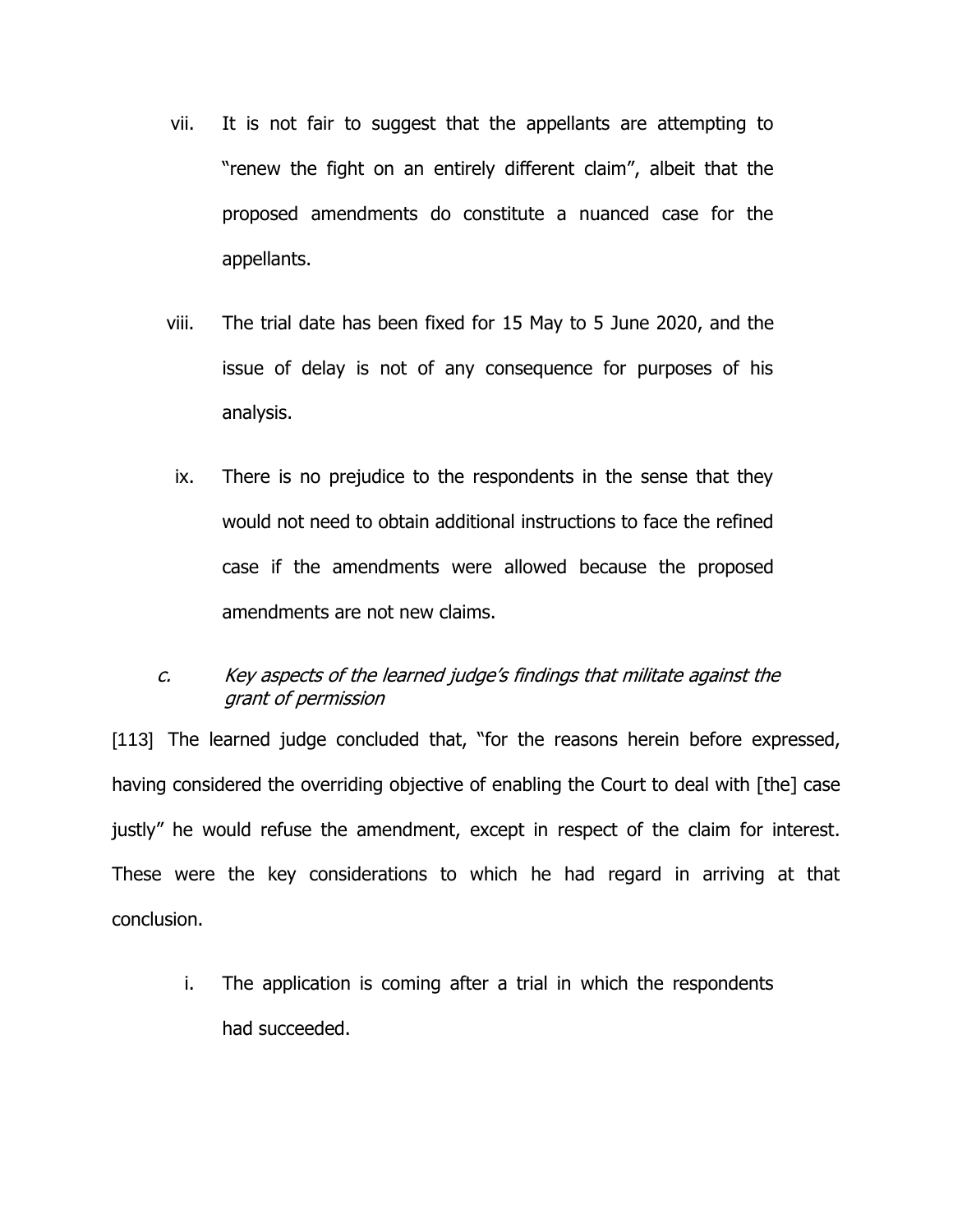vii. It is not fair to suggest that the appellants are attempting to "renew the fight on an entirely different claim", albeit that the proposed amendments do constitute a nuanced case for the appellants.

viii. The trial date has been fixed for 15 May to 5 June 2020, and the issue of delay is not of any consequence for purposes of his analysis.

ix. There is no prejudice to the respondents in the sense that they would not need to obtain additional instructions to face the refined case if the amendments were allowed because the proposed amendments are not new claims.

*c. Key aspects of the learned judge's findings that militate against the grant of permission*

[113] The learned judge concluded that, "for the reasons herein before expressed, having considered the overriding objective of enabling the Court to deal with [the] case justly" he would refuse the amendment, except in respect of the claim for interest. These were the key considerations to which he had regard in arriving at that conclusion.

i. The application is coming after a trial in which the respondents had succeeded.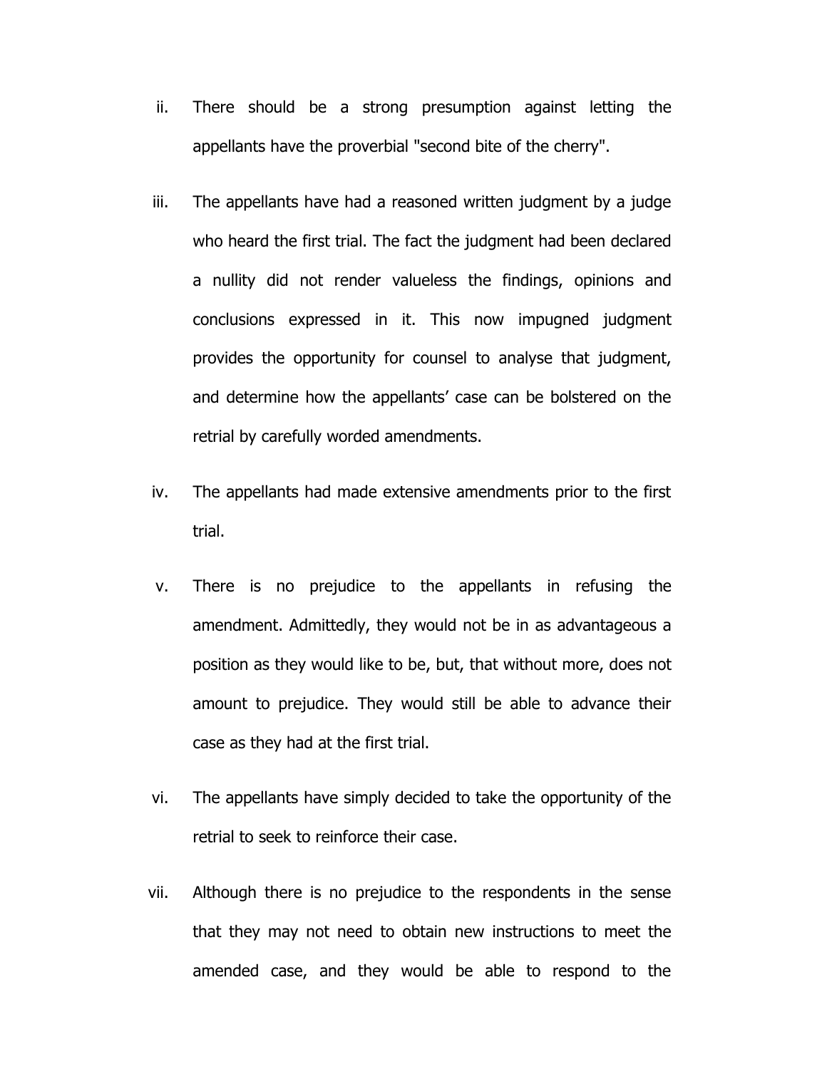ii. There should be a strong presumption against letting the appellants have the proverbial "second bite of the cherry".

iii. The appellants have had a reasoned written judgment by a judge who heard the first trial. The fact the judgment had been declared a nullity did not render valueless the findings, opinions and conclusions expressed in it. This now impugned judgment provides the opportunity for counsel to analyse that judgment, and determine how the appellants' case can be bolstered on the retrial by carefully worded amendments.

iv. The appellants had made extensive amendments prior to the first trial.

v. There is no prejudice to the appellants in refusing the amendment. Admittedly, they would not be in as advantageous a position as they would like to be, but, that without more, does not amount to prejudice. They would still be able to advance their case as they had at the first trial.

vi. The appellants have simply decided to take the opportunity of the retrial to seek to reinforce their case.

vii. Although there is no prejudice to the respondents in the sense that they may not need to obtain new instructions to meet the amended case, and they would be able to respond to the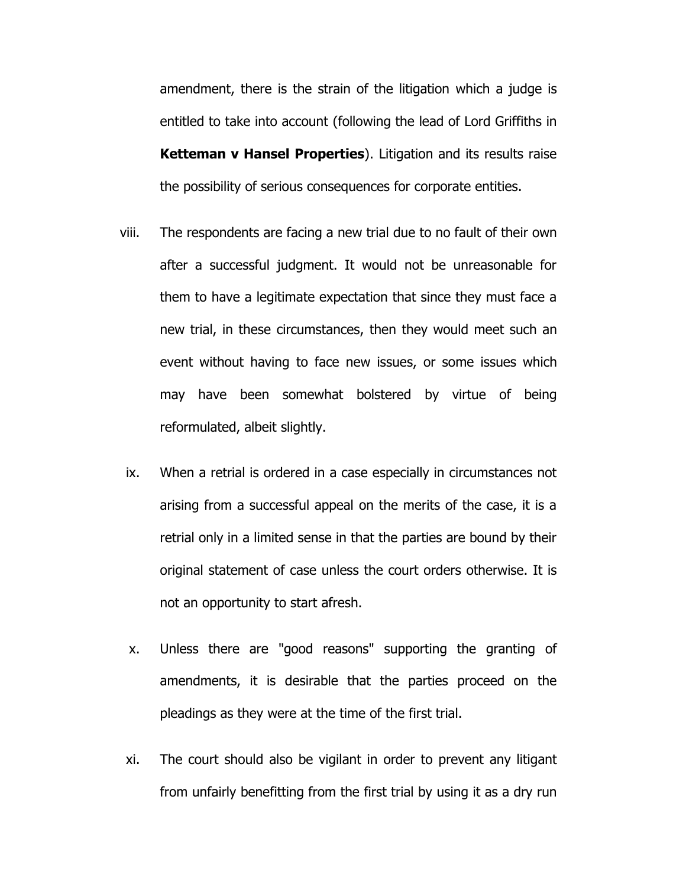amendment, there is the strain of the litigation which a judge is entitled to take into account (following the lead of Lord Griffiths in **Ketteman v Hansel Properties**). Litigation and its results raise the possibility of serious consequences for corporate entities.

viii. The respondents are facing a new trial due to no fault of their own after a successful judgment. It would not be unreasonable for them to have a legitimate expectation that since they must face a new trial, in these circumstances, then they would meet such an event without having to face new issues, or some issues which may have been somewhat bolstered by virtue of being reformulated, albeit slightly.

ix. When a retrial is ordered in a case especially in circumstances not arising from a successful appeal on the merits of the case, it is a retrial only in a limited sense in that the parties are bound by their original statement of case unless the court orders otherwise. It is not an opportunity to start afresh.

x. Unless there are "good reasons" supporting the granting of amendments, it is desirable that the parties proceed on the pleadings as they were at the time of the first trial.

xi. The court should also be vigilant in order to prevent any litigant from unfairly benefitting from the first trial by using it as a dry run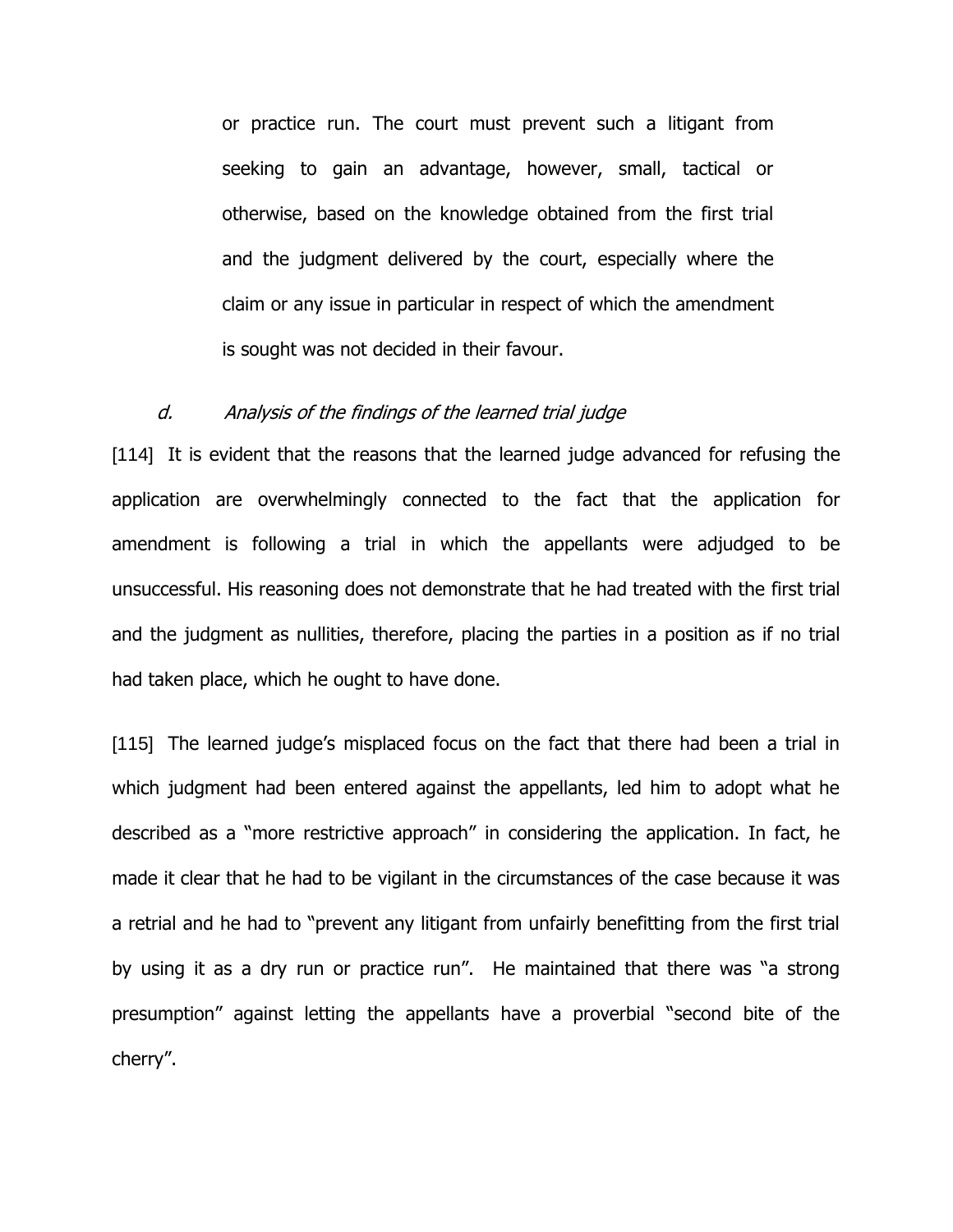> or practice run. The court must prevent such a litigant from seeking to gain an advantage, however, small, tactical or otherwise, based on the knowledge obtained from the first trial and the judgment delivered by the court, especially where the claim or any issue in particular in respect of which the amendment is sought was not decided in their favour.

*d. Analysis of the findings of the learned trial judge*

[114] It is evident that the reasons that the learned judge advanced for refusing the application are overwhelmingly connected to the fact that the application for amendment is following a trial in which the appellants were adjudged to be unsuccessful. His reasoning does not demonstrate that he had treated with the first trial and the judgment as nullities, therefore, placing the parties in a position as if no trial had taken place, which he ought to have done.

[115] The learned judge's misplaced focus on the fact that there had been a trial in which judgment had been entered against the appellants, led him to adopt what he described as a "more restrictive approach" in considering the application. In fact, he made it clear that he had to be vigilant in the circumstances of the case because it was a retrial and he had to "prevent any litigant from unfairly benefitting from the first trial by using it as a dry run or practice run". He maintained that there was "a strong presumption" against letting the appellants have a proverbial "second bite of the cherry".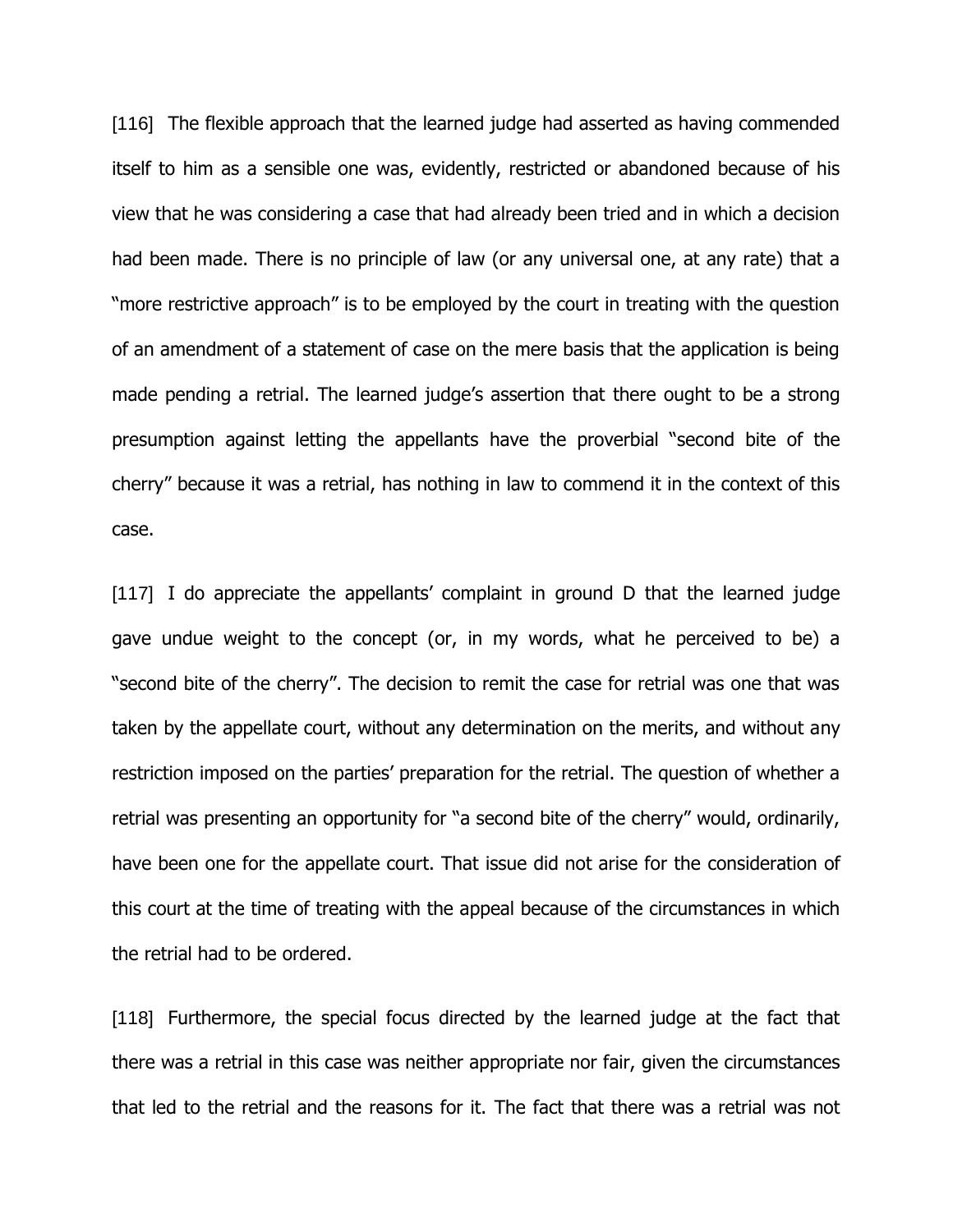[116] The flexible approach that the learned judge had asserted as having commended itself to him as a sensible one was, evidently, restricted or abandoned because of his view that he was considering a case that had already been tried and in which a decision had been made. There is no principle of law (or any universal one, at any rate) that a "more restrictive approach" is to be employed by the court in treating with the question of an amendment of a statement of case on the mere basis that the application is being made pending a retrial. The learned judge's assertion that there ought to be a strong presumption against letting the appellants have the proverbial "second bite of the cherry" because it was a retrial, has nothing in law to commend it in the context of this case.

[117] I do appreciate the appellants' complaint in ground D that the learned judge gave undue weight to the concept (or, in my words, what he perceived to be) a "second bite of the cherry". The decision to remit the case for retrial was one that was taken by the appellate court, without any determination on the merits, and without any restriction imposed on the parties' preparation for the retrial. The question of whether a retrial was presenting an opportunity for "a second bite of the cherry" would, ordinarily, have been one for the appellate court. That issue did not arise for the consideration of this court at the time of treating with the appeal because of the circumstances in which the retrial had to be ordered.

[118] Furthermore, the special focus directed by the learned judge at the fact that there was a retrial in this case was neither appropriate nor fair, given the circumstances that led to the retrial and the reasons for it. The fact that there was a retrial was not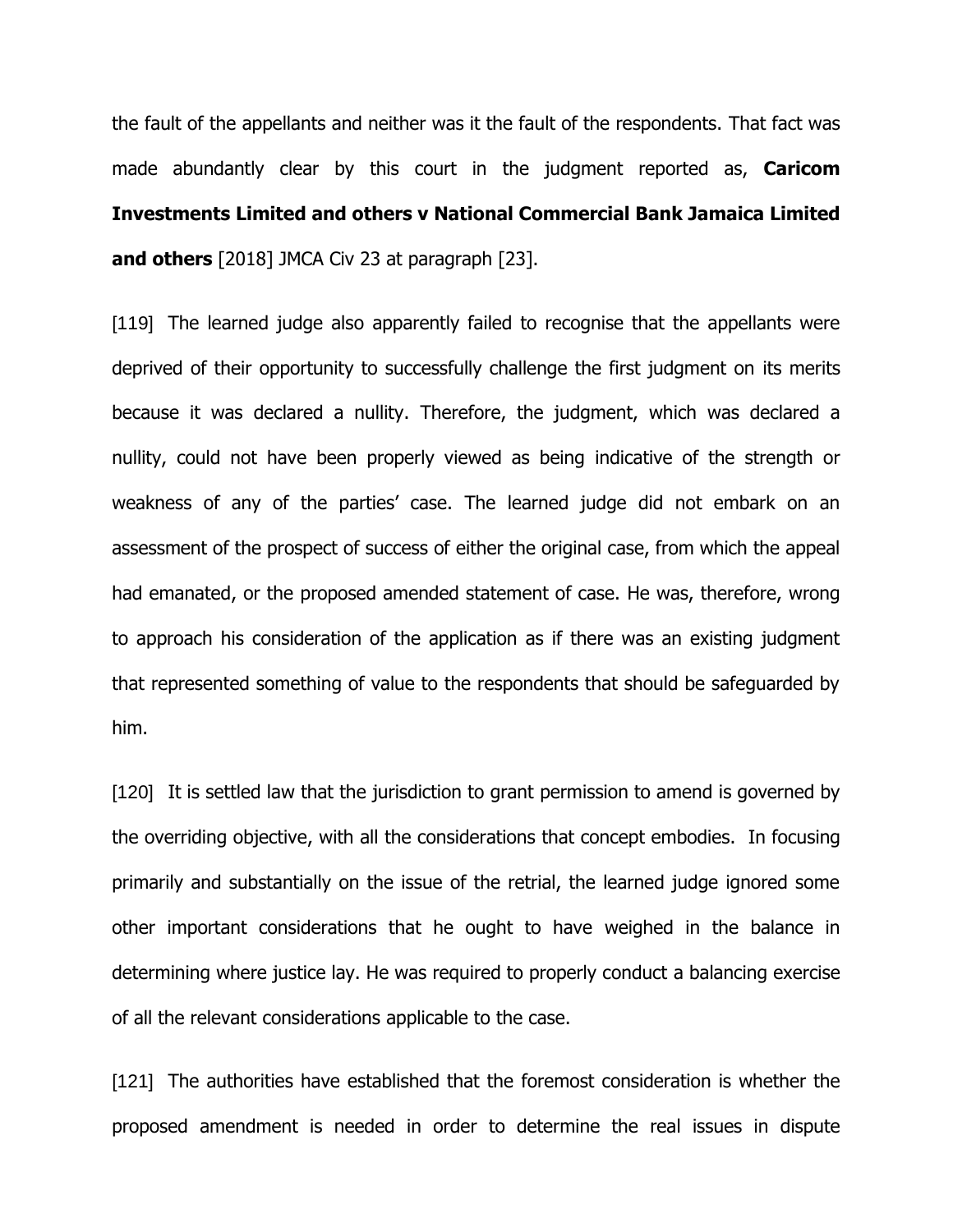the fault of the appellants and neither was it the fault of the respondents. That fact was made abundantly clear by this court in the judgment reported as, **Caricom Investments Limited and others v National Commercial Bank Jamaica Limited and others** [2018] JMCA Civ 23 at paragraph [23].

[119] The learned judge also apparently failed to recognise that the appellants were deprived of their opportunity to successfully challenge the first judgment on its merits because it was declared a nullity. Therefore, the judgment, which was declared a nullity, could not have been properly viewed as being indicative of the strength or weakness of any of the parties' case. The learned judge did not embark on an assessment of the prospect of success of either the original case, from which the appeal had emanated, or the proposed amended statement of case. He was, therefore, wrong to approach his consideration of the application as if there was an existing judgment that represented something of value to the respondents that should be safeguarded by him.

[120] It is settled law that the jurisdiction to grant permission to amend is governed by the overriding objective, with all the considerations that concept embodies. In focusing primarily and substantially on the issue of the retrial, the learned judge ignored some other important considerations that he ought to have weighed in the balance in determining where justice lay. He was required to properly conduct a balancing exercise of all the relevant considerations applicable to the case.

[121] The authorities have established that the foremost consideration is whether the proposed amendment is needed in order to determine the real issues in dispute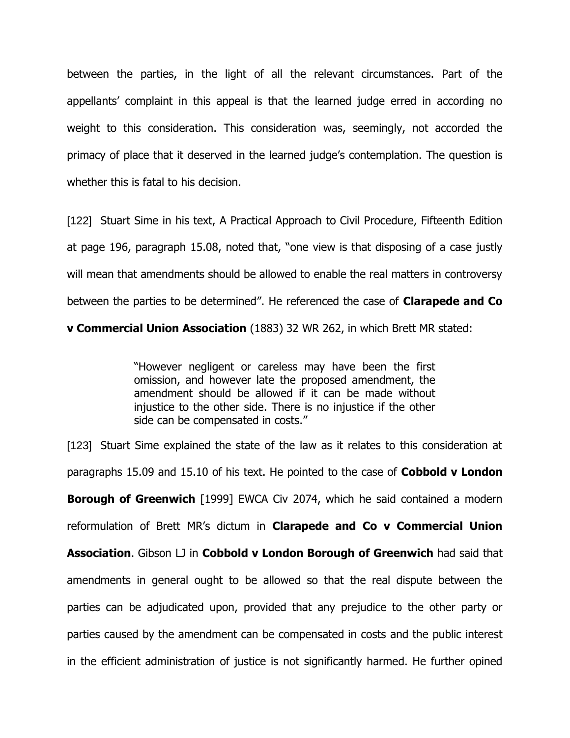between the parties, in the light of all the relevant circumstances. Part of the appellants' complaint in this appeal is that the learned judge erred in according no weight to this consideration. This consideration was, seemingly, not accorded the primacy of place that it deserved in the learned judge's contemplation. The question is whether this is fatal to his decision.

[122] Stuart Sime in his text, A Practical Approach to Civil Procedure, Fifteenth Edition at page 196, paragraph 15.08, noted that, "one view is that disposing of a case justly will mean that amendments should be allowed to enable the real matters in controversy between the parties to be determined". He referenced the case of **Clarapede and Co v Commercial Union Association** (1883) 32 WR 262, in which Brett MR stated:

> "However negligent or careless may have been the first omission, and however late the proposed amendment, the amendment should be allowed if it can be made without injustice to the other side. There is no injustice if the other side can be compensated in costs."

[123] Stuart Sime explained the state of the law as it relates to this consideration at paragraphs 15.09 and 15.10 of his text. He pointed to the case of **Cobbold v London Borough of Greenwich** [1999] EWCA Civ 2074, which he said contained a modern reformulation of Brett MR's dictum in **Clarapede and Co v Commercial Union Association**. Gibson LJ in **Cobbold v London Borough of Greenwich** had said that amendments in general ought to be allowed so that the real dispute between the parties can be adjudicated upon, provided that any prejudice to the other party or parties caused by the amendment can be compensated in costs and the public interest in the efficient administration of justice is not significantly harmed. He further opined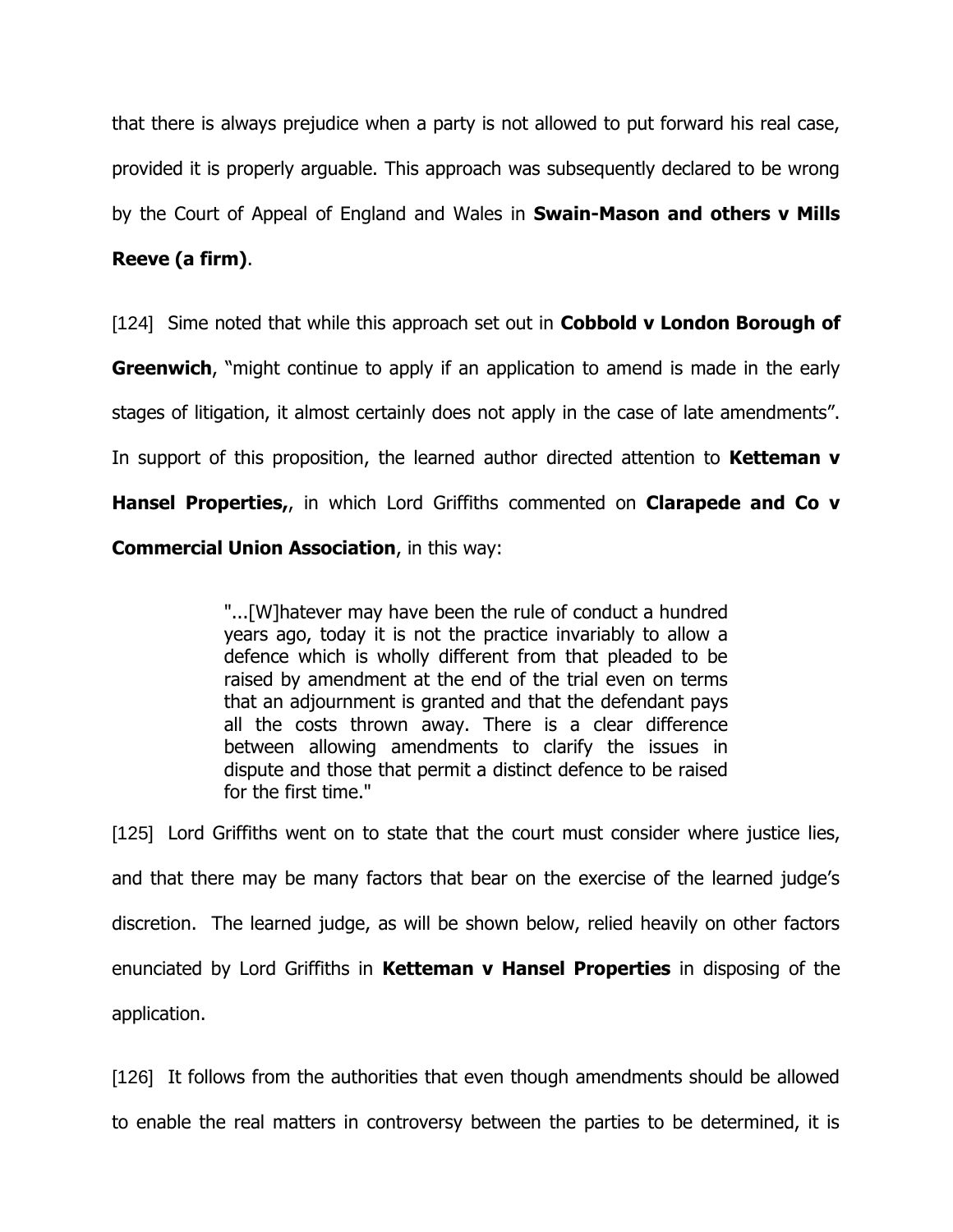that there is always prejudice when a party is not allowed to put forward his real case, provided it is properly arguable. This approach was subsequently declared to be wrong by the Court of Appeal of England and Wales in **Swain-Mason and others v Mills Reeve (a firm)**.

[124] Sime noted that while this approach set out in **Cobbold v London Borough of Greenwich**, "might continue to apply if an application to amend is made in the early stages of litigation, it almost certainly does not apply in the case of late amendments". In support of this proposition, the learned author directed attention to **Ketteman v Hansel Properties,**, in which Lord Griffiths commented on **Clarapede and Co v Commercial Union Association**, in this way:

> "...[W]hatever may have been the rule of conduct a hundred years ago, today it is not the practice invariably to allow a defence which is wholly different from that pleaded to be raised by amendment at the end of the trial even on terms that an adjournment is granted and that the defendant pays all the costs thrown away. There is a clear difference between allowing amendments to clarify the issues in dispute and those that permit a distinct defence to be raised for the first time."

[125] Lord Griffiths went on to state that the court must consider where justice lies, and that there may be many factors that bear on the exercise of the learned judge's discretion. The learned judge, as will be shown below, relied heavily on other factors enunciated by Lord Griffiths in **Ketteman v Hansel Properties** in disposing of the application.

[126] It follows from the authorities that even though amendments should be allowed to enable the real matters in controversy between the parties to be determined, it is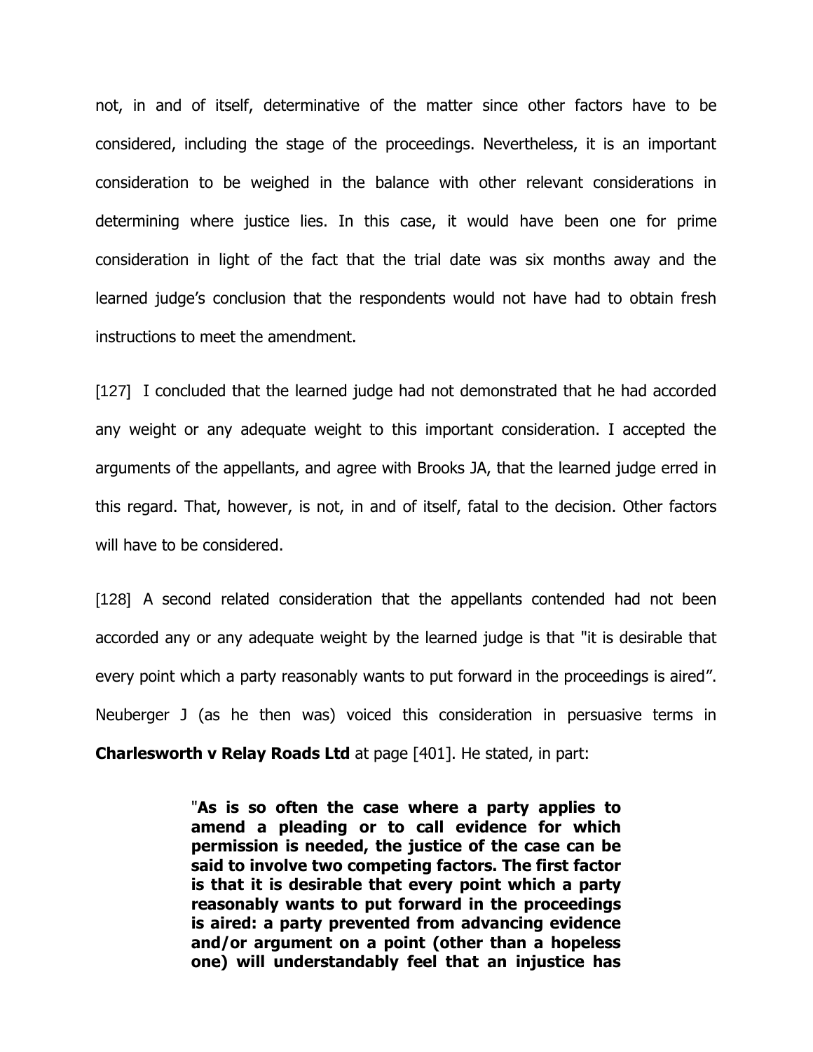not, in and of itself, determinative of the matter since other factors have to be considered, including the stage of the proceedings. Nevertheless, it is an important consideration to be weighed in the balance with other relevant considerations in determining where justice lies. In this case, it would have been one for prime consideration in light of the fact that the trial date was six months away and the learned judge's conclusion that the respondents would not have had to obtain fresh instructions to meet the amendment.

[127] I concluded that the learned judge had not demonstrated that he had accorded any weight or any adequate weight to this important consideration. I accepted the arguments of the appellants, and agree with Brooks JA, that the learned judge erred in this regard. That, however, is not, in and of itself, fatal to the decision. Other factors will have to be considered.

[128] A second related consideration that the appellants contended had not been accorded any or any adequate weight by the learned judge is that "it is desirable that every point which a party reasonably wants to put forward in the proceedings is aired". Neuberger J (as he then was) voiced this consideration in persuasive terms in **Charlesworth v Relay Roads Ltd** at page [401]. He stated, in part:

> "**As is so often the case where a party applies to amend a pleading or to call evidence for which permission is needed, the justice of the case can be said to involve two competing factors. The first factor is that it is desirable that every point which a party reasonably wants to put forward in the proceedings is aired: a party prevented from advancing evidence and/or argument on a point (other than a hopeless one) will understandably feel that an injustice has**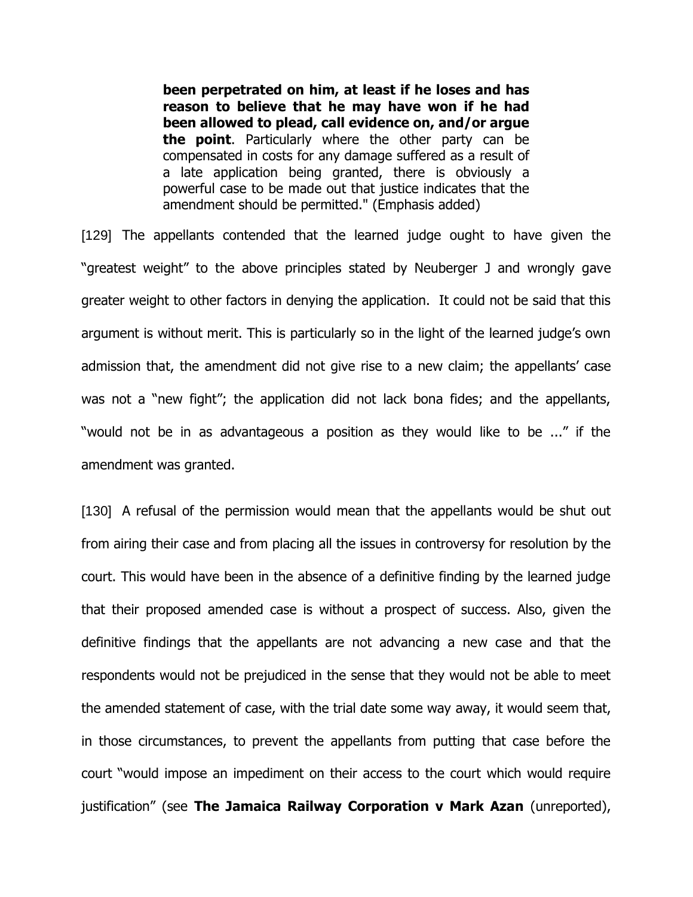> **been perpetrated on him, at least if he loses and has reason to believe that he may have won if he had been allowed to plead, call evidence on, and/or argue the point**. Particularly where the other party can be compensated in costs for any damage suffered as a result of a late application being granted, there is obviously a powerful case to be made out that justice indicates that the amendment should be permitted." (Emphasis added)

[129] The appellants contended that the learned judge ought to have given the "greatest weight" to the above principles stated by Neuberger J and wrongly gave greater weight to other factors in denying the application. It could not be said that this argument is without merit. This is particularly so in the light of the learned judge's own admission that, the amendment did not give rise to a new claim; the appellants' case was not a "new fight"; the application did not lack bona fides; and the appellants, "would not be in as advantageous a position as they would like to be ..." if the amendment was granted.

[130] A refusal of the permission would mean that the appellants would be shut out from airing their case and from placing all the issues in controversy for resolution by the court. This would have been in the absence of a definitive finding by the learned judge that their proposed amended case is without a prospect of success. Also, given the definitive findings that the appellants are not advancing a new case and that the respondents would not be prejudiced in the sense that they would not be able to meet the amended statement of case, with the trial date some way away, it would seem that, in those circumstances, to prevent the appellants from putting that case before the court "would impose an impediment on their access to the court which would require justification" (see **The Jamaica Railway Corporation v Mark Azan** (unreported),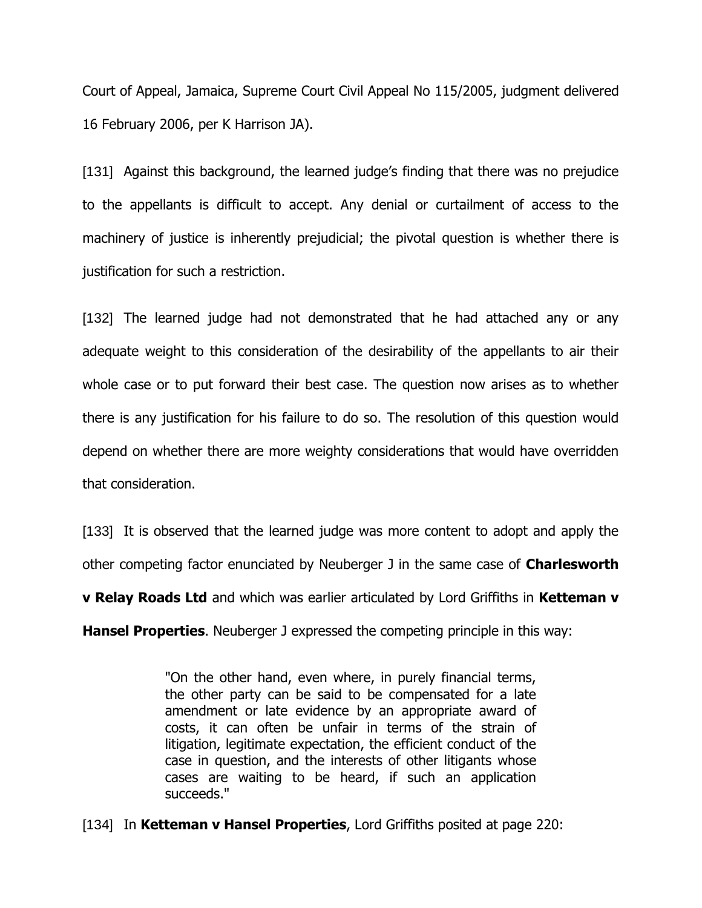Court of Appeal, Jamaica, Supreme Court Civil Appeal No 115/2005, judgment delivered 16 February 2006, per K Harrison JA).

[131] Against this background, the learned judge's finding that there was no prejudice to the appellants is difficult to accept. Any denial or curtailment of access to the machinery of justice is inherently prejudicial; the pivotal question is whether there is justification for such a restriction.

[132] The learned judge had not demonstrated that he had attached any or any adequate weight to this consideration of the desirability of the appellants to air their whole case or to put forward their best case. The question now arises as to whether there is any justification for his failure to do so. The resolution of this question would depend on whether there are more weighty considerations that would have overridden that consideration.

[133] It is observed that the learned judge was more content to adopt and apply the other competing factor enunciated by Neuberger J in the same case of **Charlesworth v Relay Roads Ltd** and which was earlier articulated by Lord Griffiths in **Ketteman v Hansel Properties**. Neuberger J expressed the competing principle in this way:

> "On the other hand, even where, in purely financial terms, the other party can be said to be compensated for a late amendment or late evidence by an appropriate award of costs, it can often be unfair in terms of the strain of litigation, legitimate expectation, the efficient conduct of the case in question, and the interests of other litigants whose cases are waiting to be heard, if such an application succeeds."

[134] In **Ketteman v Hansel Properties**, Lord Griffiths posited at page 220: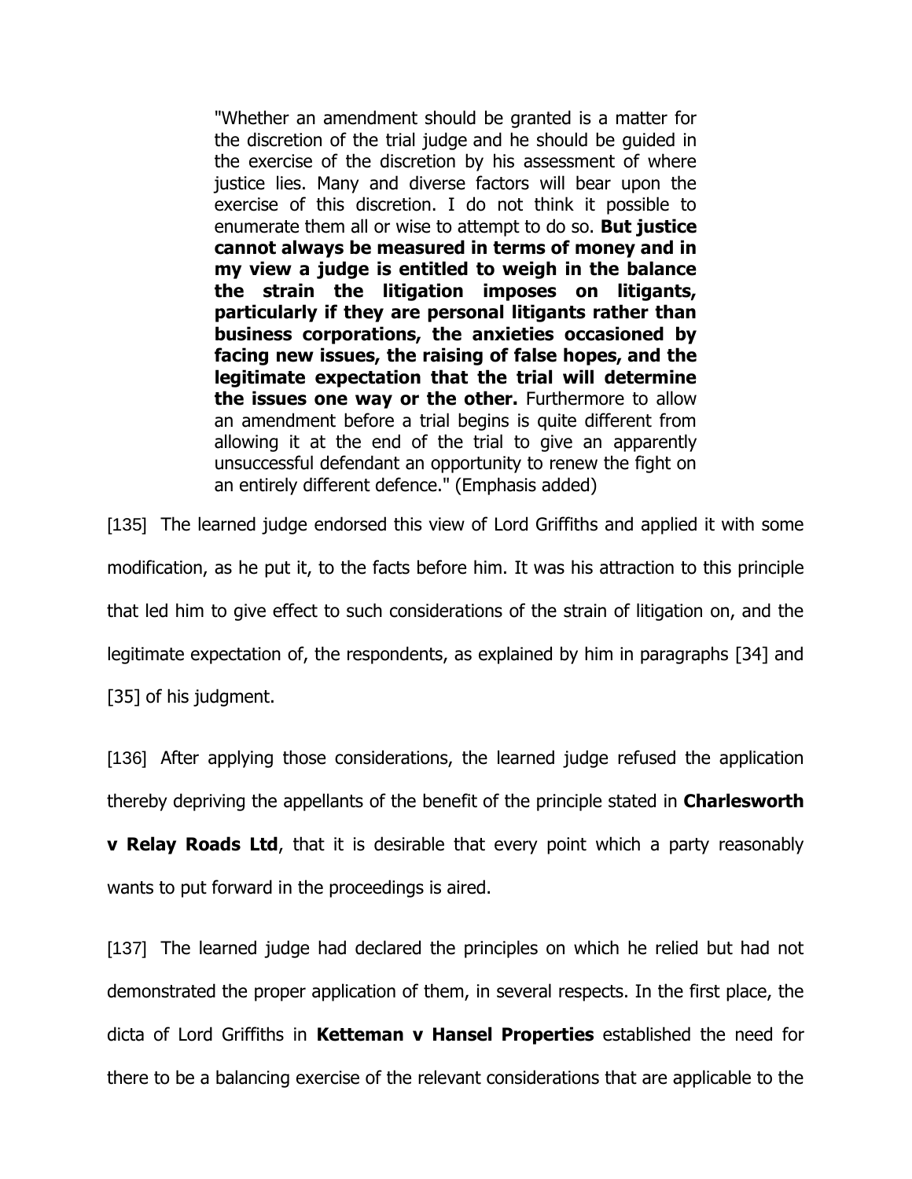> "Whether an amendment should be granted is a matter for the discretion of the trial judge and he should be guided in the exercise of the discretion by his assessment of where justice lies. Many and diverse factors will bear upon the exercise of this discretion. I do not think it possible to enumerate them all or wise to attempt to do so. **But justice cannot always be measured in terms of money and in my view a judge is entitled to weigh in the balance the strain the litigation imposes on litigants, particularly if they are personal litigants rather than business corporations, the anxieties occasioned by facing new issues, the raising of false hopes, and the legitimate expectation that the trial will determine the issues one way or the other.** Furthermore to allow an amendment before a trial begins is quite different from allowing it at the end of the trial to give an apparently unsuccessful defendant an opportunity to renew the fight on an entirely different defence." (Emphasis added)

[135] The learned judge endorsed this view of Lord Griffiths and applied it with some modification, as he put it, to the facts before him. It was his attraction to this principle that led him to give effect to such considerations of the strain of litigation on, and the legitimate expectation of, the respondents, as explained by him in paragraphs [34] and [35] of his judgment.

[136] After applying those considerations, the learned judge refused the application thereby depriving the appellants of the benefit of the principle stated in **Charlesworth v Relay Roads Ltd**, that it is desirable that every point which a party reasonably wants to put forward in the proceedings is aired.

[137] The learned judge had declared the principles on which he relied but had not demonstrated the proper application of them, in several respects. In the first place, the dicta of Lord Griffiths in **Ketteman v Hansel Properties** established the need for there to be a balancing exercise of the relevant considerations that are applicable to the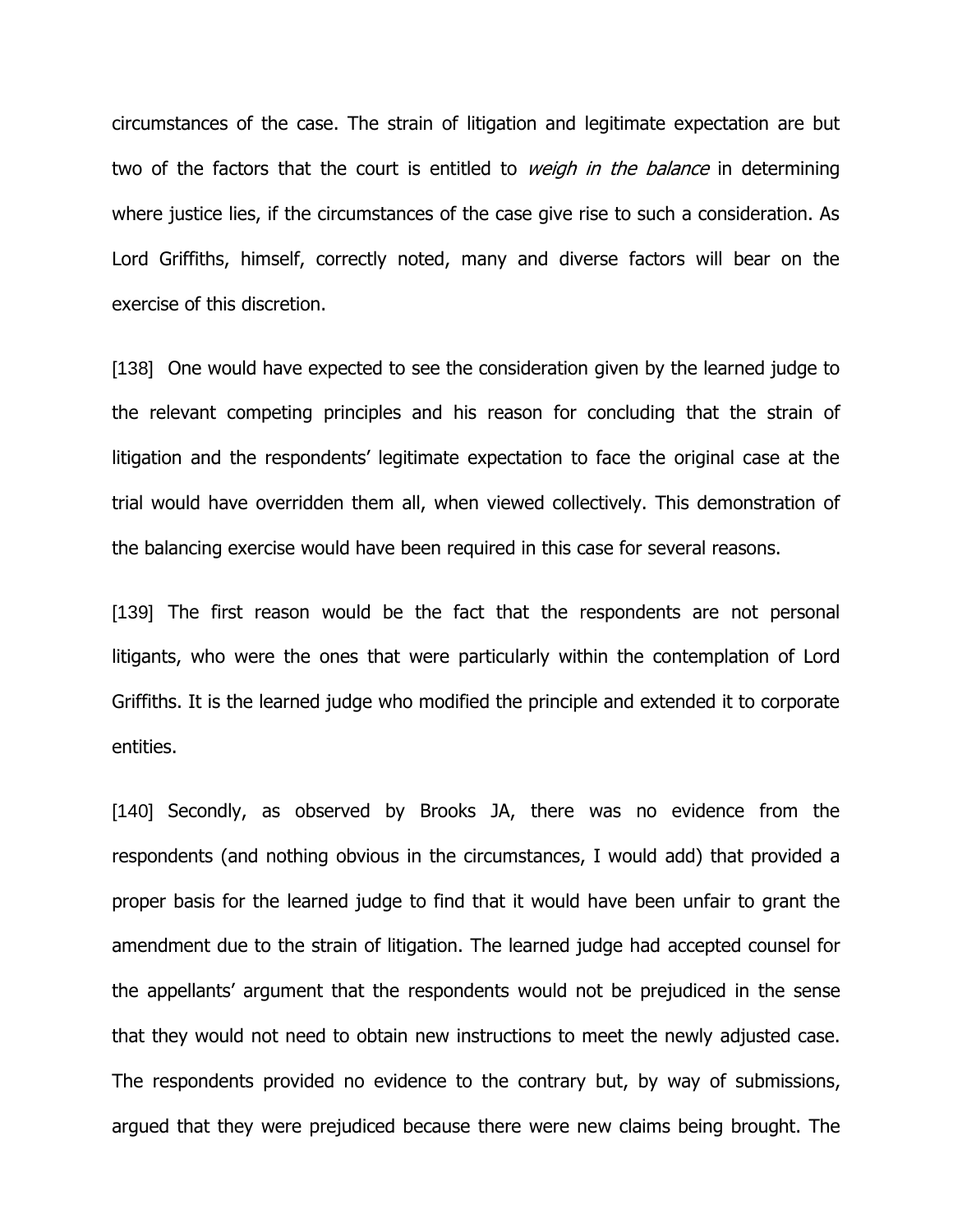circumstances of the case. The strain of litigation and legitimate expectation are but two of the factors that the court is entitled to *weigh in the balance* in determining where justice lies, if the circumstances of the case give rise to such a consideration. As Lord Griffiths, himself, correctly noted, many and diverse factors will bear on the exercise of this discretion.

[138] One would have expected to see the consideration given by the learned judge to the relevant competing principles and his reason for concluding that the strain of litigation and the respondents' legitimate expectation to face the original case at the trial would have overridden them all, when viewed collectively. This demonstration of the balancing exercise would have been required in this case for several reasons.

[139] The first reason would be the fact that the respondents are not personal litigants, who were the ones that were particularly within the contemplation of Lord Griffiths. It is the learned judge who modified the principle and extended it to corporate entities.

[140] Secondly, as observed by Brooks JA, there was no evidence from the respondents (and nothing obvious in the circumstances, I would add) that provided a proper basis for the learned judge to find that it would have been unfair to grant the amendment due to the strain of litigation. The learned judge had accepted counsel for the appellants' argument that the respondents would not be prejudiced in the sense that they would not need to obtain new instructions to meet the newly adjusted case. The respondents provided no evidence to the contrary but, by way of submissions, argued that they were prejudiced because there were new claims being brought. The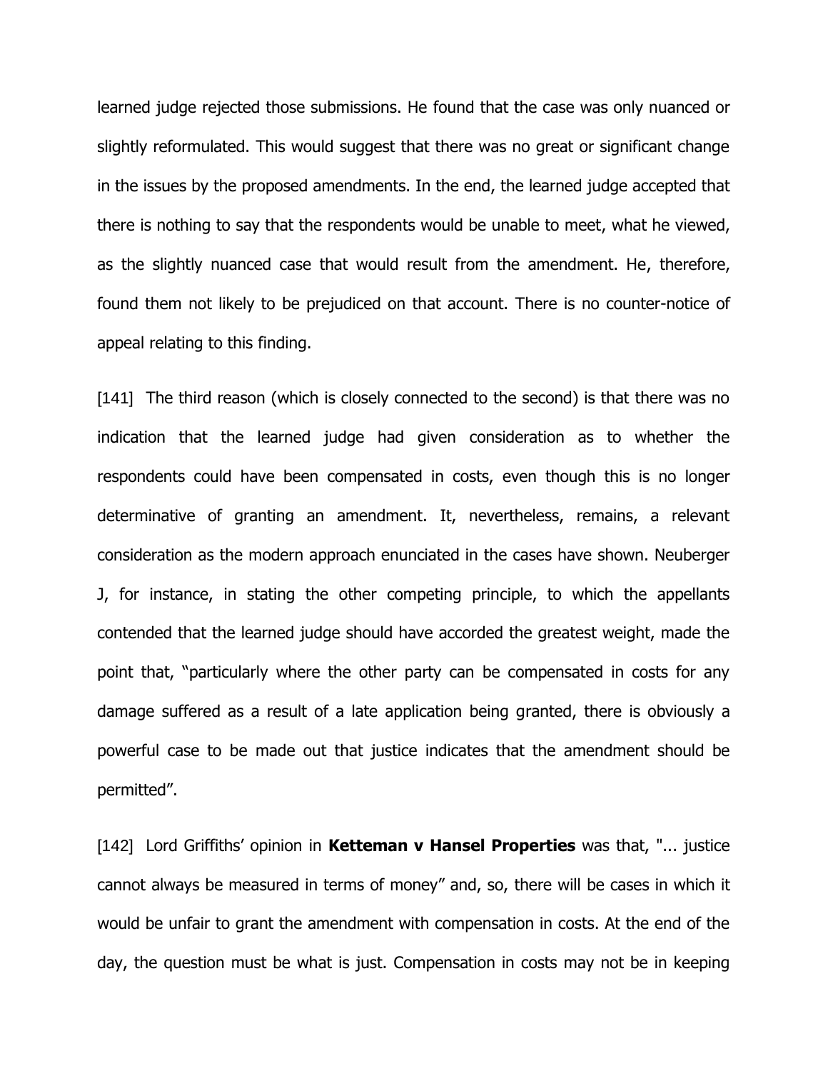learned judge rejected those submissions. He found that the case was only nuanced or slightly reformulated. This would suggest that there was no great or significant change in the issues by the proposed amendments. In the end, the learned judge accepted that there is nothing to say that the respondents would be unable to meet, what he viewed, as the slightly nuanced case that would result from the amendment. He, therefore, found them not likely to be prejudiced on that account. There is no counter-notice of appeal relating to this finding.

[141] The third reason (which is closely connected to the second) is that there was no indication that the learned judge had given consideration as to whether the respondents could have been compensated in costs, even though this is no longer determinative of granting an amendment. It, nevertheless, remains, a relevant consideration as the modern approach enunciated in the cases have shown. Neuberger J, for instance, in stating the other competing principle, to which the appellants contended that the learned judge should have accorded the greatest weight, made the point that, "particularly where the other party can be compensated in costs for any damage suffered as a result of a late application being granted, there is obviously a powerful case to be made out that justice indicates that the amendment should be permitted".

[142] Lord Griffiths' opinion in **Ketteman v Hansel Properties** was that, "... justice cannot always be measured in terms of money" and, so, there will be cases in which it would be unfair to grant the amendment with compensation in costs. At the end of the day, the question must be what is just. Compensation in costs may not be in keeping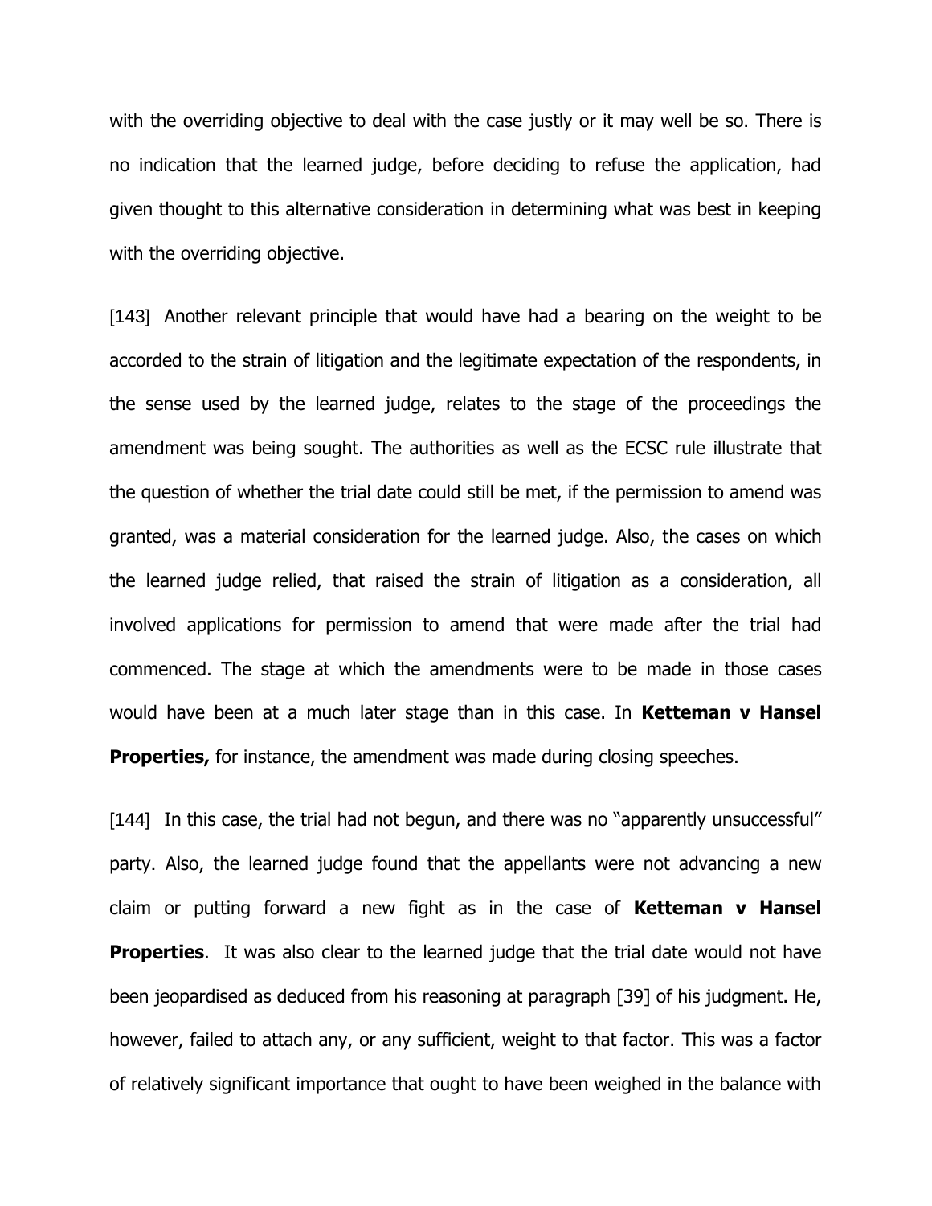with the overriding objective to deal with the case justly or it may well be so. There is no indication that the learned judge, before deciding to refuse the application, had given thought to this alternative consideration in determining what was best in keeping with the overriding objective.

[143] Another relevant principle that would have had a bearing on the weight to be accorded to the strain of litigation and the legitimate expectation of the respondents, in the sense used by the learned judge, relates to the stage of the proceedings the amendment was being sought. The authorities as well as the ECSC rule illustrate that the question of whether the trial date could still be met, if the permission to amend was granted, was a material consideration for the learned judge. Also, the cases on which the learned judge relied, that raised the strain of litigation as a consideration, all involved applications for permission to amend that were made after the trial had commenced. The stage at which the amendments were to be made in those cases would have been at a much later stage than in this case. In **Ketteman v Hansel Properties,** for instance, the amendment was made during closing speeches.

[144] In this case, the trial had not begun, and there was no "apparently unsuccessful" party. Also, the learned judge found that the appellants were not advancing a new claim or putting forward a new fight as in the case of **Ketteman v Hansel Properties**. It was also clear to the learned judge that the trial date would not have been jeopardised as deduced from his reasoning at paragraph [39] of his judgment. He, however, failed to attach any, or any sufficient, weight to that factor. This was a factor of relatively significant importance that ought to have been weighed in the balance with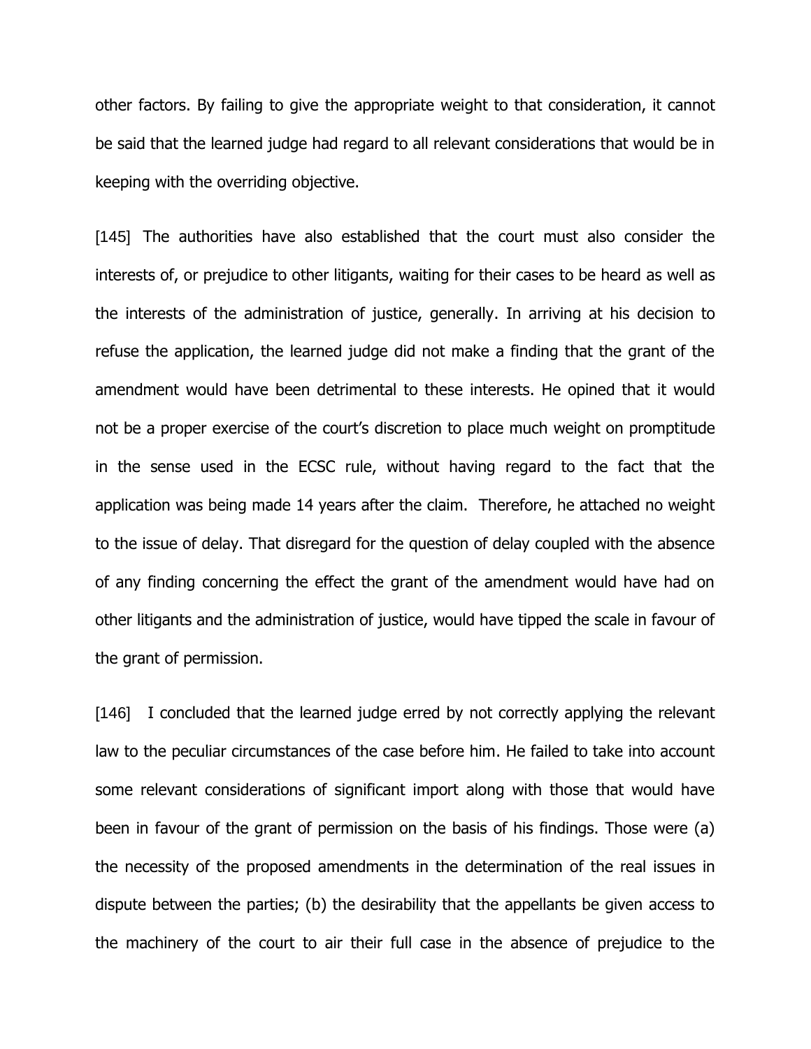other factors. By failing to give the appropriate weight to that consideration, it cannot be said that the learned judge had regard to all relevant considerations that would be in keeping with the overriding objective.

[145] The authorities have also established that the court must also consider the interests of, or prejudice to other litigants, waiting for their cases to be heard as well as the interests of the administration of justice, generally. In arriving at his decision to refuse the application, the learned judge did not make a finding that the grant of the amendment would have been detrimental to these interests. He opined that it would not be a proper exercise of the court's discretion to place much weight on promptitude in the sense used in the ECSC rule, without having regard to the fact that the application was being made 14 years after the claim. Therefore, he attached no weight to the issue of delay. That disregard for the question of delay coupled with the absence of any finding concerning the effect the grant of the amendment would have had on other litigants and the administration of justice, would have tipped the scale in favour of the grant of permission.

[146] I concluded that the learned judge erred by not correctly applying the relevant law to the peculiar circumstances of the case before him. He failed to take into account some relevant considerations of significant import along with those that would have been in favour of the grant of permission on the basis of his findings. Those were (a) the necessity of the proposed amendments in the determination of the real issues in dispute between the parties; (b) the desirability that the appellants be given access to the machinery of the court to air their full case in the absence of prejudice to the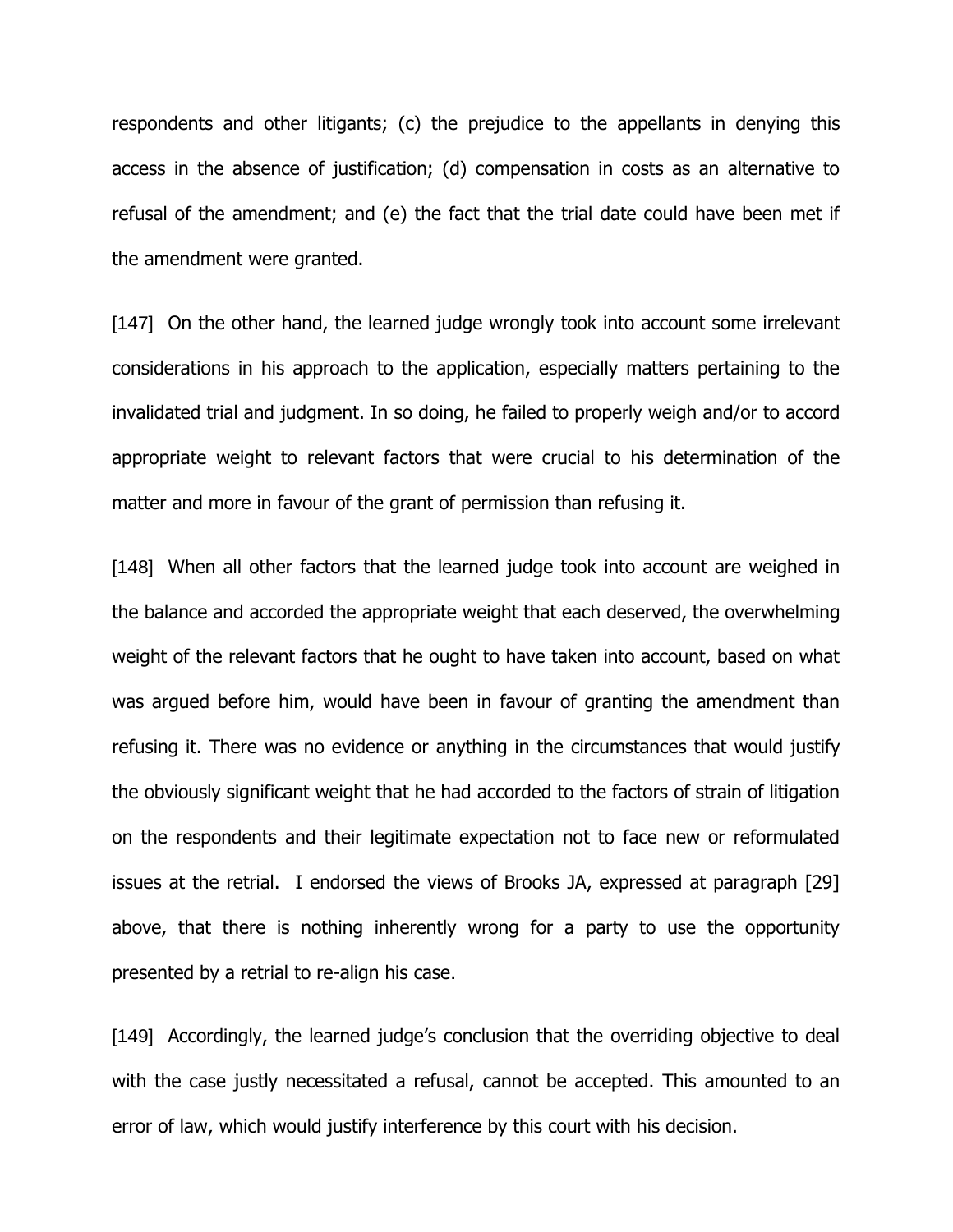respondents and other litigants; (c) the prejudice to the appellants in denying this access in the absence of justification; (d) compensation in costs as an alternative to refusal of the amendment; and (e) the fact that the trial date could have been met if the amendment were granted.

[147] On the other hand, the learned judge wrongly took into account some irrelevant considerations in his approach to the application, especially matters pertaining to the invalidated trial and judgment. In so doing, he failed to properly weigh and/or to accord appropriate weight to relevant factors that were crucial to his determination of the matter and more in favour of the grant of permission than refusing it.

[148] When all other factors that the learned judge took into account are weighed in the balance and accorded the appropriate weight that each deserved, the overwhelming weight of the relevant factors that he ought to have taken into account, based on what was argued before him, would have been in favour of granting the amendment than refusing it. There was no evidence or anything in the circumstances that would justify the obviously significant weight that he had accorded to the factors of strain of litigation on the respondents and their legitimate expectation not to face new or reformulated issues at the retrial. I endorsed the views of Brooks JA, expressed at paragraph [29] above, that there is nothing inherently wrong for a party to use the opportunity presented by a retrial to re-align his case.

[149] Accordingly, the learned judge's conclusion that the overriding objective to deal with the case justly necessitated a refusal, cannot be accepted. This amounted to an error of law, which would justify interference by this court with his decision.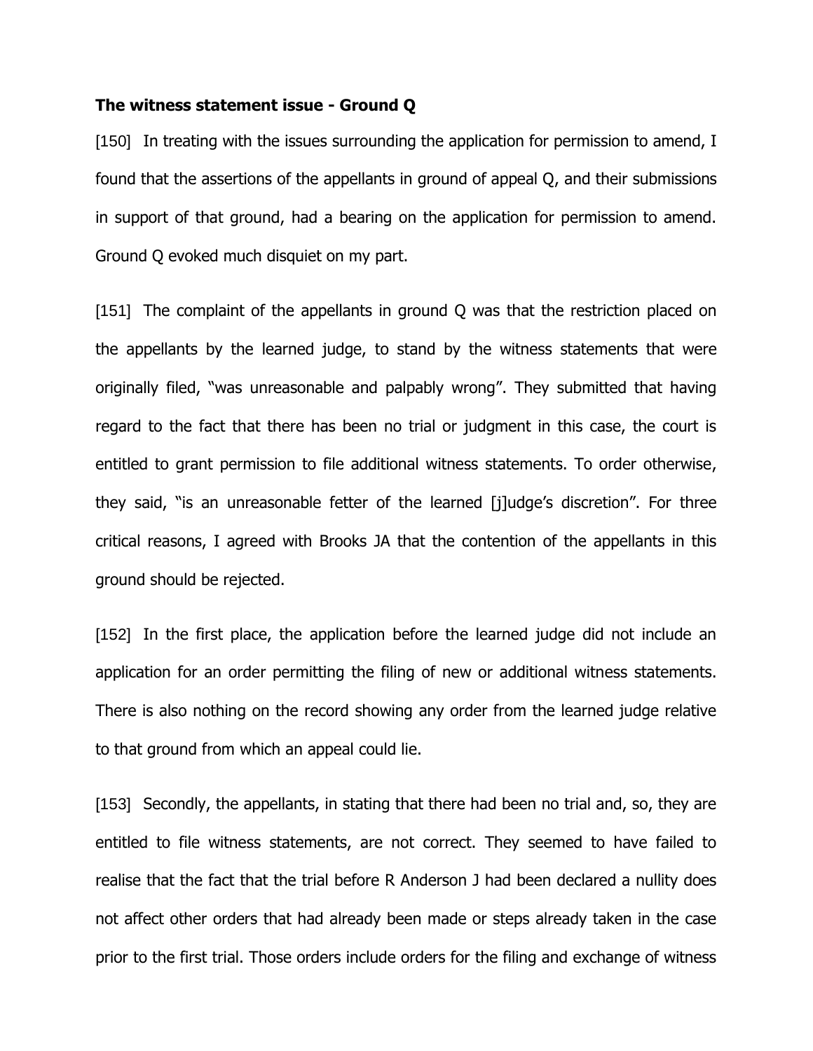**The witness statement issue - Ground Q**

[150] In treating with the issues surrounding the application for permission to amend, I found that the assertions of the appellants in ground of appeal Q, and their submissions in support of that ground, had a bearing on the application for permission to amend. Ground Q evoked much disquiet on my part.

[151] The complaint of the appellants in ground Q was that the restriction placed on the appellants by the learned judge, to stand by the witness statements that were originally filed, "was unreasonable and palpably wrong". They submitted that having regard to the fact that there has been no trial or judgment in this case, the court is entitled to grant permission to file additional witness statements. To order otherwise, they said, "is an unreasonable fetter of the learned [j]udge's discretion". For three critical reasons, I agreed with Brooks JA that the contention of the appellants in this ground should be rejected.

[152] In the first place, the application before the learned judge did not include an application for an order permitting the filing of new or additional witness statements. There is also nothing on the record showing any order from the learned judge relative to that ground from which an appeal could lie.

[153] Secondly, the appellants, in stating that there had been no trial and, so, they are entitled to file witness statements, are not correct. They seemed to have failed to realise that the fact that the trial before R Anderson J had been declared a nullity does not affect other orders that had already been made or steps already taken in the case prior to the first trial. Those orders include orders for the filing and exchange of witness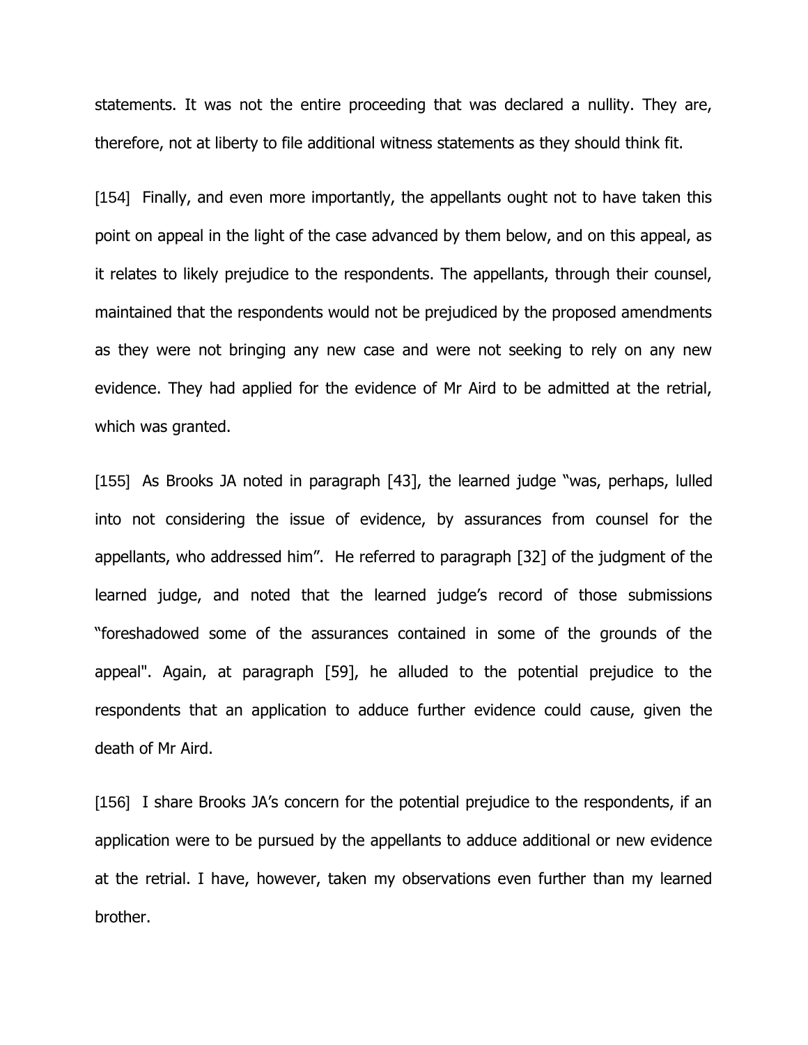statements. It was not the entire proceeding that was declared a nullity. They are, therefore, not at liberty to file additional witness statements as they should think fit.

[154] Finally, and even more importantly, the appellants ought not to have taken this point on appeal in the light of the case advanced by them below, and on this appeal, as it relates to likely prejudice to the respondents. The appellants, through their counsel, maintained that the respondents would not be prejudiced by the proposed amendments as they were not bringing any new case and were not seeking to rely on any new evidence. They had applied for the evidence of Mr Aird to be admitted at the retrial, which was granted.

[155] As Brooks JA noted in paragraph [43], the learned judge "was, perhaps, lulled into not considering the issue of evidence, by assurances from counsel for the appellants, who addressed him". He referred to paragraph [32] of the judgment of the learned judge, and noted that the learned judge's record of those submissions "foreshadowed some of the assurances contained in some of the grounds of the appeal". Again, at paragraph [59], he alluded to the potential prejudice to the respondents that an application to adduce further evidence could cause, given the death of Mr Aird.

[156] I share Brooks JA's concern for the potential prejudice to the respondents, if an application were to be pursued by the appellants to adduce additional or new evidence at the retrial. I have, however, taken my observations even further than my learned brother.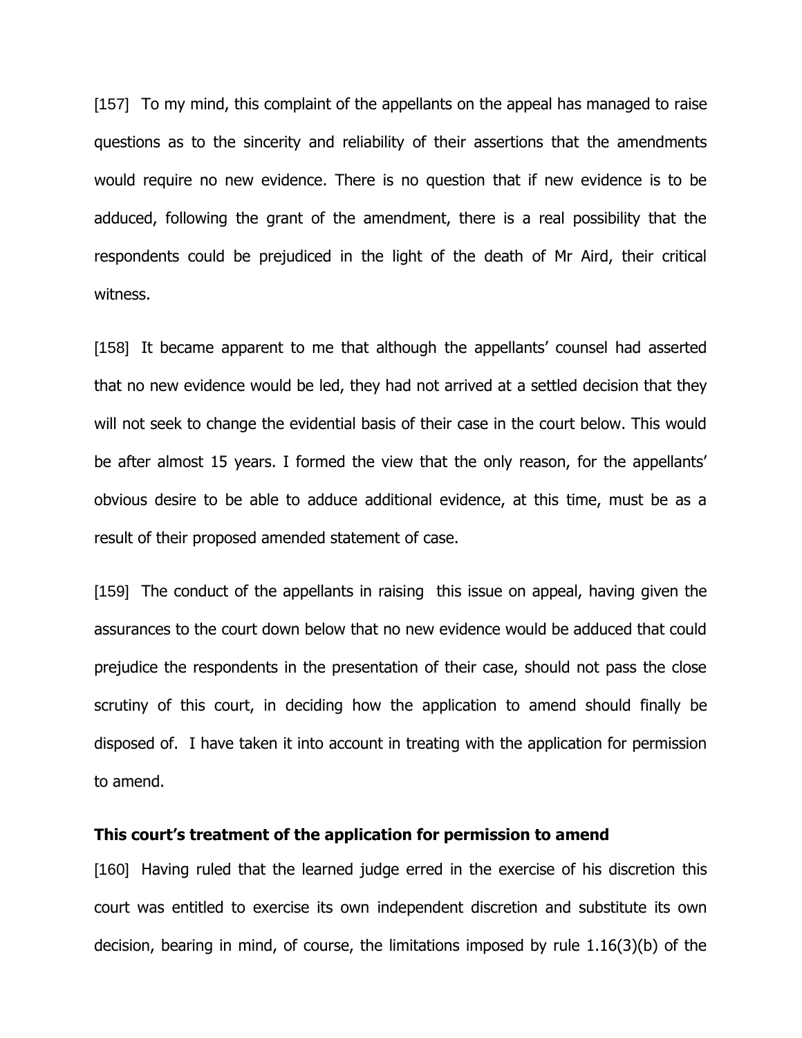[157] To my mind, this complaint of the appellants on the appeal has managed to raise questions as to the sincerity and reliability of their assertions that the amendments would require no new evidence. There is no question that if new evidence is to be adduced, following the grant of the amendment, there is a real possibility that the respondents could be prejudiced in the light of the death of Mr Aird, their critical witness.

[158] It became apparent to me that although the appellants' counsel had asserted that no new evidence would be led, they had not arrived at a settled decision that they will not seek to change the evidential basis of their case in the court below. This would be after almost 15 years. I formed the view that the only reason, for the appellants' obvious desire to be able to adduce additional evidence, at this time, must be as a result of their proposed amended statement of case.

[159] The conduct of the appellants in raising this issue on appeal, having given the assurances to the court down below that no new evidence would be adduced that could prejudice the respondents in the presentation of their case, should not pass the close scrutiny of this court, in deciding how the application to amend should finally be disposed of. I have taken it into account in treating with the application for permission to amend.

**This court's treatment of the application for permission to amend**

[160] Having ruled that the learned judge erred in the exercise of his discretion this court was entitled to exercise its own independent discretion and substitute its own decision, bearing in mind, of course, the limitations imposed by rule 1.16(3)(b) of the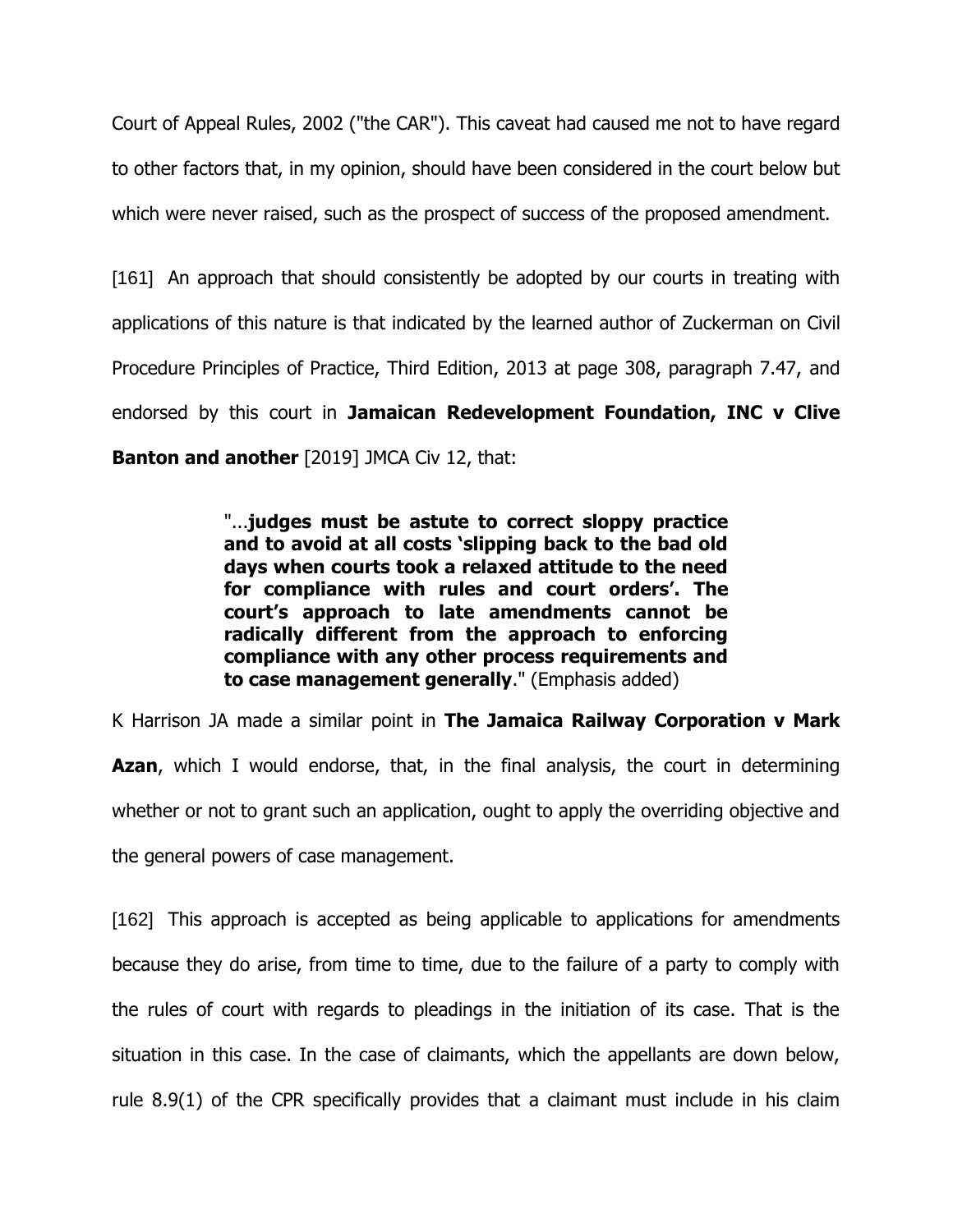Court of Appeal Rules, 2002 ("the CAR"). This caveat had caused me not to have regard to other factors that, in my opinion, should have been considered in the court below but which were never raised, such as the prospect of success of the proposed amendment.

[161] An approach that should consistently be adopted by our courts in treating with applications of this nature is that indicated by the learned author of Zuckerman on Civil Procedure Principles of Practice, Third Edition, 2013 at page 308, paragraph 7.47, and endorsed by this court in **Jamaican Redevelopment Foundation, INC v Clive Banton and another** [2019] JMCA Civ 12, that:

> "…**judges must be astute to correct sloppy practice and to avoid at all costs 'slipping back to the bad old days when courts took a relaxed attitude to the need for compliance with rules and court orders'. The court's approach to late amendments cannot be radically different from the approach to enforcing compliance with any other process requirements and to case management generally**." (Emphasis added)

K Harrison JA made a similar point in **The Jamaica Railway Corporation v Mark Azan**, which I would endorse, that, in the final analysis, the court in determining whether or not to grant such an application, ought to apply the overriding objective and the general powers of case management.

[162] This approach is accepted as being applicable to applications for amendments because they do arise, from time to time, due to the failure of a party to comply with the rules of court with regards to pleadings in the initiation of its case. That is the situation in this case. In the case of claimants, which the appellants are down below, rule 8.9(1) of the CPR specifically provides that a claimant must include in his claim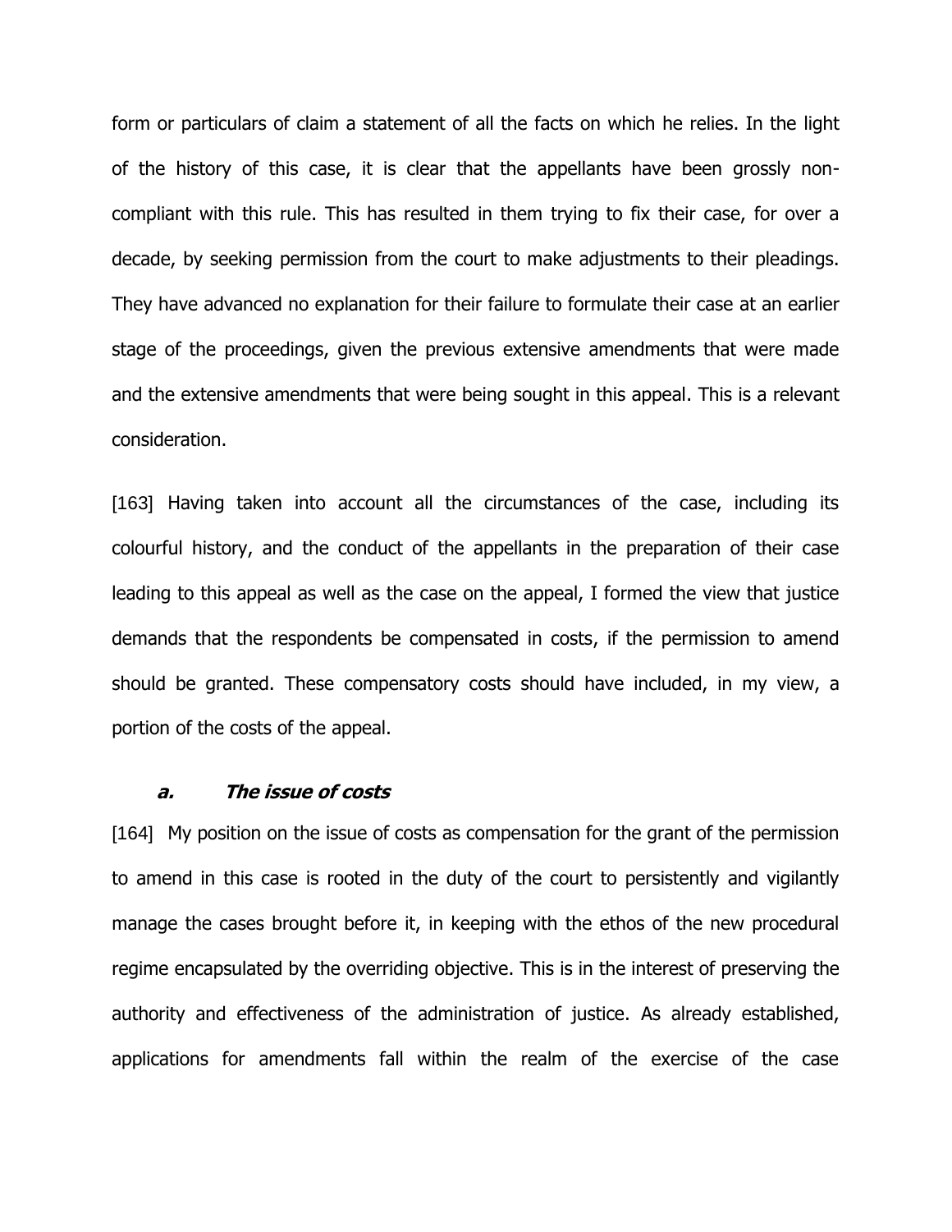form or particulars of claim a statement of all the facts on which he relies. In the light of the history of this case, it is clear that the appellants have been grossly non-compliant with this rule. This has resulted in them trying to fix their case, for over a decade, by seeking permission from the court to make adjustments to their pleadings. They have advanced no explanation for their failure to formulate their case at an earlier stage of the proceedings, given the previous extensive amendments that were made and the extensive amendments that were being sought in this appeal. This is a relevant consideration.

[163] Having taken into account all the circumstances of the case, including its colourful history, and the conduct of the appellants in the preparation of their case leading to this appeal as well as the case on the appeal, I formed the view that justice demands that the respondents be compensated in costs, if the permission to amend should be granted. These compensatory costs should have included, in my view, a portion of the costs of the appeal.

### *a. The issue of costs*

[164] My position on the issue of costs as compensation for the grant of the permission to amend in this case is rooted in the duty of the court to persistently and vigilantly manage the cases brought before it, in keeping with the ethos of the new procedural regime encapsulated by the overriding objective. This is in the interest of preserving the authority and effectiveness of the administration of justice. As already established, applications for amendments fall within the realm of the exercise of the case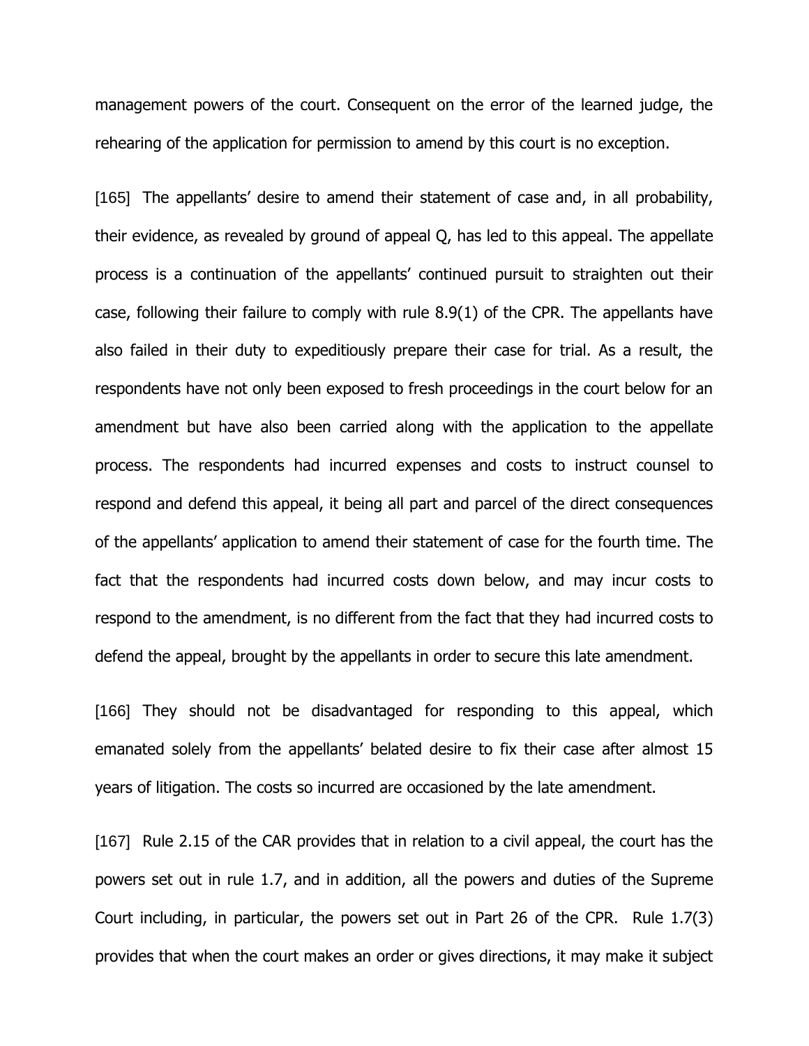management powers of the court. Consequent on the error of the learned judge, the rehearing of the application for permission to amend by this court is no exception.

[165] The appellants' desire to amend their statement of case and, in all probability, their evidence, as revealed by ground of appeal Q, has led to this appeal. The appellate process is a continuation of the appellants' continued pursuit to straighten out their case, following their failure to comply with rule 8.9(1) of the CPR. The appellants have also failed in their duty to expeditiously prepare their case for trial. As a result, the respondents have not only been exposed to fresh proceedings in the court below for an amendment but have also been carried along with the application to the appellate process. The respondents had incurred expenses and costs to instruct counsel to respond and defend this appeal, it being all part and parcel of the direct consequences of the appellants' application to amend their statement of case for the fourth time. The fact that the respondents had incurred costs down below, and may incur costs to respond to the amendment, is no different from the fact that they had incurred costs to defend the appeal, brought by the appellants in order to secure this late amendment.

[166] They should not be disadvantaged for responding to this appeal, which emanated solely from the appellants' belated desire to fix their case after almost 15 years of litigation. The costs so incurred are occasioned by the late amendment.

[167] Rule 2.15 of the CAR provides that in relation to a civil appeal, the court has the powers set out in rule 1.7, and in addition, all the powers and duties of the Supreme Court including, in particular, the powers set out in Part 26 of the CPR. Rule 1.7(3) provides that when the court makes an order or gives directions, it may make it subject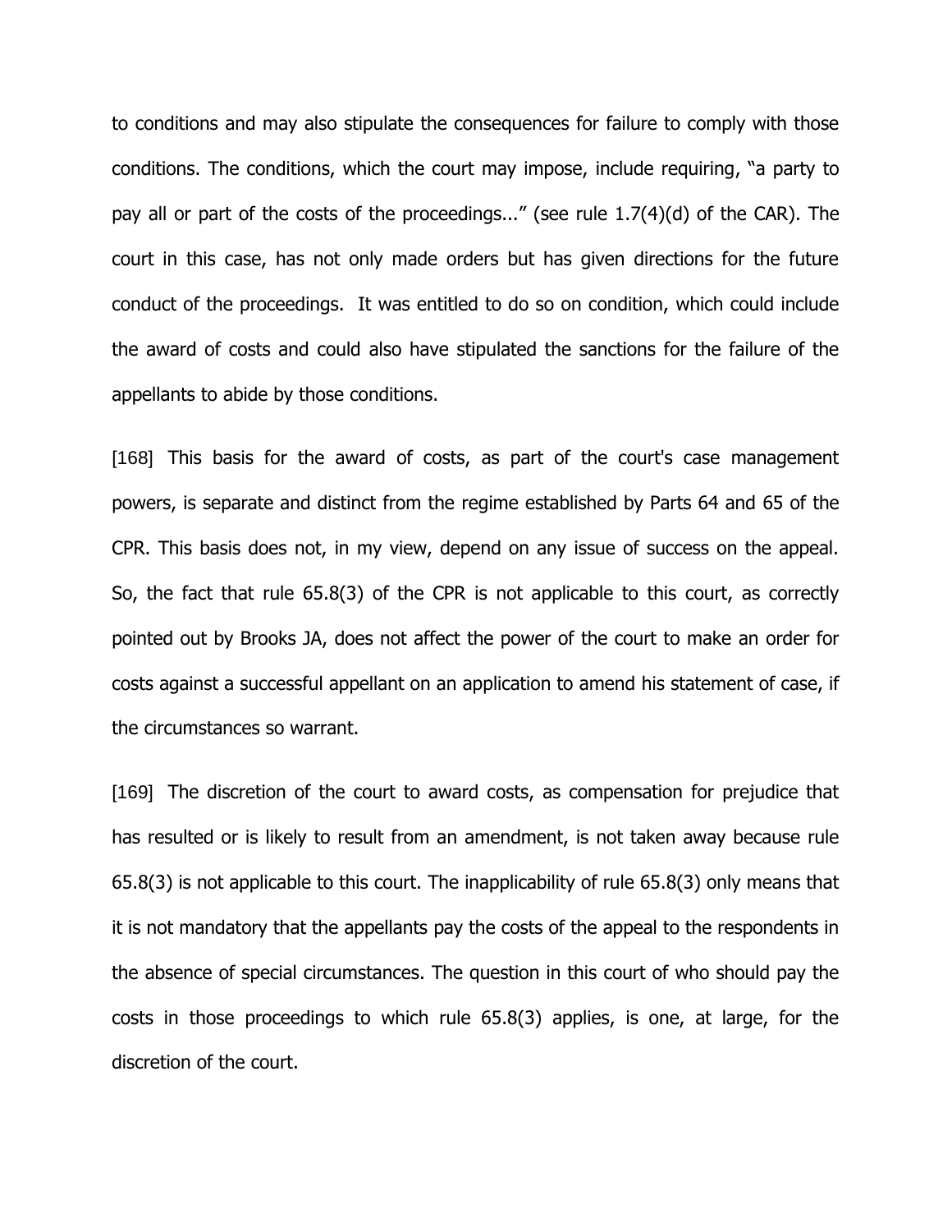to conditions and may also stipulate the consequences for failure to comply with those conditions. The conditions, which the court may impose, include requiring, "a party to pay all or part of the costs of the proceedings..." (see rule 1.7(4)(d) of the CAR). The court in this case, has not only made orders but has given directions for the future conduct of the proceedings. It was entitled to do so on condition, which could include the award of costs and could also have stipulated the sanctions for the failure of the appellants to abide by those conditions.

[168] This basis for the award of costs, as part of the court's case management powers, is separate and distinct from the regime established by Parts 64 and 65 of the CPR. This basis does not, in my view, depend on any issue of success on the appeal. So, the fact that rule 65.8(3) of the CPR is not applicable to this court, as correctly pointed out by Brooks JA, does not affect the power of the court to make an order for costs against a successful appellant on an application to amend his statement of case, if the circumstances so warrant.

[169] The discretion of the court to award costs, as compensation for prejudice that has resulted or is likely to result from an amendment, is not taken away because rule 65.8(3) is not applicable to this court. The inapplicability of rule 65.8(3) only means that it is not mandatory that the appellants pay the costs of the appeal to the respondents in the absence of special circumstances. The question in this court of who should pay the costs in those proceedings to which rule 65.8(3) applies, is one, at large, for the discretion of the court.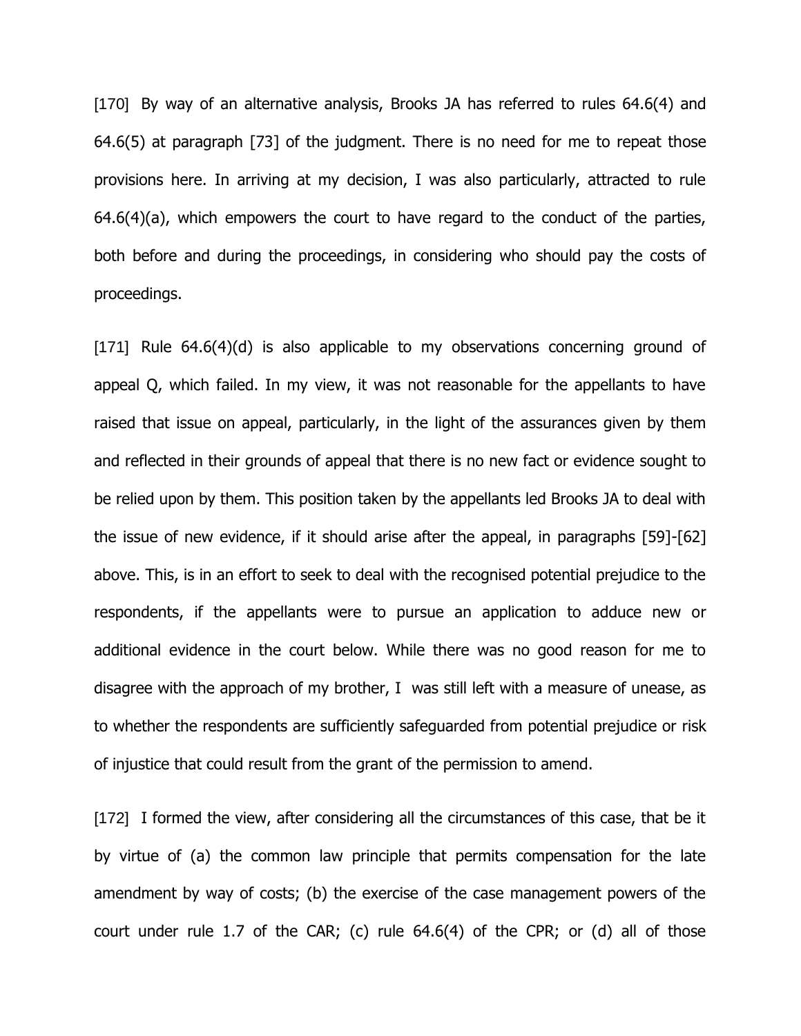[170] By way of an alternative analysis, Brooks JA has referred to rules 64.6(4) and 64.6(5) at paragraph [73] of the judgment. There is no need for me to repeat those provisions here. In arriving at my decision, I was also particularly, attracted to rule 64.6(4)(a), which empowers the court to have regard to the conduct of the parties, both before and during the proceedings, in considering who should pay the costs of proceedings.

[171] Rule 64.6(4)(d) is also applicable to my observations concerning ground of appeal Q, which failed. In my view, it was not reasonable for the appellants to have raised that issue on appeal, particularly, in the light of the assurances given by them and reflected in their grounds of appeal that there is no new fact or evidence sought to be relied upon by them. This position taken by the appellants led Brooks JA to deal with the issue of new evidence, if it should arise after the appeal, in paragraphs [59]-[62] above. This, is in an effort to seek to deal with the recognised potential prejudice to the respondents, if the appellants were to pursue an application to adduce new or additional evidence in the court below. While there was no good reason for me to disagree with the approach of my brother, I was still left with a measure of unease, as to whether the respondents are sufficiently safeguarded from potential prejudice or risk of injustice that could result from the grant of the permission to amend.

[172] I formed the view, after considering all the circumstances of this case, that be it by virtue of (a) the common law principle that permits compensation for the late amendment by way of costs; (b) the exercise of the case management powers of the court under rule 1.7 of the CAR; (c) rule 64.6(4) of the CPR; or (d) all of those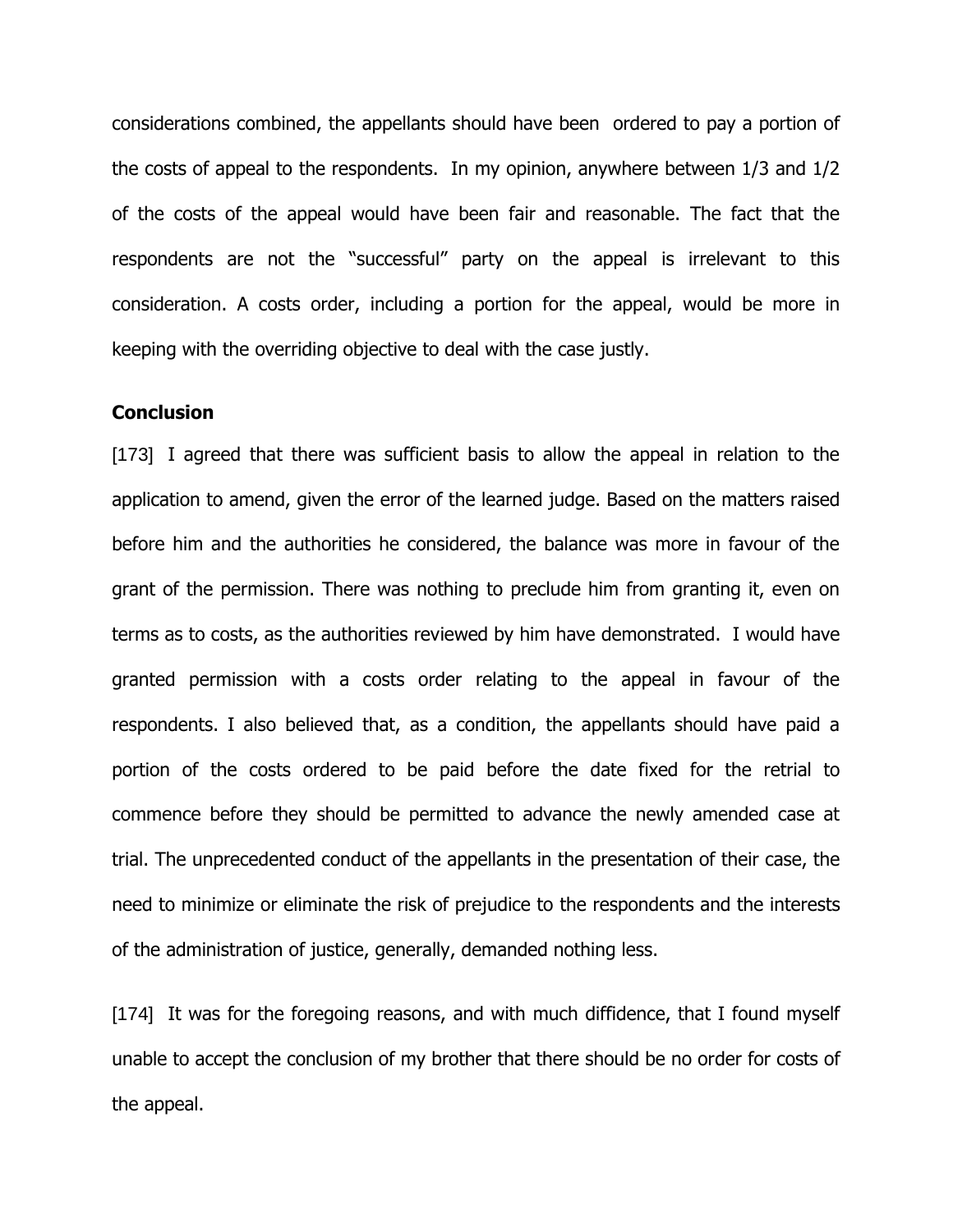considerations combined, the appellants should have been ordered to pay a portion of the costs of appeal to the respondents. In my opinion, anywhere between 1/3 and 1/2 of the costs of the appeal would have been fair and reasonable. The fact that the respondents are not the "successful" party on the appeal is irrelevant to this consideration. A costs order, including a portion for the appeal, would be more in keeping with the overriding objective to deal with the case justly.

**Conclusion**

[173] I agreed that there was sufficient basis to allow the appeal in relation to the application to amend, given the error of the learned judge. Based on the matters raised before him and the authorities he considered, the balance was more in favour of the grant of the permission. There was nothing to preclude him from granting it, even on terms as to costs, as the authorities reviewed by him have demonstrated. I would have granted permission with a costs order relating to the appeal in favour of the respondents. I also believed that, as a condition, the appellants should have paid a portion of the costs ordered to be paid before the date fixed for the retrial to commence before they should be permitted to advance the newly amended case at trial. The unprecedented conduct of the appellants in the presentation of their case, the need to minimize or eliminate the risk of prejudice to the respondents and the interests of the administration of justice, generally, demanded nothing less.

[174] It was for the foregoing reasons, and with much diffidence, that I found myself unable to accept the conclusion of my brother that there should be no order for costs of the appeal.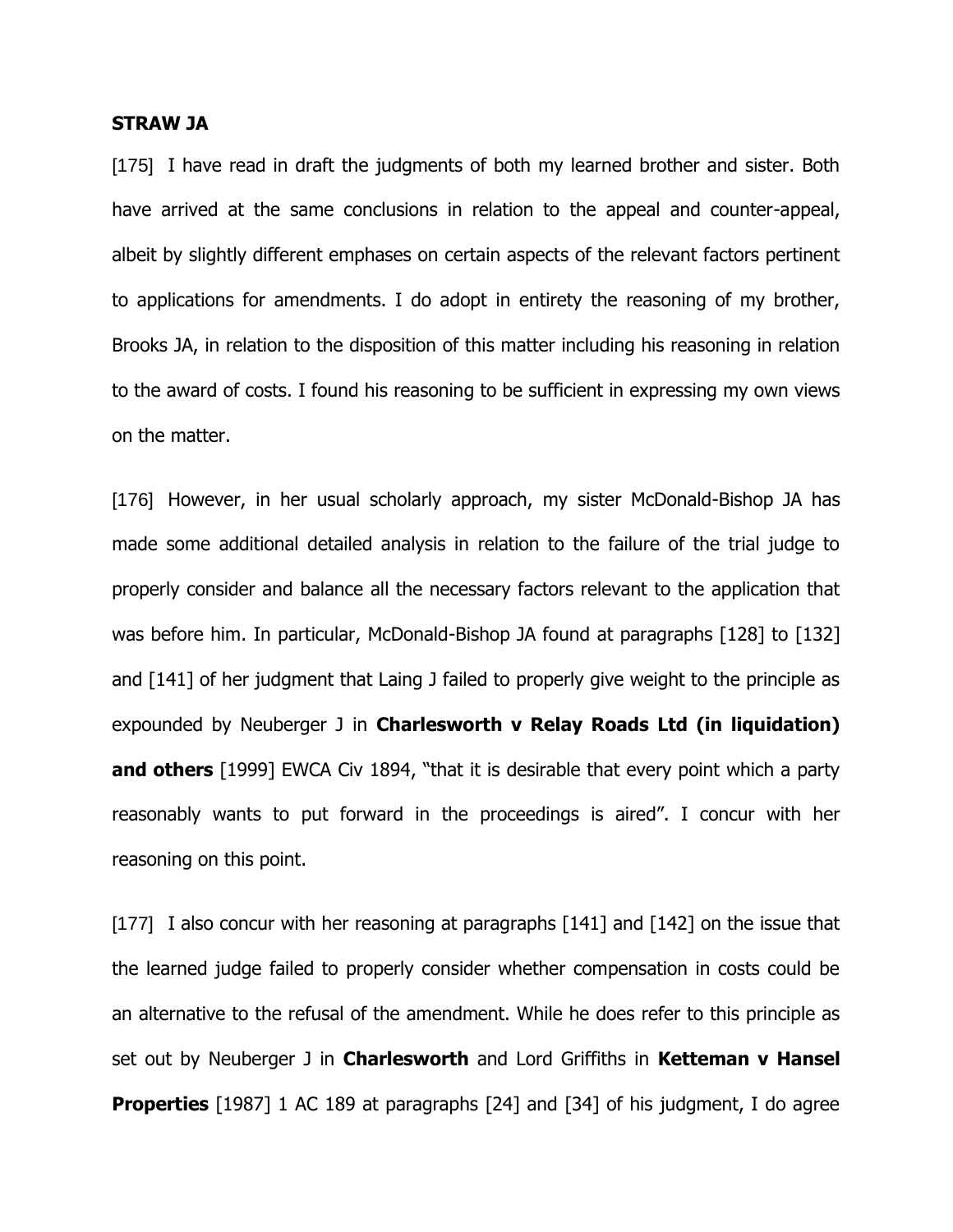**STRAW JA**

[175] I have read in draft the judgments of both my learned brother and sister. Both have arrived at the same conclusions in relation to the appeal and counter-appeal, albeit by slightly different emphases on certain aspects of the relevant factors pertinent to applications for amendments. I do adopt in entirety the reasoning of my brother, Brooks JA, in relation to the disposition of this matter including his reasoning in relation to the award of costs. I found his reasoning to be sufficient in expressing my own views on the matter.

[176] However, in her usual scholarly approach, my sister McDonald-Bishop JA has made some additional detailed analysis in relation to the failure of the trial judge to properly consider and balance all the necessary factors relevant to the application that was before him. In particular, McDonald-Bishop JA found at paragraphs [128] to [132] and [141] of her judgment that Laing J failed to properly give weight to the principle as expounded by Neuberger J in **Charlesworth v Relay Roads Ltd (in liquidation) and others** [1999] EWCA Civ 1894, "that it is desirable that every point which a party reasonably wants to put forward in the proceedings is aired". I concur with her reasoning on this point.

[177] I also concur with her reasoning at paragraphs [141] and [142] on the issue that the learned judge failed to properly consider whether compensation in costs could be an alternative to the refusal of the amendment. While he does refer to this principle as set out by Neuberger J in **Charlesworth** and Lord Griffiths in **Ketteman v Hansel Properties** [1987] 1 AC 189 at paragraphs [24] and [34] of his judgment, I do agree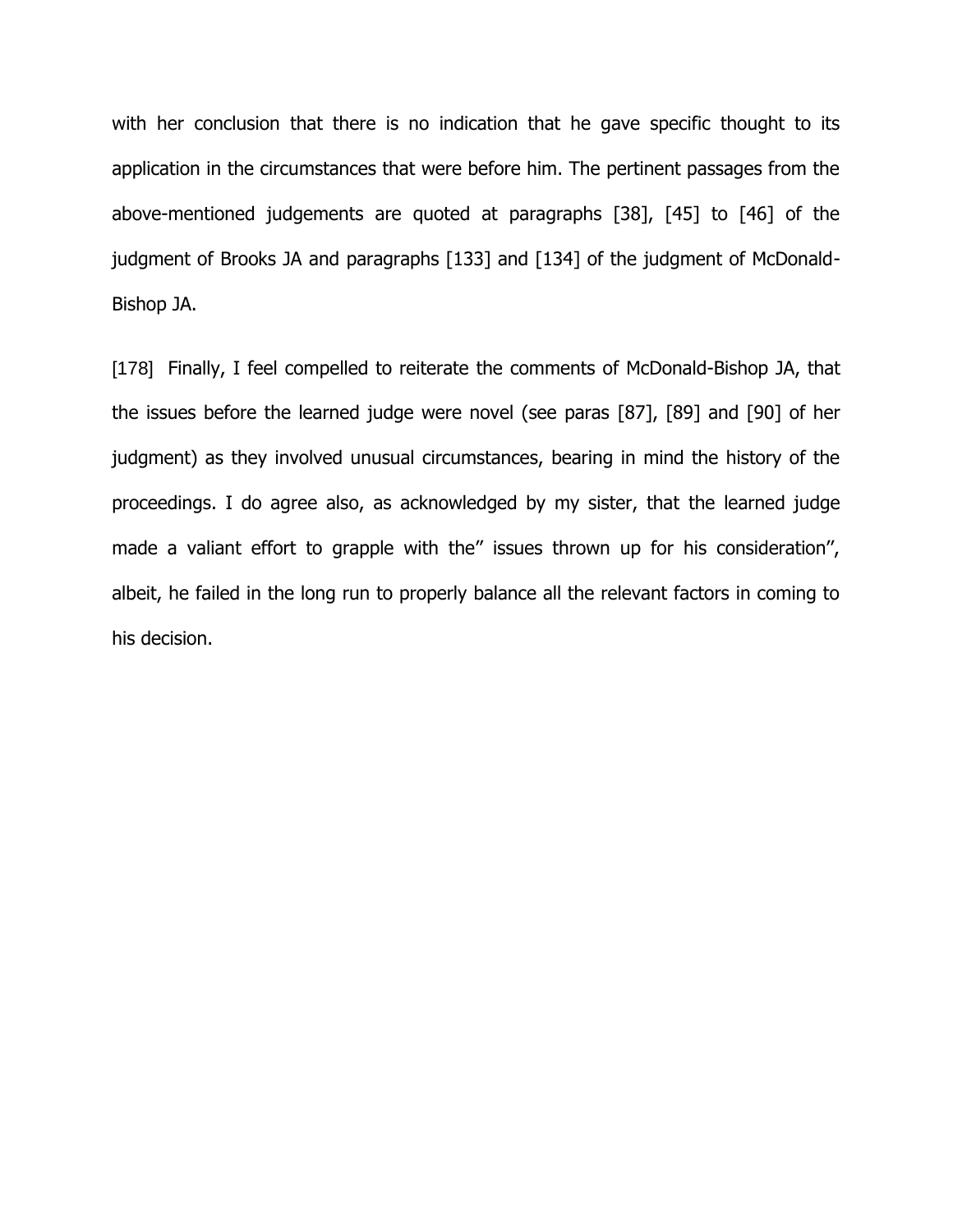with her conclusion that there is no indication that he gave specific thought to its application in the circumstances that were before him. The pertinent passages from the above-mentioned judgements are quoted at paragraphs [38], [45] to [46] of the judgment of Brooks JA and paragraphs [133] and [134] of the judgment of McDonald-Bishop JA.

[178] Finally, I feel compelled to reiterate the comments of McDonald-Bishop JA, that the issues before the learned judge were novel (see paras [87], [89] and [90] of her judgment) as they involved unusual circumstances, bearing in mind the history of the proceedings. I do agree also, as acknowledged by my sister, that the learned judge made a valiant effort to grapple with the" issues thrown up for his consideration", albeit, he failed in the long run to properly balance all the relevant factors in coming to his decision.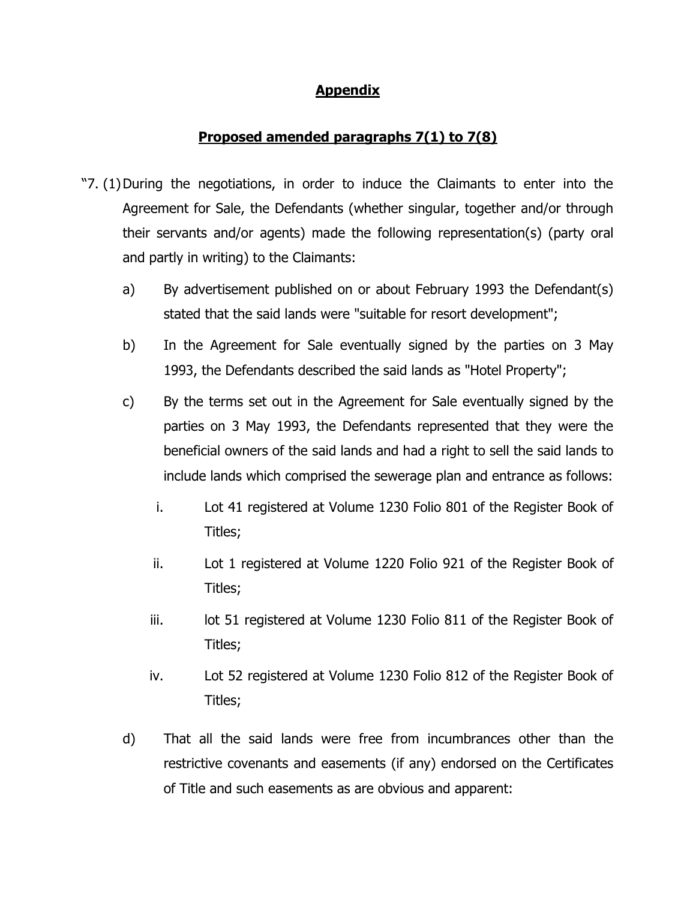## Appendix

## Proposed amended paragraphs 7(1) to 7(8)

"7. (1) During the negotiations, in order to induce the Claimants to enter into the Agreement for Sale, the Defendants (whether singular, together and/or through their servants and/or agents) made the following representation(s) (party oral and partly in writing) to the Claimants:

a) By advertisement published on or about February 1993 the Defendant(s) stated that the said lands were "suitable for resort development";

b) In the Agreement for Sale eventually signed by the parties on 3 May 1993, the Defendants described the said lands as "Hotel Property";

c) By the terms set out in the Agreement for Sale eventually signed by the parties on 3 May 1993, the Defendants represented that they were the beneficial owners of the said lands and had a right to sell the said lands to include lands which comprised the sewerage plan and entrance as follows:

   i. Lot 41 registered at Volume 1230 Folio 801 of the Register Book of Titles;

   ii. Lot 1 registered at Volume 1220 Folio 921 of the Register Book of Titles;

   iii. lot 51 registered at Volume 1230 Folio 811 of the Register Book of Titles;

   iv. Lot 52 registered at Volume 1230 Folio 812 of the Register Book of Titles;

d) That all the said lands were free from incumbrances other than the restrictive covenants and easements (if any) endorsed on the Certificates of Title and such easements as are obvious and apparent: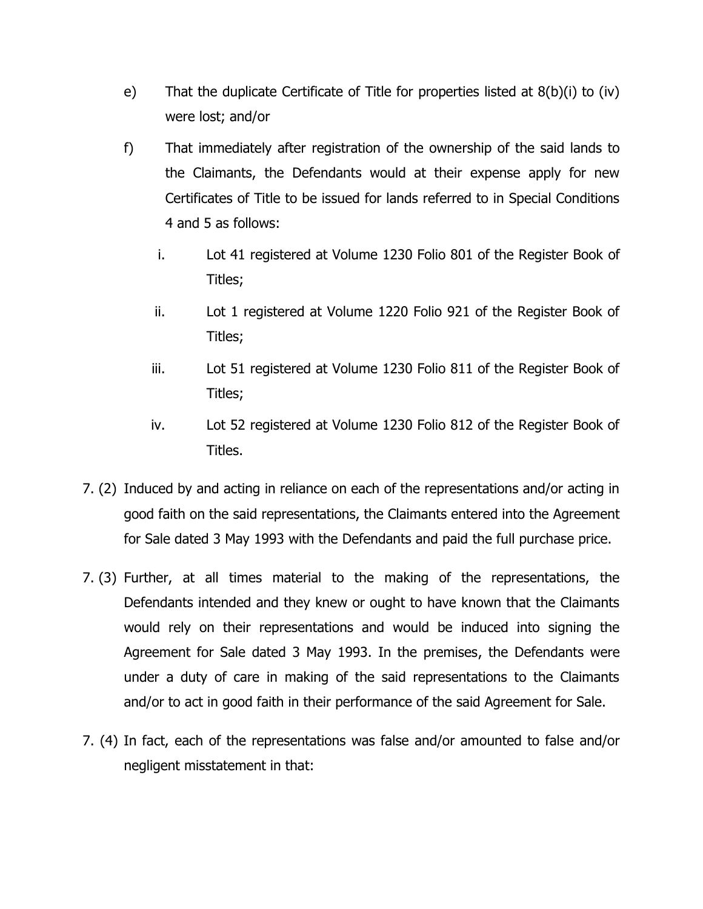e) That the duplicate Certificate of Title for properties listed at 8(b)(i) to (iv) were lost; and/or

f) That immediately after registration of the ownership of the said lands to the Claimants, the Defendants would at their expense apply for new Certificates of Title to be issued for lands referred to in Special Conditions 4 and 5 as follows:

   i. Lot 41 registered at Volume 1230 Folio 801 of the Register Book of Titles;

   ii. Lot 1 registered at Volume 1220 Folio 921 of the Register Book of Titles;

   iii. Lot 51 registered at Volume 1230 Folio 811 of the Register Book of Titles;

   iv. Lot 52 registered at Volume 1230 Folio 812 of the Register Book of Titles.

7. (2) Induced by and acting in reliance on each of the representations and/or acting in good faith on the said representations, the Claimants entered into the Agreement for Sale dated 3 May 1993 with the Defendants and paid the full purchase price.

7. (3) Further, at all times material to the making of the representations, the Defendants intended and they knew or ought to have known that the Claimants would rely on their representations and would be induced into signing the Agreement for Sale dated 3 May 1993. In the premises, the Defendants were under a duty of care in making of the said representations to the Claimants and/or to act in good faith in their performance of the said Agreement for Sale.

7. (4) In fact, each of the representations was false and/or amounted to false and/or negligent misstatement in that: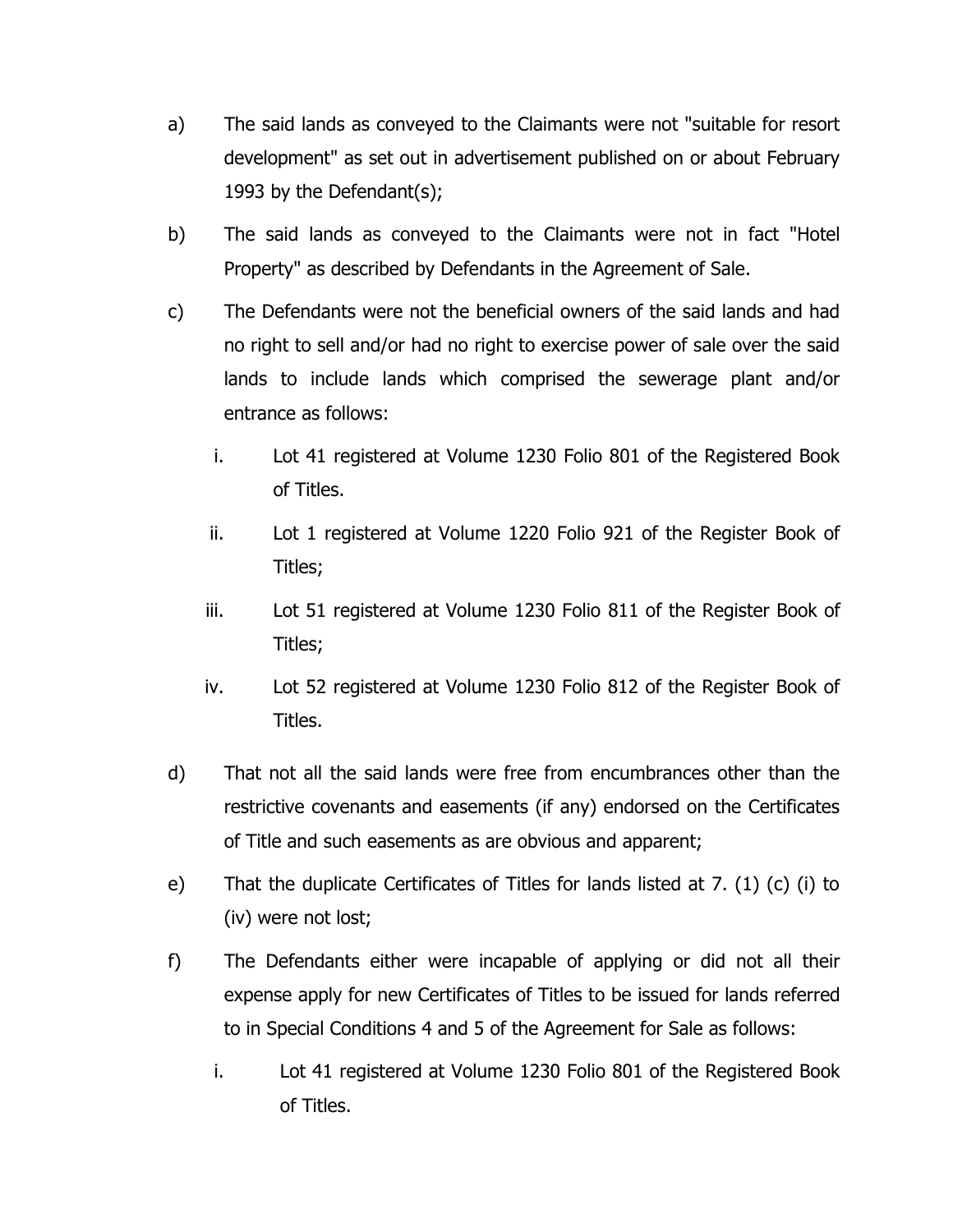a) The said lands as conveyed to the Claimants were not "suitable for resort development" as set out in advertisement published on or about February 1993 by the Defendant(s);

b) The said lands as conveyed to the Claimants were not in fact "Hotel Property" as described by Defendants in the Agreement of Sale.

c) The Defendants were not the beneficial owners of the said lands and had no right to sell and/or had no right to exercise power of sale over the said lands to include lands which comprised the sewerage plant and/or entrance as follows:

   i. Lot 41 registered at Volume 1230 Folio 801 of the Registered Book of Titles.

   ii. Lot 1 registered at Volume 1220 Folio 921 of the Register Book of Titles;

   iii. Lot 51 registered at Volume 1230 Folio 811 of the Register Book of Titles;

   iv. Lot 52 registered at Volume 1230 Folio 812 of the Register Book of Titles.

d) That not all the said lands were free from encumbrances other than the restrictive covenants and easements (if any) endorsed on the Certificates of Title and such easements as are obvious and apparent;

e) That the duplicate Certificates of Titles for lands listed at 7. (1) (c) (i) to (iv) were not lost;

f) The Defendants either were incapable of applying or did not all their expense apply for new Certificates of Titles to be issued for lands referred to in Special Conditions 4 and 5 of the Agreement for Sale as follows:

   i. Lot 41 registered at Volume 1230 Folio 801 of the Registered Book of Titles.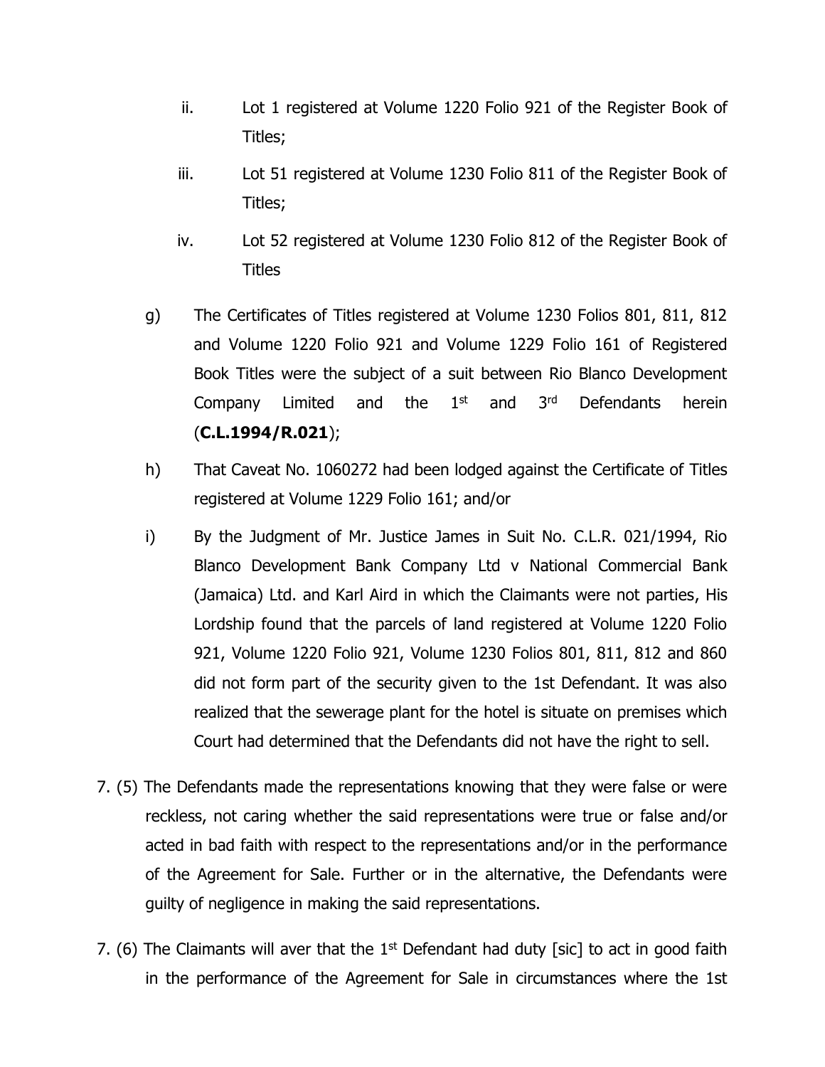ii. Lot 1 registered at Volume 1220 Folio 921 of the Register Book of Titles;

iii. Lot 51 registered at Volume 1230 Folio 811 of the Register Book of Titles;

iv. Lot 52 registered at Volume 1230 Folio 812 of the Register Book of Titles

g) The Certificates of Titles registered at Volume 1230 Folios 801, 811, 812 and Volume 1220 Folio 921 and Volume 1229 Folio 161 of Registered Book Titles were the subject of a suit between Rio Blanco Development Company Limited and the 1st and 3rd Defendants herein (**C.L.1994/R.021**);

h) That Caveat No. 1060272 had been lodged against the Certificate of Titles registered at Volume 1229 Folio 161; and/or

i) By the Judgment of Mr. Justice James in Suit No. C.L.R. 021/1994, Rio Blanco Development Bank Company Ltd v National Commercial Bank (Jamaica) Ltd. and Karl Aird in which the Claimants were not parties, His Lordship found that the parcels of land registered at Volume 1220 Folio 921, Volume 1220 Folio 921, Volume 1230 Folios 801, 811, 812 and 860 did not form part of the security given to the 1st Defendant. It was also realized that the sewerage plant for the hotel is situate on premises which Court had determined that the Defendants did not have the right to sell.

7. (5) The Defendants made the representations knowing that they were false or were reckless, not caring whether the said representations were true or false and/or acted in bad faith with respect to the representations and/or in the performance of the Agreement for Sale. Further or in the alternative, the Defendants were guilty of negligence in making the said representations.

7. (6) The Claimants will aver that the 1st Defendant had duty [sic] to act in good faith in the performance of the Agreement for Sale in circumstances where the 1st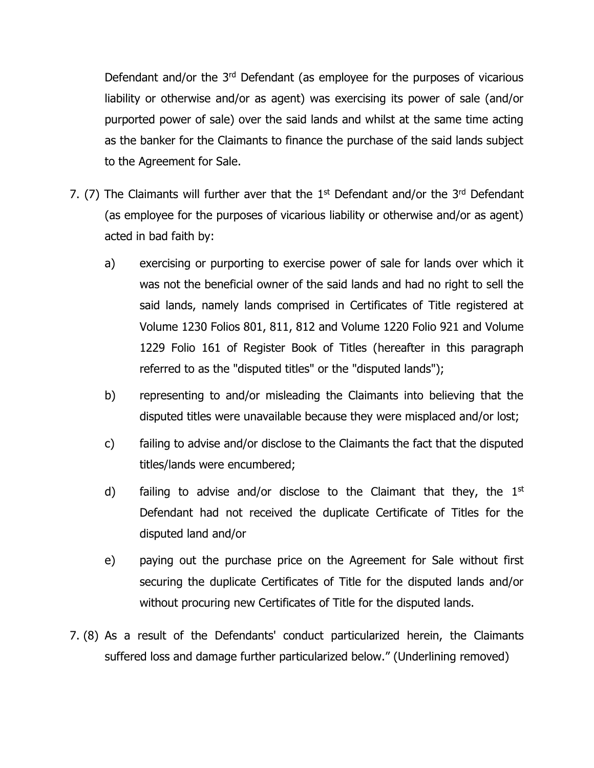Defendant and/or the 3rd Defendant (as employee for the purposes of vicarious liability or otherwise and/or as agent) was exercising its power of sale (and/or purported power of sale) over the said lands and whilst at the same time acting as the banker for the Claimants to finance the purchase of the said lands subject to the Agreement for Sale.

7. (7) The Claimants will further aver that the 1st Defendant and/or the 3rd Defendant (as employee for the purposes of vicarious liability or otherwise and/or as agent) acted in bad faith by:

   a) exercising or purporting to exercise power of sale for lands over which it was not the beneficial owner of the said lands and had no right to sell the said lands, namely lands comprised in Certificates of Title registered at Volume 1230 Folios 801, 811, 812 and Volume 1220 Folio 921 and Volume 1229 Folio 161 of Register Book of Titles (hereafter in this paragraph referred to as the "disputed titles" or the "disputed lands");

   b) representing to and/or misleading the Claimants into believing that the disputed titles were unavailable because they were misplaced and/or lost;

   c) failing to advise and/or disclose to the Claimants the fact that the disputed titles/lands were encumbered;

   d) failing to advise and/or disclose to the Claimant that they, the 1st Defendant had not received the duplicate Certificate of Titles for the disputed land and/or

   e) paying out the purchase price on the Agreement for Sale without first securing the duplicate Certificates of Title for the disputed lands and/or without procuring new Certificates of Title for the disputed lands.

7. (8) As a result of the Defendants' conduct particularized herein, the Claimants suffered loss and damage further particularized below." (Underlining removed)